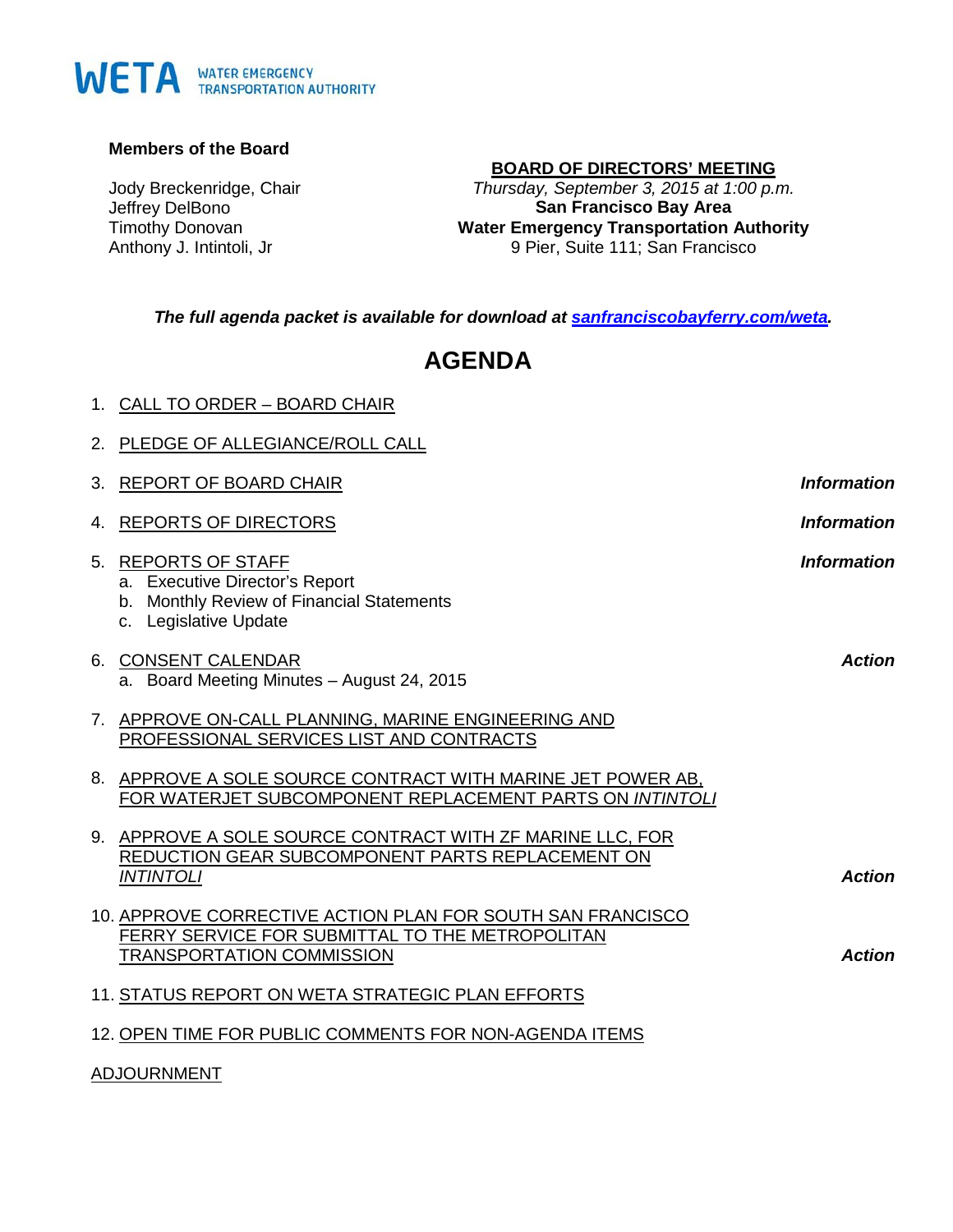WETA WATER EMERGENCY TRANSPORTATION AUTHORITY

**Members of the Board**

Jody Breckenridge, Chair
Jeffrey DelBono
Timothy Donovan
Anthony J. Intintoli, Jr

**BOARD OF DIRECTORS' MEETING**
*Thursday, September 3, 2015 at 1:00 p.m.*
**San Francisco Bay Area**
**Water Emergency Transportation Authority**
9 Pier, Suite 111; San Francisco

***The full agenda packet is available for download at [sanfranciscobayferry.com/weta](sanfranciscobayferry.com/weta).***

# AGENDA

1. CALL TO ORDER – BOARD CHAIR

2. PLEDGE OF ALLEGIANCE/ROLL CALL

3. REPORT OF BOARD CHAIR — ***Information***

4. REPORTS OF DIRECTORS — ***Information***

5. REPORTS OF STAFF — ***Information***
   a. Executive Director's Report
   b. Monthly Review of Financial Statements
   c. Legislative Update

6. CONSENT CALENDAR — ***Action***
   a. Board Meeting Minutes – August 24, 2015

7. APPROVE ON-CALL PLANNING, MARINE ENGINEERING AND PROFESSIONAL SERVICES LIST AND CONTRACTS

8. APPROVE A SOLE SOURCE CONTRACT WITH MARINE JET POWER AB, FOR WATERJET SUBCOMPONENT REPLACEMENT PARTS ON *INTINTOLI*

9. APPROVE A SOLE SOURCE CONTRACT WITH ZF MARINE LLC, FOR REDUCTION GEAR SUBCOMPONENT PARTS REPLACEMENT ON *INTINTOLI* — ***Action***

10. APPROVE CORRECTIVE ACTION PLAN FOR SOUTH SAN FRANCISCO FERRY SERVICE FOR SUBMITTAL TO THE METROPOLITAN TRANSPORTATION COMMISSION — ***Action***

11. STATUS REPORT ON WETA STRATEGIC PLAN EFFORTS

12. OPEN TIME FOR PUBLIC COMMENTS FOR NON-AGENDA ITEMS

ADJOURNMENT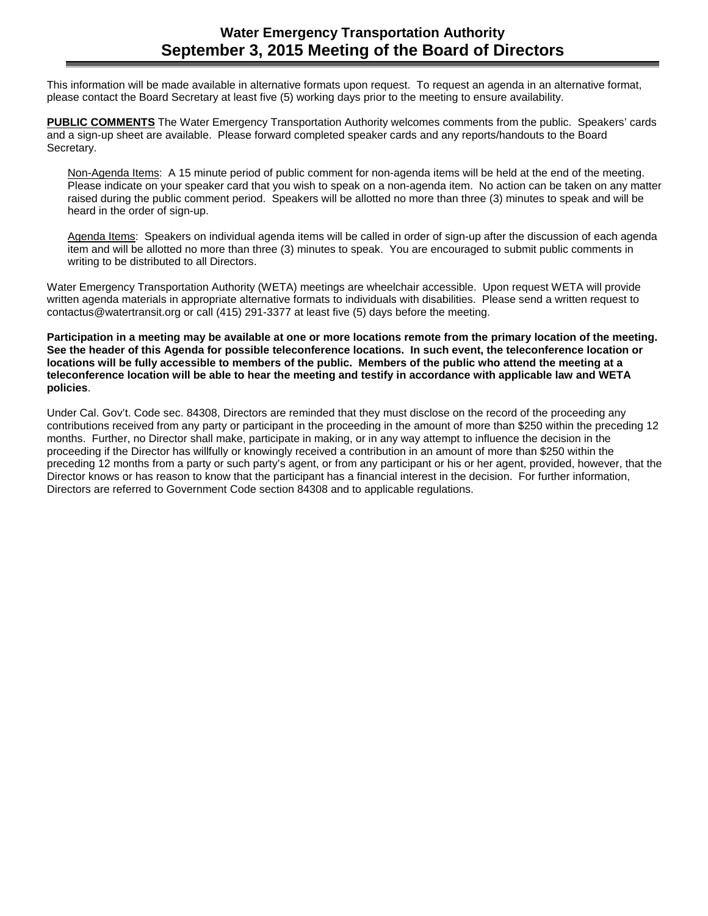This information will be made available in alternative formats upon request. To request an agenda in an alternative format, please contact the Board Secretary at least five (5) working days prior to the meeting to ensure availability.

**PUBLIC COMMENTS** The Water Emergency Transportation Authority welcomes comments from the public. Speakers' cards and a sign-up sheet are available. Please forward completed speaker cards and any reports/handouts to the Board Secretary.

> Non-Agenda Items: A 15 minute period of public comment for non-agenda items will be held at the end of the meeting. Please indicate on your speaker card that you wish to speak on a non-agenda item. No action can be taken on any matter raised during the public comment period. Speakers will be allotted no more than three (3) minutes to speak and will be heard in the order of sign-up.
>
> Agenda Items: Speakers on individual agenda items will be called in order of sign-up after the discussion of each agenda item and will be allotted no more than three (3) minutes to speak. You are encouraged to submit public comments in writing to be distributed to all Directors.

Water Emergency Transportation Authority (WETA) meetings are wheelchair accessible. Upon request WETA will provide written agenda materials in appropriate alternative formats to individuals with disabilities. Please send a written request to contactus@watertransit.org or call (415) 291-3377 at least five (5) days before the meeting.

**Participation in a meeting may be available at one or more locations remote from the primary location of the meeting. See the header of this Agenda for possible teleconference locations. In such event, the teleconference location or locations will be fully accessible to members of the public. Members of the public who attend the meeting at a teleconference location will be able to hear the meeting and testify in accordance with applicable law and WETA policies**.

Under Cal. Gov't. Code sec. 84308, Directors are reminded that they must disclose on the record of the proceeding any contributions received from any party or participant in the proceeding in the amount of more than $250 within the preceding 12 months. Further, no Director shall make, participate in making, or in any way attempt to influence the decision in the proceeding if the Director has willfully or knowingly received a contribution in an amount of more than $250 within the preceding 12 months from a party or such party's agent, or from any participant or his or her agent, provided, however, that the Director knows or has reason to know that the participant has a financial interest in the decision. For further information, Directors are referred to Government Code section 84308 and to applicable regulations.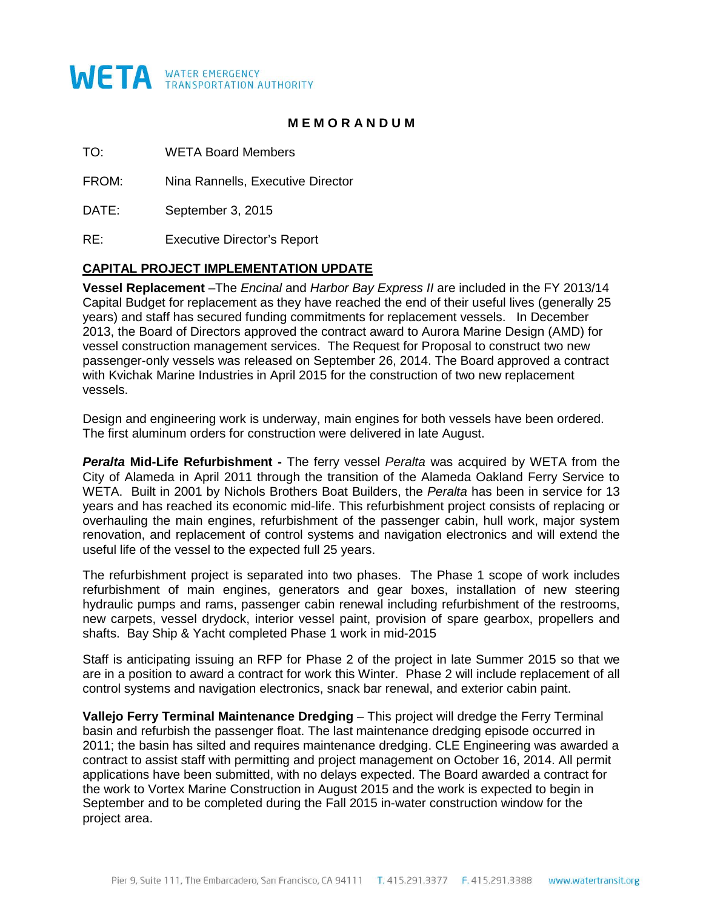**WETA** WATER EMERGENCY TRANSPORTATION AUTHORITY

# MEMORANDUM

TO: WETA Board Members

FROM: Nina Rannells, Executive Director

DATE: September 3, 2015

RE: Executive Director's Report

## CAPITAL PROJECT IMPLEMENTATION UPDATE

**Vessel Replacement** –The *Encinal* and *Harbor Bay Express II* are included in the FY 2013/14 Capital Budget for replacement as they have reached the end of their useful lives (generally 25 years) and staff has secured funding commitments for replacement vessels. In December 2013, the Board of Directors approved the contract award to Aurora Marine Design (AMD) for vessel construction management services. The Request for Proposal to construct two new passenger-only vessels was released on September 26, 2014. The Board approved a contract with Kvichak Marine Industries in April 2015 for the construction of two new replacement vessels.

Design and engineering work is underway, main engines for both vessels have been ordered. The first aluminum orders for construction were delivered in late August.

***Peralta* Mid-Life Refurbishment -** The ferry vessel *Peralta* was acquired by WETA from the City of Alameda in April 2011 through the transition of the Alameda Oakland Ferry Service to WETA. Built in 2001 by Nichols Brothers Boat Builders, the *Peralta* has been in service for 13 years and has reached its economic mid-life. This refurbishment project consists of replacing or overhauling the main engines, refurbishment of the passenger cabin, hull work, major system renovation, and replacement of control systems and navigation electronics and will extend the useful life of the vessel to the expected full 25 years.

The refurbishment project is separated into two phases. The Phase 1 scope of work includes refurbishment of main engines, generators and gear boxes, installation of new steering hydraulic pumps and rams, passenger cabin renewal including refurbishment of the restrooms, new carpets, vessel drydock, interior vessel paint, provision of spare gearbox, propellers and shafts. Bay Ship & Yacht completed Phase 1 work in mid-2015

Staff is anticipating issuing an RFP for Phase 2 of the project in late Summer 2015 so that we are in a position to award a contract for work this Winter. Phase 2 will include replacement of all control systems and navigation electronics, snack bar renewal, and exterior cabin paint.

**Vallejo Ferry Terminal Maintenance Dredging** – This project will dredge the Ferry Terminal basin and refurbish the passenger float. The last maintenance dredging episode occurred in 2011; the basin has silted and requires maintenance dredging. CLE Engineering was awarded a contract to assist staff with permitting and project management on October 16, 2014. All permit applications have been submitted, with no delays expected. The Board awarded a contract for the work to Vortex Marine Construction in August 2015 and the work is expected to begin in September and to be completed during the Fall 2015 in-water construction window for the project area.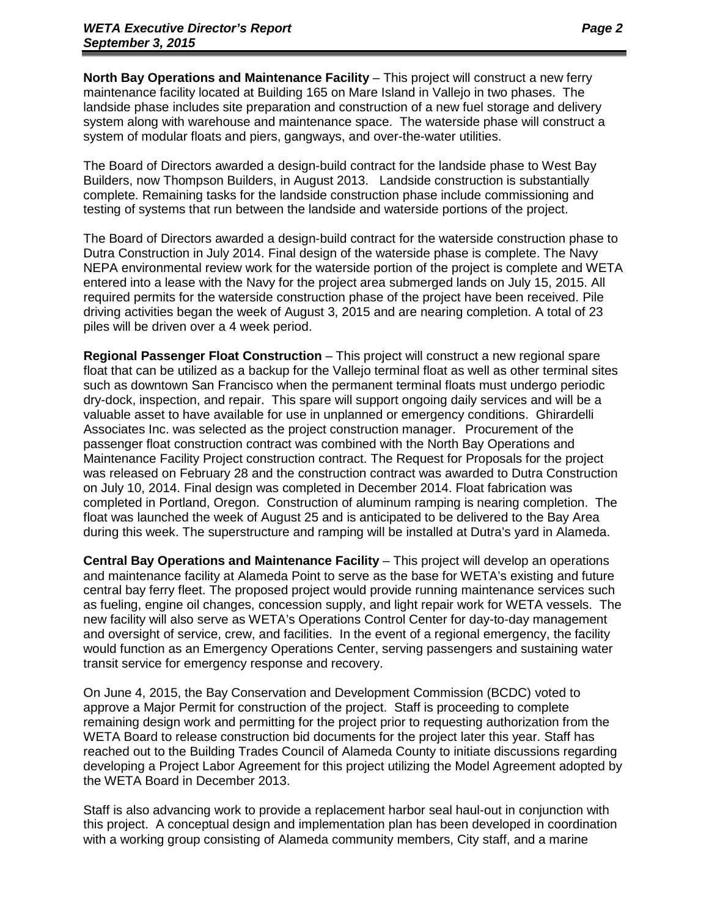**North Bay Operations and Maintenance Facility** – This project will construct a new ferry maintenance facility located at Building 165 on Mare Island in Vallejo in two phases. The landside phase includes site preparation and construction of a new fuel storage and delivery system along with warehouse and maintenance space. The waterside phase will construct a system of modular floats and piers, gangways, and over-the-water utilities.

The Board of Directors awarded a design-build contract for the landside phase to West Bay Builders, now Thompson Builders, in August 2013. Landside construction is substantially complete. Remaining tasks for the landside construction phase include commissioning and testing of systems that run between the landside and waterside portions of the project.

The Board of Directors awarded a design-build contract for the waterside construction phase to Dutra Construction in July 2014. Final design of the waterside phase is complete. The Navy NEPA environmental review work for the waterside portion of the project is complete and WETA entered into a lease with the Navy for the project area submerged lands on July 15, 2015. All required permits for the waterside construction phase of the project have been received. Pile driving activities began the week of August 3, 2015 and are nearing completion. A total of 23 piles will be driven over a 4 week period.

**Regional Passenger Float Construction** – This project will construct a new regional spare float that can be utilized as a backup for the Vallejo terminal float as well as other terminal sites such as downtown San Francisco when the permanent terminal floats must undergo periodic dry-dock, inspection, and repair. This spare will support ongoing daily services and will be a valuable asset to have available for use in unplanned or emergency conditions. Ghirardelli Associates Inc. was selected as the project construction manager. Procurement of the passenger float construction contract was combined with the North Bay Operations and Maintenance Facility Project construction contract. The Request for Proposals for the project was released on February 28 and the construction contract was awarded to Dutra Construction on July 10, 2014. Final design was completed in December 2014. Float fabrication was completed in Portland, Oregon. Construction of aluminum ramping is nearing completion. The float was launched the week of August 25 and is anticipated to be delivered to the Bay Area during this week. The superstructure and ramping will be installed at Dutra's yard in Alameda.

**Central Bay Operations and Maintenance Facility** – This project will develop an operations and maintenance facility at Alameda Point to serve as the base for WETA's existing and future central bay ferry fleet. The proposed project would provide running maintenance services such as fueling, engine oil changes, concession supply, and light repair work for WETA vessels. The new facility will also serve as WETA's Operations Control Center for day-to-day management and oversight of service, crew, and facilities. In the event of a regional emergency, the facility would function as an Emergency Operations Center, serving passengers and sustaining water transit service for emergency response and recovery.

On June 4, 2015, the Bay Conservation and Development Commission (BCDC) voted to approve a Major Permit for construction of the project. Staff is proceeding to complete remaining design work and permitting for the project prior to requesting authorization from the WETA Board to release construction bid documents for the project later this year. Staff has reached out to the Building Trades Council of Alameda County to initiate discussions regarding developing a Project Labor Agreement for this project utilizing the Model Agreement adopted by the WETA Board in December 2013.

Staff is also advancing work to provide a replacement harbor seal haul-out in conjunction with this project. A conceptual design and implementation plan has been developed in coordination with a working group consisting of Alameda community members, City staff, and a marine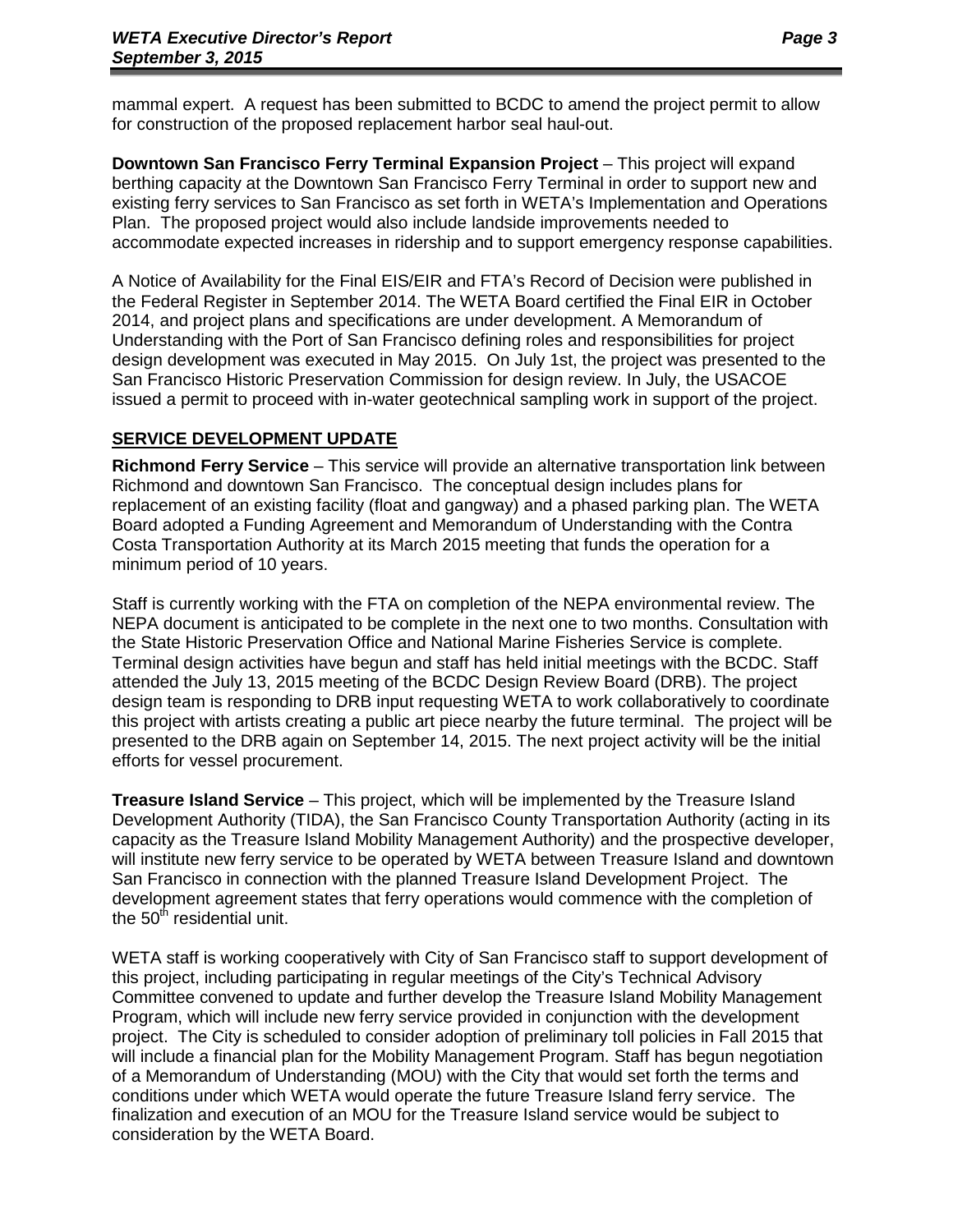mammal expert. A request has been submitted to BCDC to amend the project permit to allow for construction of the proposed replacement harbor seal haul-out.

**Downtown San Francisco Ferry Terminal Expansion Project** – This project will expand berthing capacity at the Downtown San Francisco Ferry Terminal in order to support new and existing ferry services to San Francisco as set forth in WETA's Implementation and Operations Plan. The proposed project would also include landside improvements needed to accommodate expected increases in ridership and to support emergency response capabilities.

A Notice of Availability for the Final EIS/EIR and FTA's Record of Decision were published in the Federal Register in September 2014. The WETA Board certified the Final EIR in October 2014, and project plans and specifications are under development. A Memorandum of Understanding with the Port of San Francisco defining roles and responsibilities for project design development was executed in May 2015. On July 1st, the project was presented to the San Francisco Historic Preservation Commission for design review. In July, the USACOE issued a permit to proceed with in-water geotechnical sampling work in support of the project.

## SERVICE DEVELOPMENT UPDATE

**Richmond Ferry Service** – This service will provide an alternative transportation link between Richmond and downtown San Francisco. The conceptual design includes plans for replacement of an existing facility (float and gangway) and a phased parking plan. The WETA Board adopted a Funding Agreement and Memorandum of Understanding with the Contra Costa Transportation Authority at its March 2015 meeting that funds the operation for a minimum period of 10 years.

Staff is currently working with the FTA on completion of the NEPA environmental review. The NEPA document is anticipated to be complete in the next one to two months. Consultation with the State Historic Preservation Office and National Marine Fisheries Service is complete. Terminal design activities have begun and staff has held initial meetings with the BCDC. Staff attended the July 13, 2015 meeting of the BCDC Design Review Board (DRB). The project design team is responding to DRB input requesting WETA to work collaboratively to coordinate this project with artists creating a public art piece nearby the future terminal. The project will be presented to the DRB again on September 14, 2015. The next project activity will be the initial efforts for vessel procurement.

**Treasure Island Service** – This project, which will be implemented by the Treasure Island Development Authority (TIDA), the San Francisco County Transportation Authority (acting in its capacity as the Treasure Island Mobility Management Authority) and the prospective developer, will institute new ferry service to be operated by WETA between Treasure Island and downtown San Francisco in connection with the planned Treasure Island Development Project. The development agreement states that ferry operations would commence with the completion of the 50th residential unit.

WETA staff is working cooperatively with City of San Francisco staff to support development of this project, including participating in regular meetings of the City's Technical Advisory Committee convened to update and further develop the Treasure Island Mobility Management Program, which will include new ferry service provided in conjunction with the development project. The City is scheduled to consider adoption of preliminary toll policies in Fall 2015 that will include a financial plan for the Mobility Management Program. Staff has begun negotiation of a Memorandum of Understanding (MOU) with the City that would set forth the terms and conditions under which WETA would operate the future Treasure Island ferry service. The finalization and execution of an MOU for the Treasure Island service would be subject to consideration by the WETA Board.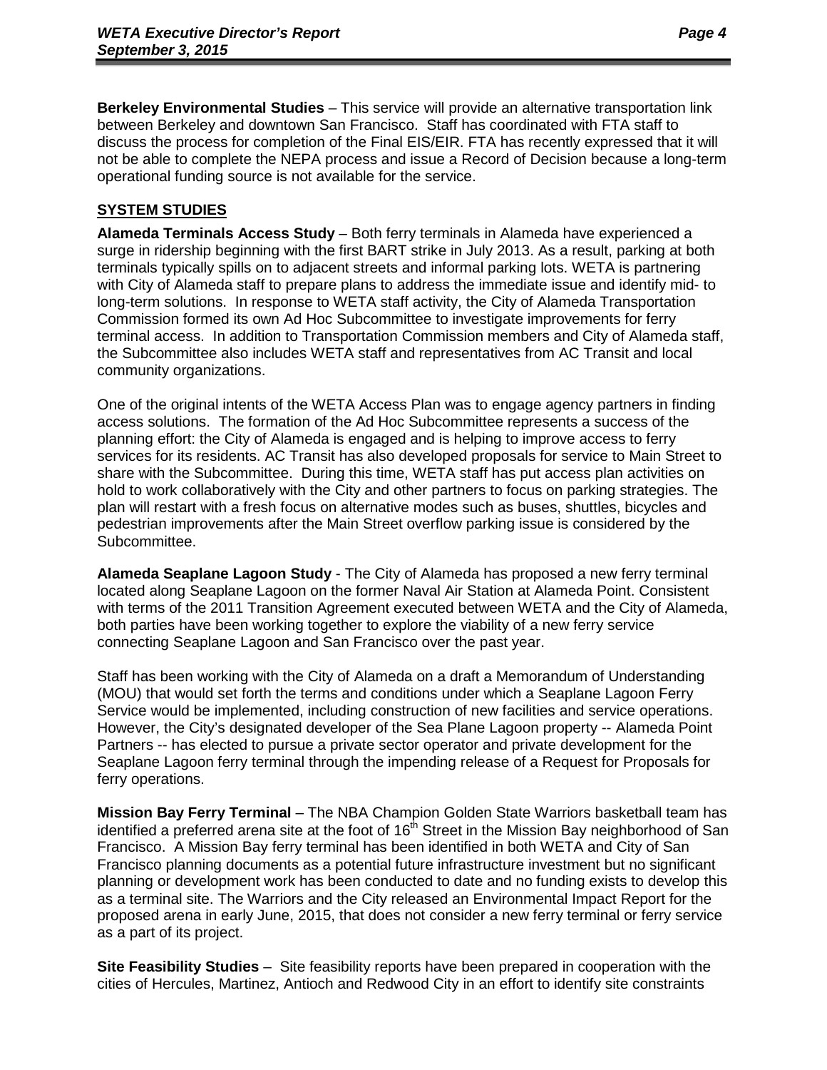**Berkeley Environmental Studies** – This service will provide an alternative transportation link between Berkeley and downtown San Francisco. Staff has coordinated with FTA staff to discuss the process for completion of the Final EIS/EIR. FTA has recently expressed that it will not be able to complete the NEPA process and issue a Record of Decision because a long-term operational funding source is not available for the service.

## SYSTEM STUDIES

**Alameda Terminals Access Study** – Both ferry terminals in Alameda have experienced a surge in ridership beginning with the first BART strike in July 2013. As a result, parking at both terminals typically spills on to adjacent streets and informal parking lots. WETA is partnering with City of Alameda staff to prepare plans to address the immediate issue and identify mid- to long-term solutions. In response to WETA staff activity, the City of Alameda Transportation Commission formed its own Ad Hoc Subcommittee to investigate improvements for ferry terminal access. In addition to Transportation Commission members and City of Alameda staff, the Subcommittee also includes WETA staff and representatives from AC Transit and local community organizations.

One of the original intents of the WETA Access Plan was to engage agency partners in finding access solutions. The formation of the Ad Hoc Subcommittee represents a success of the planning effort: the City of Alameda is engaged and is helping to improve access to ferry services for its residents. AC Transit has also developed proposals for service to Main Street to share with the Subcommittee. During this time, WETA staff has put access plan activities on hold to work collaboratively with the City and other partners to focus on parking strategies. The plan will restart with a fresh focus on alternative modes such as buses, shuttles, bicycles and pedestrian improvements after the Main Street overflow parking issue is considered by the Subcommittee.

**Alameda Seaplane Lagoon Study** - The City of Alameda has proposed a new ferry terminal located along Seaplane Lagoon on the former Naval Air Station at Alameda Point. Consistent with terms of the 2011 Transition Agreement executed between WETA and the City of Alameda, both parties have been working together to explore the viability of a new ferry service connecting Seaplane Lagoon and San Francisco over the past year.

Staff has been working with the City of Alameda on a draft a Memorandum of Understanding (MOU) that would set forth the terms and conditions under which a Seaplane Lagoon Ferry Service would be implemented, including construction of new facilities and service operations. However, the City's designated developer of the Sea Plane Lagoon property -- Alameda Point Partners -- has elected to pursue a private sector operator and private development for the Seaplane Lagoon ferry terminal through the impending release of a Request for Proposals for ferry operations.

**Mission Bay Ferry Terminal** – The NBA Champion Golden State Warriors basketball team has identified a preferred arena site at the foot of 16th Street in the Mission Bay neighborhood of San Francisco. A Mission Bay ferry terminal has been identified in both WETA and City of San Francisco planning documents as a potential future infrastructure investment but no significant planning or development work has been conducted to date and no funding exists to develop this as a terminal site. The Warriors and the City released an Environmental Impact Report for the proposed arena in early June, 2015, that does not consider a new ferry terminal or ferry service as a part of its project.

**Site Feasibility Studies** – Site feasibility reports have been prepared in cooperation with the cities of Hercules, Martinez, Antioch and Redwood City in an effort to identify site constraints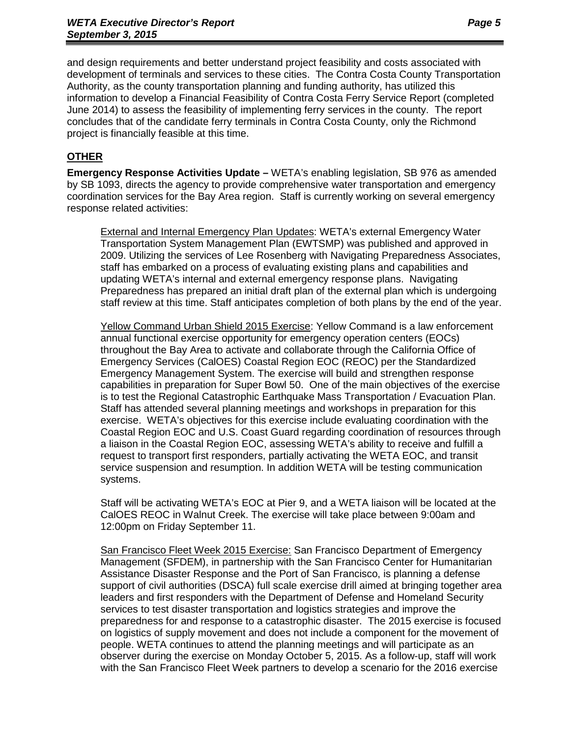and design requirements and better understand project feasibility and costs associated with development of terminals and services to these cities. The Contra Costa County Transportation Authority, as the county transportation planning and funding authority, has utilized this information to develop a Financial Feasibility of Contra Costa Ferry Service Report (completed June 2014) to assess the feasibility of implementing ferry services in the county. The report concludes that of the candidate ferry terminals in Contra Costa County, only the Richmond project is financially feasible at this time.

## OTHER

**Emergency Response Activities Update –** WETA's enabling legislation, SB 976 as amended by SB 1093, directs the agency to provide comprehensive water transportation and emergency coordination services for the Bay Area region. Staff is currently working on several emergency response related activities:

External and Internal Emergency Plan Updates: WETA's external Emergency Water Transportation System Management Plan (EWTSMP) was published and approved in 2009. Utilizing the services of Lee Rosenberg with Navigating Preparedness Associates, staff has embarked on a process of evaluating existing plans and capabilities and updating WETA's internal and external emergency response plans. Navigating Preparedness has prepared an initial draft plan of the external plan which is undergoing staff review at this time. Staff anticipates completion of both plans by the end of the year.

Yellow Command Urban Shield 2015 Exercise: Yellow Command is a law enforcement annual functional exercise opportunity for emergency operation centers (EOCs) throughout the Bay Area to activate and collaborate through the California Office of Emergency Services (CalOES) Coastal Region EOC (REOC) per the Standardized Emergency Management System. The exercise will build and strengthen response capabilities in preparation for Super Bowl 50. One of the main objectives of the exercise is to test the Regional Catastrophic Earthquake Mass Transportation / Evacuation Plan. Staff has attended several planning meetings and workshops in preparation for this exercise. WETA's objectives for this exercise include evaluating coordination with the Coastal Region EOC and U.S. Coast Guard regarding coordination of resources through a liaison in the Coastal Region EOC, assessing WETA's ability to receive and fulfill a request to transport first responders, partially activating the WETA EOC, and transit service suspension and resumption. In addition WETA will be testing communication systems.

Staff will be activating WETA's EOC at Pier 9, and a WETA liaison will be located at the CalOES REOC in Walnut Creek. The exercise will take place between 9:00am and 12:00pm on Friday September 11.

San Francisco Fleet Week 2015 Exercise: San Francisco Department of Emergency Management (SFDEM), in partnership with the San Francisco Center for Humanitarian Assistance Disaster Response and the Port of San Francisco, is planning a defense support of civil authorities (DSCA) full scale exercise drill aimed at bringing together area leaders and first responders with the Department of Defense and Homeland Security services to test disaster transportation and logistics strategies and improve the preparedness for and response to a catastrophic disaster. The 2015 exercise is focused on logistics of supply movement and does not include a component for the movement of people. WETA continues to attend the planning meetings and will participate as an observer during the exercise on Monday October 5, 2015. As a follow-up, staff will work with the San Francisco Fleet Week partners to develop a scenario for the 2016 exercise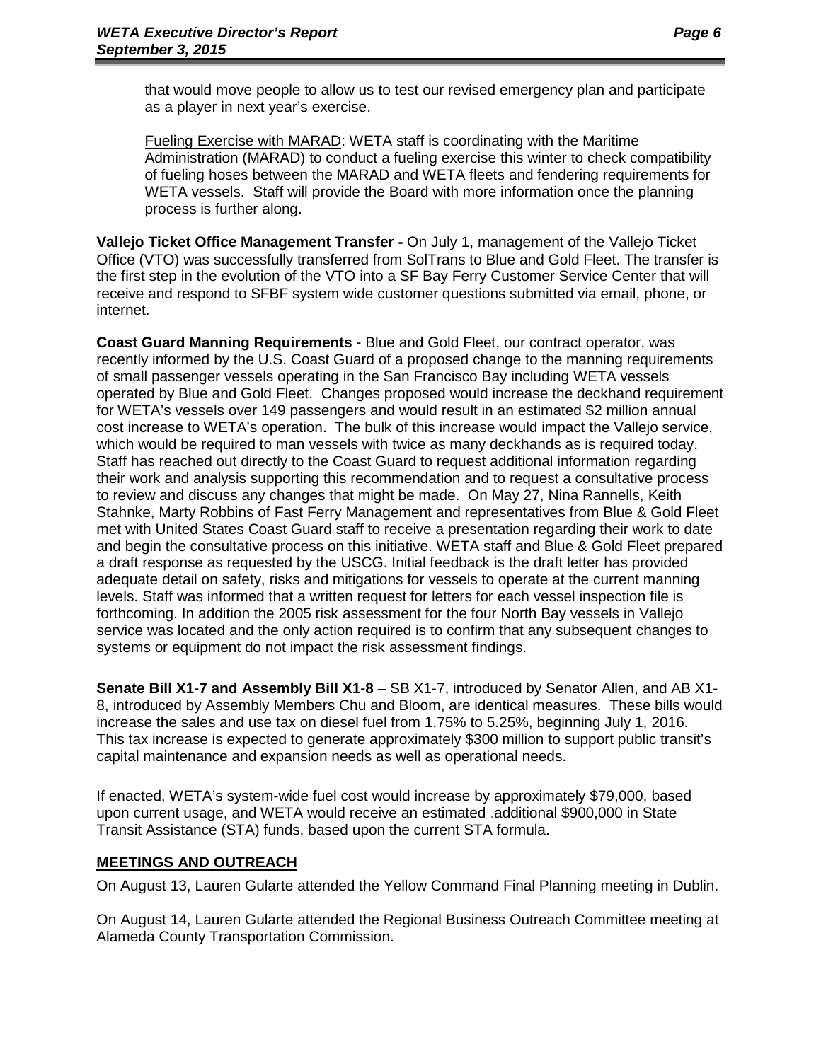that would move people to allow us to test our revised emergency plan and participate as a player in next year's exercise.

Fueling Exercise with MARAD: WETA staff is coordinating with the Maritime Administration (MARAD) to conduct a fueling exercise this winter to check compatibility of fueling hoses between the MARAD and WETA fleets and fendering requirements for WETA vessels. Staff will provide the Board with more information once the planning process is further along.

**Vallejo Ticket Office Management Transfer -** On July 1, management of the Vallejo Ticket Office (VTO) was successfully transferred from SolTrans to Blue and Gold Fleet. The transfer is the first step in the evolution of the VTO into a SF Bay Ferry Customer Service Center that will receive and respond to SFBF system wide customer questions submitted via email, phone, or internet.

**Coast Guard Manning Requirements -** Blue and Gold Fleet, our contract operator, was recently informed by the U.S. Coast Guard of a proposed change to the manning requirements of small passenger vessels operating in the San Francisco Bay including WETA vessels operated by Blue and Gold Fleet. Changes proposed would increase the deckhand requirement for WETA's vessels over 149 passengers and would result in an estimated $2 million annual cost increase to WETA's operation. The bulk of this increase would impact the Vallejo service, which would be required to man vessels with twice as many deckhands as is required today. Staff has reached out directly to the Coast Guard to request additional information regarding their work and analysis supporting this recommendation and to request a consultative process to review and discuss any changes that might be made. On May 27, Nina Rannells, Keith Stahnke, Marty Robbins of Fast Ferry Management and representatives from Blue & Gold Fleet met with United States Coast Guard staff to receive a presentation regarding their work to date and begin the consultative process on this initiative. WETA staff and Blue & Gold Fleet prepared a draft response as requested by the USCG. Initial feedback is the draft letter has provided adequate detail on safety, risks and mitigations for vessels to operate at the current manning levels. Staff was informed that a written request for letters for each vessel inspection file is forthcoming. In addition the 2005 risk assessment for the four North Bay vessels in Vallejo service was located and the only action required is to confirm that any subsequent changes to systems or equipment do not impact the risk assessment findings.

**Senate Bill X1-7 and Assembly Bill X1-8** – SB X1-7, introduced by Senator Allen, and AB X1-8, introduced by Assembly Members Chu and Bloom, are identical measures. These bills would increase the sales and use tax on diesel fuel from 1.75% to 5.25%, beginning July 1, 2016. This tax increase is expected to generate approximately $300 million to support public transit's capital maintenance and expansion needs as well as operational needs.

If enacted, WETA's system-wide fuel cost would increase by approximately $79,000, based upon current usage, and WETA would receive an estimated additional $900,000 in State Transit Assistance (STA) funds, based upon the current STA formula.

## MEETINGS AND OUTREACH

On August 13, Lauren Gularte attended the Yellow Command Final Planning meeting in Dublin.

On August 14, Lauren Gularte attended the Regional Business Outreach Committee meeting at Alameda County Transportation Commission.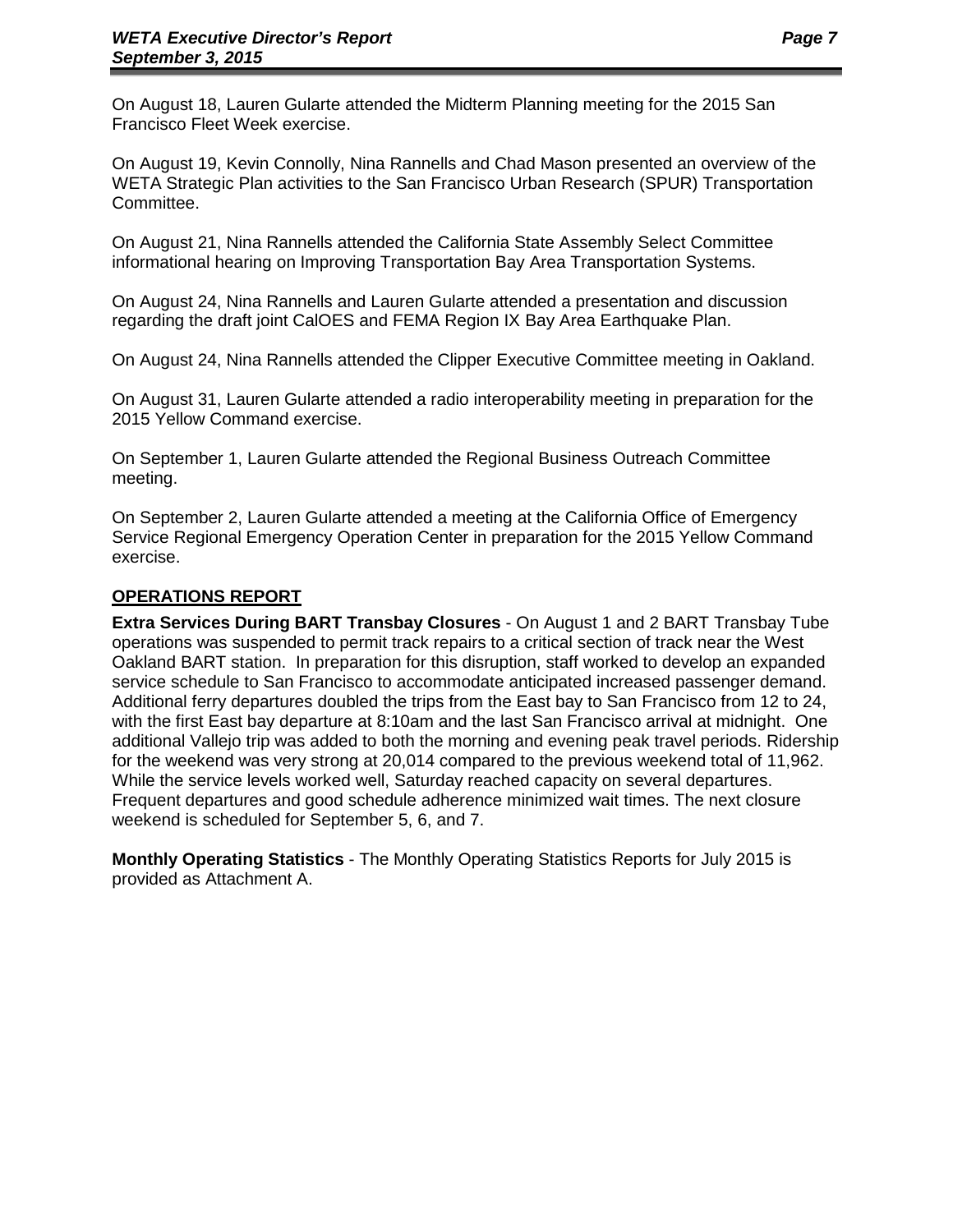On August 18, Lauren Gularte attended the Midterm Planning meeting for the 2015 San Francisco Fleet Week exercise.

On August 19, Kevin Connolly, Nina Rannells and Chad Mason presented an overview of the WETA Strategic Plan activities to the San Francisco Urban Research (SPUR) Transportation Committee.

On August 21, Nina Rannells attended the California State Assembly Select Committee informational hearing on Improving Transportation Bay Area Transportation Systems.

On August 24, Nina Rannells and Lauren Gularte attended a presentation and discussion regarding the draft joint CalOES and FEMA Region IX Bay Area Earthquake Plan.

On August 24, Nina Rannells attended the Clipper Executive Committee meeting in Oakland.

On August 31, Lauren Gularte attended a radio interoperability meeting in preparation for the 2015 Yellow Command exercise.

On September 1, Lauren Gularte attended the Regional Business Outreach Committee meeting.

On September 2, Lauren Gularte attended a meeting at the California Office of Emergency Service Regional Emergency Operation Center in preparation for the 2015 Yellow Command exercise.

## OPERATIONS REPORT

**Extra Services During BART Transbay Closures** - On August 1 and 2 BART Transbay Tube operations was suspended to permit track repairs to a critical section of track near the West Oakland BART station. In preparation for this disruption, staff worked to develop an expanded service schedule to San Francisco to accommodate anticipated increased passenger demand. Additional ferry departures doubled the trips from the East bay to San Francisco from 12 to 24, with the first East bay departure at 8:10am and the last San Francisco arrival at midnight. One additional Vallejo trip was added to both the morning and evening peak travel periods. Ridership for the weekend was very strong at 20,014 compared to the previous weekend total of 11,962. While the service levels worked well, Saturday reached capacity on several departures. Frequent departures and good schedule adherence minimized wait times. The next closure weekend is scheduled for September 5, 6, and 7.

**Monthly Operating Statistics** - The Monthly Operating Statistics Reports for July 2015 is provided as Attachment A.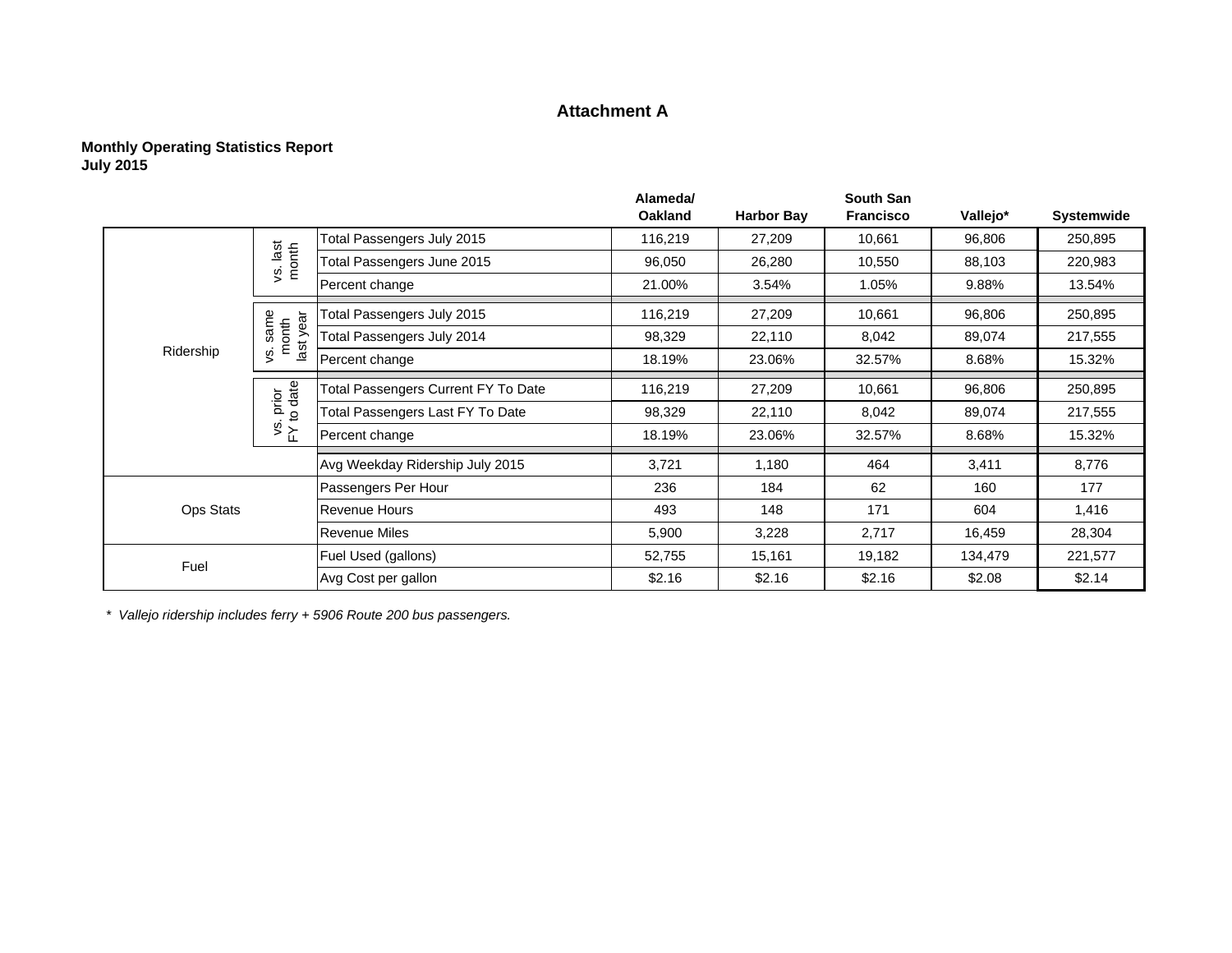# Attachment A

**Monthly Operating Statistics Report**
**July 2015**

| | | | Alameda/ Oakland | Harbor Bay | South San Francisco | Vallejo* | Systemwide |
|---|---|---|---|---|---|---|---|
| Ridership | vs. last month | Total Passengers July 2015 | 116,219 | 27,209 | 10,661 | 96,806 | 250,895 |
| | | Total Passengers June 2015 | 96,050 | 26,280 | 10,550 | 88,103 | 220,983 |
| | | Percent change | 21.00% | 3.54% | 1.05% | 9.88% | 13.54% |
| | vs. same month last year | Total Passengers July 2015 | 116,219 | 27,209 | 10,661 | 96,806 | 250,895 |
| | | Total Passengers July 2014 | 98,329 | 22,110 | 8,042 | 89,074 | 217,555 |
| | | Percent change | 18.19% | 23.06% | 32.57% | 8.68% | 15.32% |
| | vs. prior FY to date | Total Passengers Current FY To Date | 116,219 | 27,209 | 10,661 | 96,806 | 250,895 |
| | | Total Passengers Last FY To Date | 98,329 | 22,110 | 8,042 | 89,074 | 217,555 |
| | | Percent change | 18.19% | 23.06% | 32.57% | 8.68% | 15.32% |
| | | Avg Weekday Ridership July 2015 | 3,721 | 1,180 | 464 | 3,411 | 8,776 |
| Ops Stats | | Passengers Per Hour | 236 | 184 | 62 | 160 | 177 |
| | | Revenue Hours | 493 | 148 | 171 | 604 | 1,416 |
| | | Revenue Miles | 5,900 | 3,228 | 2,717 | 16,459 | 28,304 |
| Fuel | | Fuel Used (gallons) | 52,755 | 15,161 | 19,182 | 134,479 | 221,577 |
| | | Avg Cost per gallon | $2.16 | $2.16 | $2.16 | $2.08 | $2.14 |

*\* Vallejo ridership includes ferry + 5906 Route 200 bus passengers.*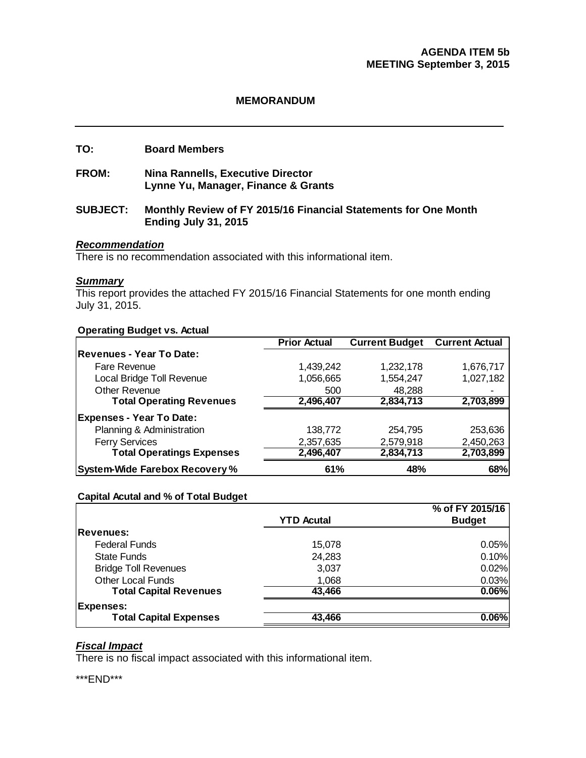**AGENDA ITEM 5b**
**MEETING September 3, 2015**

## MEMORANDUM

---

**TO:** Board Members

**FROM:** Nina Rannells, Executive Director
Lynne Yu, Manager, Finance & Grants

**SUBJECT:** Monthly Review of FY 2015/16 Financial Statements for One Month Ending July 31, 2015

### *Recommendation*

There is no recommendation associated with this informational item.

### *Summary*

This report provides the attached FY 2015/16 Financial Statements for one month ending July 31, 2015.

**Operating Budget vs. Actual**

| | Prior Actual | Current Budget | Current Actual |
|---|---|---|---|
| **Revenues - Year To Date:** | | | |
| Fare Revenue | 1,439,242 | 1,232,178 | 1,676,717 |
| Local Bridge Toll Revenue | 1,056,665 | 1,554,247 | 1,027,182 |
| Other Revenue | 500 | 48,288 | - |
| **Total Operating Revenues** | **2,496,407** | **2,834,713** | **2,703,899** |
| **Expenses - Year To Date:** | | | |
| Planning & Administration | 138,772 | 254,795 | 253,636 |
| Ferry Services | 2,357,635 | 2,579,918 | 2,450,263 |
| **Total Operatings Expenses** | **2,496,407** | **2,834,713** | **2,703,899** |
| **System-Wide Farebox Recovery %** | **61%** | **48%** | **68%** |

**Capital Acutal and % of Total Budget**

| | YTD Acutal | % of FY 2015/16 Budget |
|---|---|---|
| **Revenues:** | | |
| Federal Funds | 15,078 | 0.05% |
| State Funds | 24,283 | 0.10% |
| Bridge Toll Revenues | 3,037 | 0.02% |
| Other Local Funds | 1,068 | 0.03% |
| **Total Capital Revenues** | **43,466** | **0.06%** |
| **Expenses:** | | |
| **Total Capital Expenses** | **43,466** | **0.06%** |

### *Fiscal Impact*

There is no fiscal impact associated with this informational item.

***END***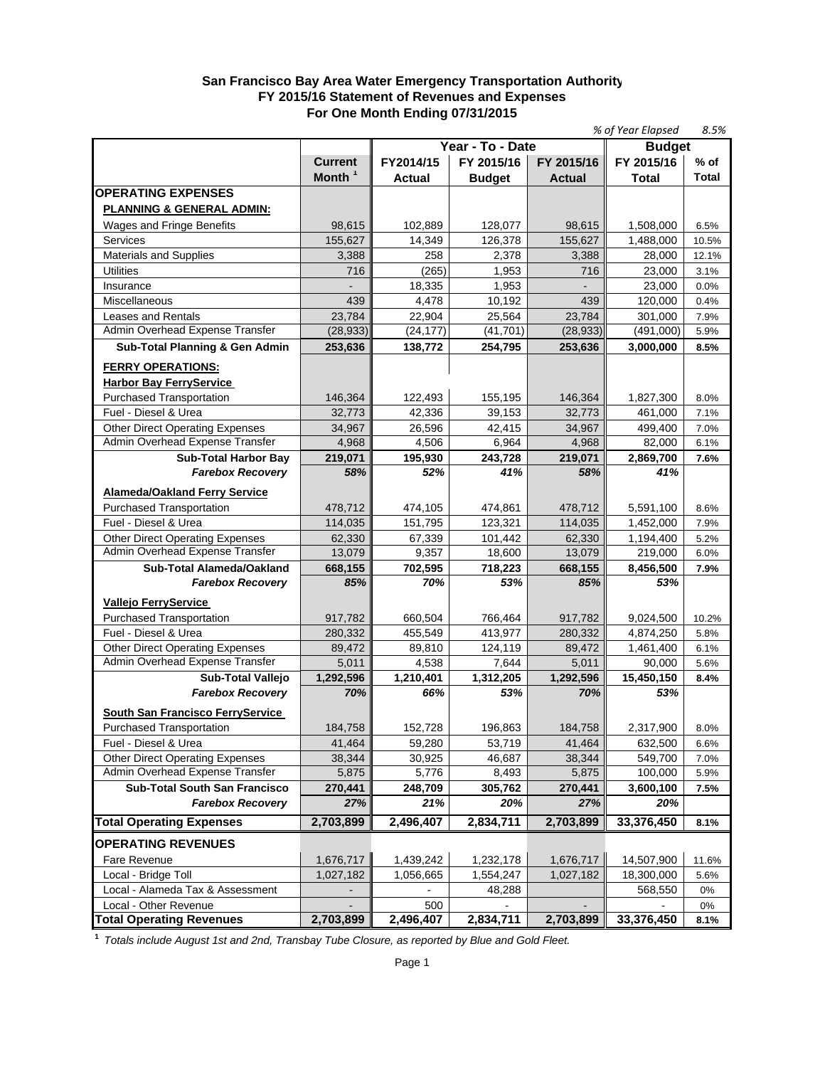# San Francisco Bay Area Water Emergency Transportation Authority
## FY 2015/16 Statement of Revenues and Expenses
## For One Month Ending 07/31/2015

*% of Year Elapsed* 8.5%

| | Current Month [1] | Year - To - Date | | | Budget | |
|---|---|---|---|---|---|---|
| | | FY2014/15 Actual | FY 2015/16 Budget | FY 2015/16 Actual | FY 2015/16 Total | % of Total |
| **OPERATING EXPENSES** | | | | | | |
| **PLANNING & GENERAL ADMIN:** | | | | | | |
| Wages and Fringe Benefits | 98,615 | 102,889 | 128,077 | 98,615 | 1,508,000 | 6.5% |
| Services | 155,627 | 14,349 | 126,378 | 155,627 | 1,488,000 | 10.5% |
| Materials and Supplies | 3,388 | 258 | 2,378 | 3,388 | 28,000 | 12.1% |
| Utilities | 716 | (265) | 1,953 | 716 | 23,000 | 3.1% |
| Insurance | - | 18,335 | 1,953 | - | 23,000 | 0.0% |
| Miscellaneous | 439 | 4,478 | 10,192 | 439 | 120,000 | 0.4% |
| Leases and Rentals | 23,784 | 22,904 | 25,564 | 23,784 | 301,000 | 7.9% |
| Admin Overhead Expense Transfer | (28,933) | (24,177) | (41,701) | (28,933) | (491,000) | 5.9% |
| **Sub-Total Planning & Gen Admin** | **253,636** | **138,772** | **254,795** | **253,636** | **3,000,000** | **8.5%** |
| **FERRY OPERATIONS:** | | | | | | |
| **Harbor Bay FerryService** | | | | | | |
| Purchased Transportation | 146,364 | 122,493 | 155,195 | 146,364 | 1,827,300 | 8.0% |
| Fuel - Diesel & Urea | 32,773 | 42,336 | 39,153 | 32,773 | 461,000 | 7.1% |
| Other Direct Operating Expenses | 34,967 | 26,596 | 42,415 | 34,967 | 499,400 | 7.0% |
| Admin Overhead Expense Transfer | 4,968 | 4,506 | 6,964 | 4,968 | 82,000 | 6.1% |
| **Sub-Total Harbor Bay** | **219,071** | **195,930** | **243,728** | **219,071** | **2,869,700** | **7.6%** |
| ***Farebox Recovery*** | ***58%*** | ***52%*** | ***41%*** | ***58%*** | ***41%*** | |
| **Alameda/Oakland Ferry Service** | | | | | | |
| Purchased Transportation | 478,712 | 474,105 | 474,861 | 478,712 | 5,591,100 | 8.6% |
| Fuel - Diesel & Urea | 114,035 | 151,795 | 123,321 | 114,035 | 1,452,000 | 7.9% |
| Other Direct Operating Expenses | 62,330 | 67,339 | 101,442 | 62,330 | 1,194,400 | 5.2% |
| Admin Overhead Expense Transfer | 13,079 | 9,357 | 18,600 | 13,079 | 219,000 | 6.0% |
| **Sub-Total Alameda/Oakland** | **668,155** | **702,595** | **718,223** | **668,155** | **8,456,500** | **7.9%** |
| ***Farebox Recovery*** | ***85%*** | ***70%*** | ***53%*** | ***85%*** | ***53%*** | |
| **Vallejo FerryService** | | | | | | |
| Purchased Transportation | 917,782 | 660,504 | 766,464 | 917,782 | 9,024,500 | 10.2% |
| Fuel - Diesel & Urea | 280,332 | 455,549 | 413,977 | 280,332 | 4,874,250 | 5.8% |
| Other Direct Operating Expenses | 89,472 | 89,810 | 124,119 | 89,472 | 1,461,400 | 6.1% |
| Admin Overhead Expense Transfer | 5,011 | 4,538 | 7,644 | 5,011 | 90,000 | 5.6% |
| **Sub-Total Vallejo** | **1,292,596** | **1,210,401** | **1,312,205** | **1,292,596** | **15,450,150** | **8.4%** |
| ***Farebox Recovery*** | ***70%*** | ***66%*** | ***53%*** | ***70%*** | ***53%*** | |
| **South San Francisco FerryService** | | | | | | |
| Purchased Transportation | 184,758 | 152,728 | 196,863 | 184,758 | 2,317,900 | 8.0% |
| Fuel - Diesel & Urea | 41,464 | 59,280 | 53,719 | 41,464 | 632,500 | 6.6% |
| Other Direct Operating Expenses | 38,344 | 30,925 | 46,687 | 38,344 | 549,700 | 7.0% |
| Admin Overhead Expense Transfer | 5,875 | 5,776 | 8,493 | 5,875 | 100,000 | 5.9% |
| **Sub-Total South San Francisco** | **270,441** | **248,709** | **305,762** | **270,441** | **3,600,100** | **7.5%** |
| ***Farebox Recovery*** | ***27%*** | ***21%*** | ***20%*** | ***27%*** | ***20%*** | |
| **Total Operating Expenses** | **2,703,899** | **2,496,407** | **2,834,711** | **2,703,899** | **33,376,450** | **8.1%** |
| **OPERATING REVENUES** | | | | | | |
| Fare Revenue | 1,676,717 | 1,439,242 | 1,232,178 | 1,676,717 | 14,507,900 | 11.6% |
| Local - Bridge Toll | 1,027,182 | 1,056,665 | 1,554,247 | 1,027,182 | 18,300,000 | 5.6% |
| Local - Alameda Tax & Assessment | - | - | 48,288 | | 568,550 | 0% |
| Local - Other Revenue | - | 500 | - | - | - | 0% |
| **Total Operating Revenues** | **2,703,899** | **2,496,407** | **2,834,711** | **2,703,899** | **33,376,450** | **8.1%** |

[1] *Totals include August 1st and 2nd, Transbay Tube Closure, as reported by Blue and Gold Fleet.*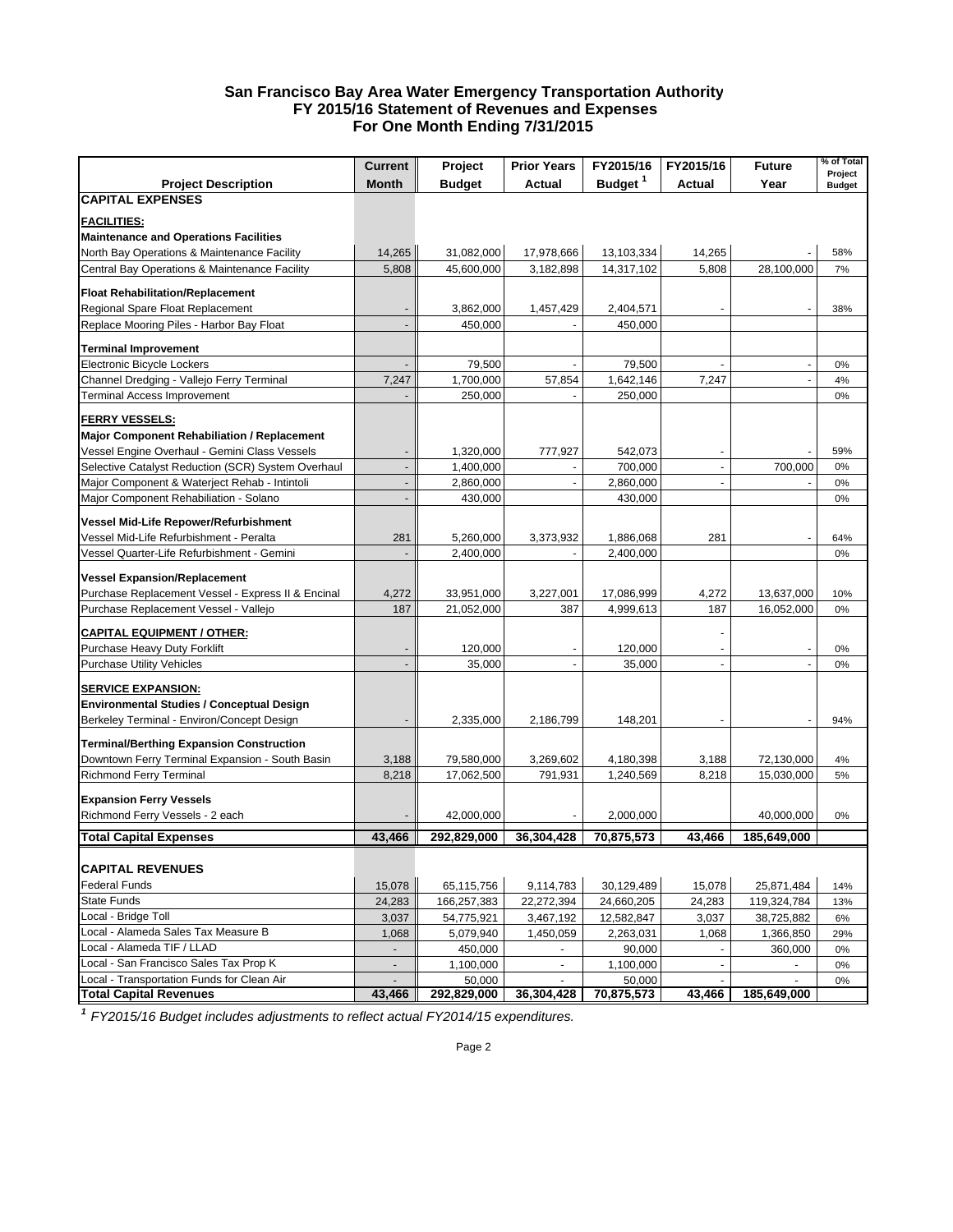**San Francisco Bay Area Water Emergency Transportation Authority**
**FY 2015/16 Statement of Revenues and Expenses**
**For One Month Ending 7/31/2015**

| Project Description | Current Month | Project Budget | Prior Years Actual | FY2015/16 Budget [1] | FY2015/16 Actual | Future Year | % of Total Project Budget |
|---|---|---|---|---|---|---|---|
| **CAPITAL EXPENSES** | | | | | | | |
| **FACILITIES:** | | | | | | | |
| **Maintenance and Operations Facilities** | | | | | | | |
| North Bay Operations & Maintenance Facility | 14,265 | 31,082,000 | 17,978,666 | 13,103,334 | 14,265 | - | 58% |
| Central Bay Operations & Maintenance Facility | 5,808 | 45,600,000 | 3,182,898 | 14,317,102 | 5,808 | 28,100,000 | 7% |
| **Float Rehabilitation/Replacement** | | | | | | | |
| Regional Spare Float Replacement | - | 3,862,000 | 1,457,429 | 2,404,571 | - | - | 38% |
| Replace Mooring Piles - Harbor Bay Float | - | 450,000 | - | 450,000 | | | |
| **Terminal Improvement** | | | | | | | |
| Electronic Bicycle Lockers | - | 79,500 | - | 79,500 | - | - | 0% |
| Channel Dredging - Vallejo Ferry Terminal | 7,247 | 1,700,000 | 57,854 | 1,642,146 | 7,247 | - | 4% |
| Terminal Access Improvement | - | 250,000 | - | 250,000 | | | 0% |
| **FERRY VESSELS:** | | | | | | | |
| **Major Component Rehabiliation / Replacement** | | | | | | | |
| Vessel Engine Overhaul - Gemini Class Vessels | - | 1,320,000 | 777,927 | 542,073 | - | - | 59% |
| Selective Catalyst Reduction (SCR) System Overhaul | - | 1,400,000 | - | 700,000 | - | 700,000 | 0% |
| Major Component & Waterject Rehab - Intintoli | - | 2,860,000 | - | 2,860,000 | - | - | 0% |
| Major Component Rehabiliation - Solano | - | 430,000 | | 430,000 | | | 0% |
| **Vessel Mid-Life Repower/Refurbishment** | | | | | | | |
| Vessel Mid-Life Refurbishment - Peralta | 281 | 5,260,000 | 3,373,932 | 1,886,068 | 281 | - | 64% |
| Vessel Quarter-Life Refurbishment - Gemini | - | 2,400,000 | | 2,400,000 | | | 0% |
| **Vessel Expansion/Replacement** | | | | | | | |
| Purchase Replacement Vessel - Express II & Encinal | 4,272 | 33,951,000 | 3,227,001 | 17,086,999 | 4,272 | 13,637,000 | 10% |
| Purchase Replacement Vessel - Vallejo | 187 | 21,052,000 | 387 | 4,999,613 | 187 | 16,052,000 | 0% |
| **CAPITAL EQUIPMENT / OTHER:** | | | | | - | | |
| Purchase Heavy Duty Forklift | - | 120,000 | - | 120,000 | - | - | 0% |
| Purchase Utility Vehicles | - | 35,000 | - | 35,000 | - | - | 0% |
| **SERVICE EXPANSION:** | | | | | | | |
| **Environmental Studies / Conceptual Design** | | | | | | | |
| Berkeley Terminal - Environ/Concept Design | - | 2,335,000 | 2,186,799 | 148,201 | - | - | 94% |
| **Terminal/Berthing Expansion Construction** | | | | | | | |
| Downtown Ferry Terminal Expansion - South Basin | 3,188 | 79,580,000 | 3,269,602 | 4,180,398 | 3,188 | 72,130,000 | 4% |
| Richmond Ferry Terminal | 8,218 | 17,062,500 | 791,931 | 1,240,569 | 8,218 | 15,030,000 | 5% |
| **Expansion Ferry Vessels** | | | | | | | |
| Richmond Ferry Vessels - 2 each | - | 42,000,000 | - | 2,000,000 | | 40,000,000 | 0% |
| **Total Capital Expenses** | **43,466** | **292,829,000** | **36,304,428** | **70,875,573** | **43,466** | **185,649,000** | |
| **CAPITAL REVENUES** | | | | | | | |
| Federal Funds | 15,078 | 65,115,756 | 9,114,783 | 30,129,489 | 15,078 | 25,871,484 | 14% |
| State Funds | 24,283 | 166,257,383 | 22,272,394 | 24,660,205 | 24,283 | 119,324,784 | 13% |
| Local - Bridge Toll | 3,037 | 54,775,921 | 3,467,192 | 12,582,847 | 3,037 | 38,725,882 | 6% |
| Local - Alameda Sales Tax Measure B | 1,068 | 5,079,940 | 1,450,059 | 2,263,031 | 1,068 | 1,366,850 | 29% |
| Local - Alameda TIF / LLAD | - | 450,000 | - | 90,000 | - | 360,000 | 0% |
| Local - San Francisco Sales Tax Prop K | - | 1,100,000 | - | 1,100,000 | - | - | 0% |
| Local - Transportation Funds for Clean Air | - | 50,000 | - | 50,000 | - | - | 0% |
| **Total Capital Revenues** | **43,466** | **292,829,000** | **36,304,428** | **70,875,573** | **43,466** | **185,649,000** | |

*[1] FY2015/16 Budget includes adjustments to reflect actual FY2014/15 expenditures.*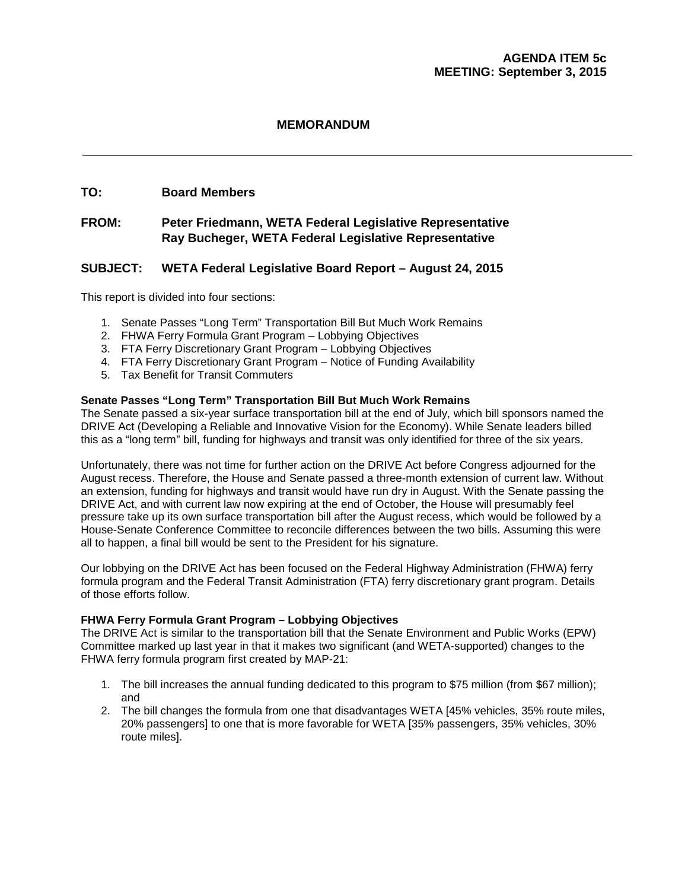**AGENDA ITEM 5c**
**MEETING: September 3, 2015**

## MEMORANDUM

---

**TO:** **Board Members**

**FROM:** **Peter Friedmann, WETA Federal Legislative Representative**
**Ray Bucheger, WETA Federal Legislative Representative**

**SUBJECT: WETA Federal Legislative Board Report – August 24, 2015**

This report is divided into four sections:

1. Senate Passes "Long Term" Transportation Bill But Much Work Remains
2. FHWA Ferry Formula Grant Program – Lobbying Objectives
3. FTA Ferry Discretionary Grant Program – Lobbying Objectives
4. FTA Ferry Discretionary Grant Program – Notice of Funding Availability
5. Tax Benefit for Transit Commuters

**Senate Passes "Long Term" Transportation Bill But Much Work Remains**

The Senate passed a six-year surface transportation bill at the end of July, which bill sponsors named the DRIVE Act (Developing a Reliable and Innovative Vision for the Economy). While Senate leaders billed this as a "long term" bill, funding for highways and transit was only identified for three of the six years.

Unfortunately, there was not time for further action on the DRIVE Act before Congress adjourned for the August recess. Therefore, the House and Senate passed a three-month extension of current law. Without an extension, funding for highways and transit would have run dry in August. With the Senate passing the DRIVE Act, and with current law now expiring at the end of October, the House will presumably feel pressure take up its own surface transportation bill after the August recess, which would be followed by a House-Senate Conference Committee to reconcile differences between the two bills. Assuming this were all to happen, a final bill would be sent to the President for his signature.

Our lobbying on the DRIVE Act has been focused on the Federal Highway Administration (FHWA) ferry formula program and the Federal Transit Administration (FTA) ferry discretionary grant program. Details of those efforts follow.

**FHWA Ferry Formula Grant Program – Lobbying Objectives**

The DRIVE Act is similar to the transportation bill that the Senate Environment and Public Works (EPW) Committee marked up last year in that it makes two significant (and WETA-supported) changes to the FHWA ferry formula program first created by MAP-21:

1. The bill increases the annual funding dedicated to this program to $75 million (from $67 million); and
2. The bill changes the formula from one that disadvantages WETA [45% vehicles, 35% route miles, 20% passengers] to one that is more favorable for WETA [35% passengers, 35% vehicles, 30% route miles].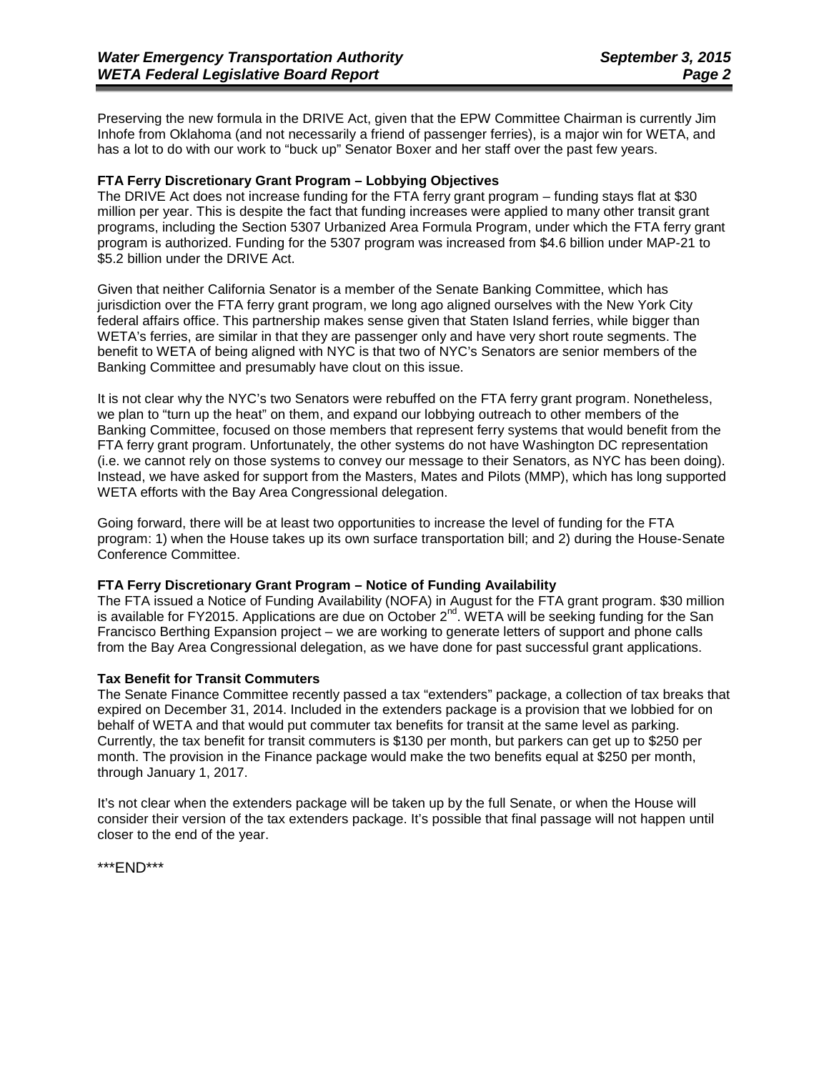Preserving the new formula in the DRIVE Act, given that the EPW Committee Chairman is currently Jim Inhofe from Oklahoma (and not necessarily a friend of passenger ferries), is a major win for WETA, and has a lot to do with our work to "buck up" Senator Boxer and her staff over the past few years.

**FTA Ferry Discretionary Grant Program – Lobbying Objectives**

The DRIVE Act does not increase funding for the FTA ferry grant program – funding stays flat at $30 million per year. This is despite the fact that funding increases were applied to many other transit grant programs, including the Section 5307 Urbanized Area Formula Program, under which the FTA ferry grant program is authorized. Funding for the 5307 program was increased from $4.6 billion under MAP-21 to $5.2 billion under the DRIVE Act.

Given that neither California Senator is a member of the Senate Banking Committee, which has jurisdiction over the FTA ferry grant program, we long ago aligned ourselves with the New York City federal affairs office. This partnership makes sense given that Staten Island ferries, while bigger than WETA's ferries, are similar in that they are passenger only and have very short route segments. The benefit to WETA of being aligned with NYC is that two of NYC's Senators are senior members of the Banking Committee and presumably have clout on this issue.

It is not clear why the NYC's two Senators were rebuffed on the FTA ferry grant program. Nonetheless, we plan to "turn up the heat" on them, and expand our lobbying outreach to other members of the Banking Committee, focused on those members that represent ferry systems that would benefit from the FTA ferry grant program. Unfortunately, the other systems do not have Washington DC representation (i.e. we cannot rely on those systems to convey our message to their Senators, as NYC has been doing). Instead, we have asked for support from the Masters, Mates and Pilots (MMP), which has long supported WETA efforts with the Bay Area Congressional delegation.

Going forward, there will be at least two opportunities to increase the level of funding for the FTA program: 1) when the House takes up its own surface transportation bill; and 2) during the House-Senate Conference Committee.

**FTA Ferry Discretionary Grant Program – Notice of Funding Availability**

The FTA issued a Notice of Funding Availability (NOFA) in August for the FTA grant program. $30 million is available for FY2015. Applications are due on October 2nd. WETA will be seeking funding for the San Francisco Berthing Expansion project – we are working to generate letters of support and phone calls from the Bay Area Congressional delegation, as we have done for past successful grant applications.

**Tax Benefit for Transit Commuters**

The Senate Finance Committee recently passed a tax "extenders" package, a collection of tax breaks that expired on December 31, 2014. Included in the extenders package is a provision that we lobbied for on behalf of WETA and that would put commuter tax benefits for transit at the same level as parking. Currently, the tax benefit for transit commuters is $130 per month, but parkers can get up to $250 per month. The provision in the Finance package would make the two benefits equal at $250 per month, through January 1, 2017.

It's not clear when the extenders package will be taken up by the full Senate, or when the House will consider their version of the tax extenders package. It's possible that final passage will not happen until closer to the end of the year.

\***END***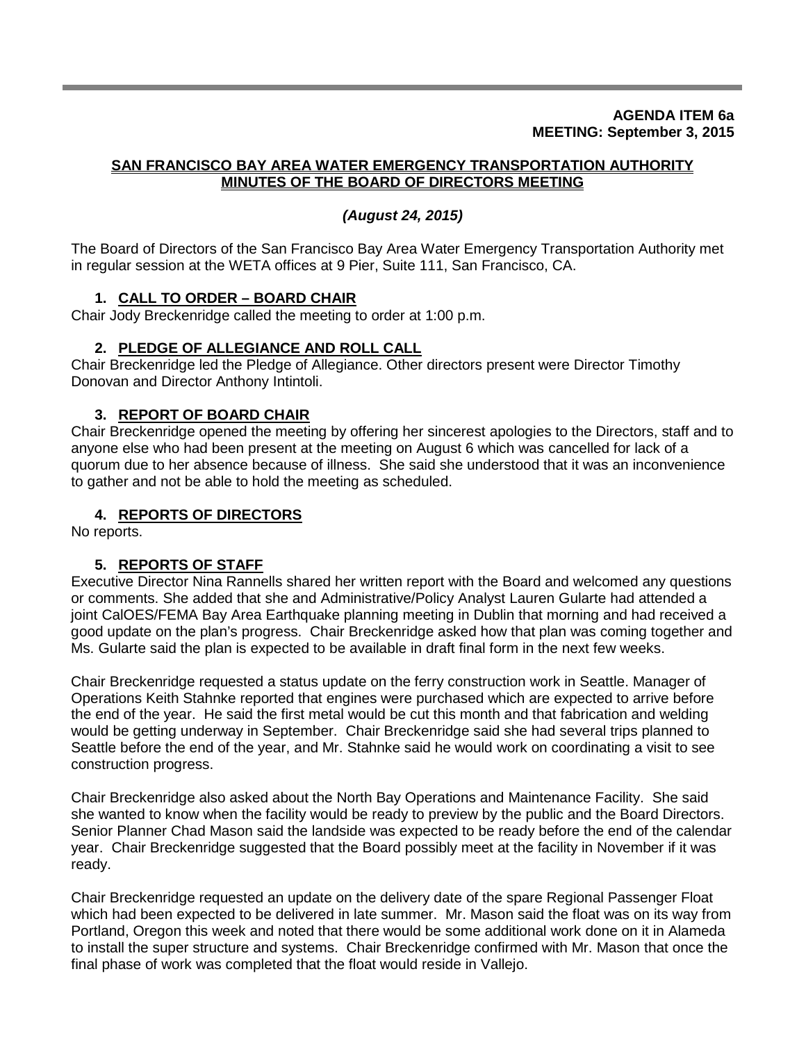**AGENDA ITEM 6a**
**MEETING: September 3, 2015**

**SAN FRANCISCO BAY AREA WATER EMERGENCY TRANSPORTATION AUTHORITY**
**MINUTES OF THE BOARD OF DIRECTORS MEETING**

***(August 24, 2015)***

The Board of Directors of the San Francisco Bay Area Water Emergency Transportation Authority met in regular session at the WETA offices at 9 Pier, Suite 111, San Francisco, CA.

## 1. CALL TO ORDER – BOARD CHAIR

Chair Jody Breckenridge called the meeting to order at 1:00 p.m.

## 2. PLEDGE OF ALLEGIANCE AND ROLL CALL

Chair Breckenridge led the Pledge of Allegiance. Other directors present were Director Timothy Donovan and Director Anthony Intintoli.

## 3. REPORT OF BOARD CHAIR

Chair Breckenridge opened the meeting by offering her sincerest apologies to the Directors, staff and to anyone else who had been present at the meeting on August 6 which was cancelled for lack of a quorum due to her absence because of illness. She said she understood that it was an inconvenience to gather and not be able to hold the meeting as scheduled.

## 4. REPORTS OF DIRECTORS

No reports.

## 5. REPORTS OF STAFF

Executive Director Nina Rannells shared her written report with the Board and welcomed any questions or comments. She added that she and Administrative/Policy Analyst Lauren Gularte had attended a joint CalOES/FEMA Bay Area Earthquake planning meeting in Dublin that morning and had received a good update on the plan's progress. Chair Breckenridge asked how that plan was coming together and Ms. Gularte said the plan is expected to be available in draft final form in the next few weeks.

Chair Breckenridge requested a status update on the ferry construction work in Seattle. Manager of Operations Keith Stahnke reported that engines were purchased which are expected to arrive before the end of the year. He said the first metal would be cut this month and that fabrication and welding would be getting underway in September. Chair Breckenridge said she had several trips planned to Seattle before the end of the year, and Mr. Stahnke said he would work on coordinating a visit to see construction progress.

Chair Breckenridge also asked about the North Bay Operations and Maintenance Facility. She said she wanted to know when the facility would be ready to preview by the public and the Board Directors. Senior Planner Chad Mason said the landside was expected to be ready before the end of the calendar year. Chair Breckenridge suggested that the Board possibly meet at the facility in November if it was ready.

Chair Breckenridge requested an update on the delivery date of the spare Regional Passenger Float which had been expected to be delivered in late summer. Mr. Mason said the float was on its way from Portland, Oregon this week and noted that there would be some additional work done on it in Alameda to install the super structure and systems. Chair Breckenridge confirmed with Mr. Mason that once the final phase of work was completed that the float would reside in Vallejo.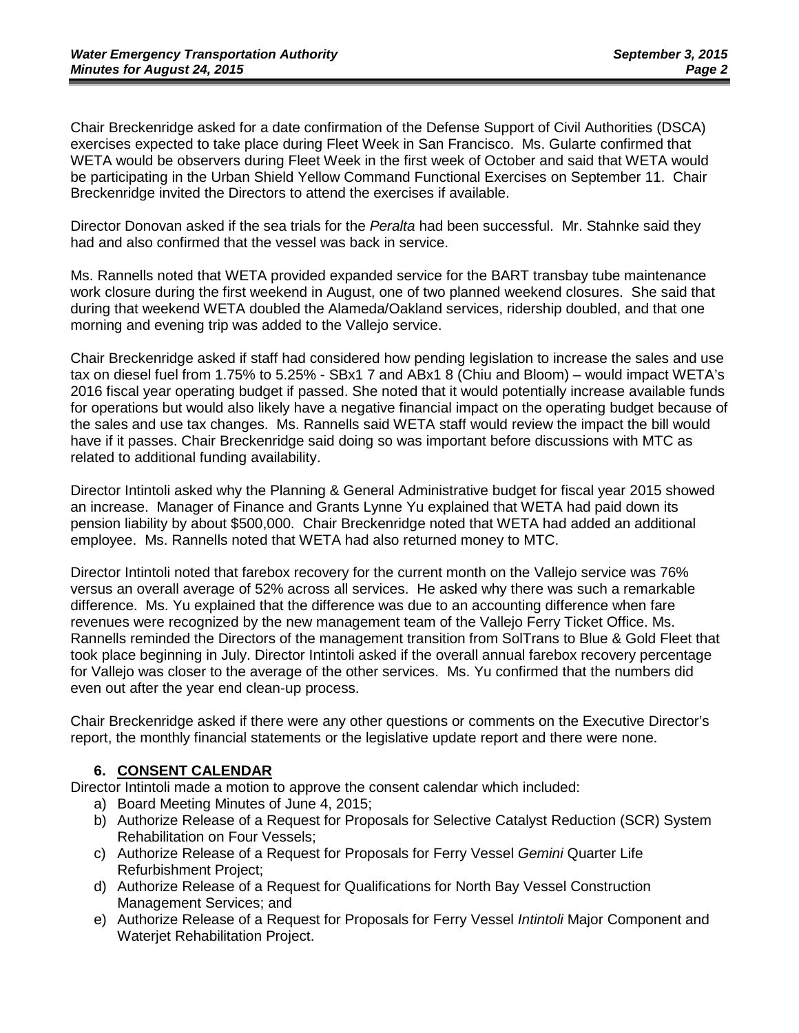Chair Breckenridge asked for a date confirmation of the Defense Support of Civil Authorities (DSCA) exercises expected to take place during Fleet Week in San Francisco. Ms. Gularte confirmed that WETA would be observers during Fleet Week in the first week of October and said that WETA would be participating in the Urban Shield Yellow Command Functional Exercises on September 11. Chair Breckenridge invited the Directors to attend the exercises if available.

Director Donovan asked if the sea trials for the *Peralta* had been successful. Mr. Stahnke said they had and also confirmed that the vessel was back in service.

Ms. Rannells noted that WETA provided expanded service for the BART transbay tube maintenance work closure during the first weekend in August, one of two planned weekend closures. She said that during that weekend WETA doubled the Alameda/Oakland services, ridership doubled, and that one morning and evening trip was added to the Vallejo service.

Chair Breckenridge asked if staff had considered how pending legislation to increase the sales and use tax on diesel fuel from 1.75% to 5.25% - SBx1 7 and ABx1 8 (Chiu and Bloom) – would impact WETA's 2016 fiscal year operating budget if passed. She noted that it would potentially increase available funds for operations but would also likely have a negative financial impact on the operating budget because of the sales and use tax changes. Ms. Rannells said WETA staff would review the impact the bill would have if it passes. Chair Breckenridge said doing so was important before discussions with MTC as related to additional funding availability.

Director Intintoli asked why the Planning & General Administrative budget for fiscal year 2015 showed an increase. Manager of Finance and Grants Lynne Yu explained that WETA had paid down its pension liability by about $500,000. Chair Breckenridge noted that WETA had added an additional employee. Ms. Rannells noted that WETA had also returned money to MTC.

Director Intintoli noted that farebox recovery for the current month on the Vallejo service was 76% versus an overall average of 52% across all services. He asked why there was such a remarkable difference. Ms. Yu explained that the difference was due to an accounting difference when fare revenues were recognized by the new management team of the Vallejo Ferry Ticket Office. Ms. Rannells reminded the Directors of the management transition from SolTrans to Blue & Gold Fleet that took place beginning in July. Director Intintoli asked if the overall annual farebox recovery percentage for Vallejo was closer to the average of the other services. Ms. Yu confirmed that the numbers did even out after the year end clean-up process.

Chair Breckenridge asked if there were any other questions or comments on the Executive Director's report, the monthly financial statements or the legislative update report and there were none.

## 6. CONSENT CALENDAR

Director Intintoli made a motion to approve the consent calendar which included:

a) Board Meeting Minutes of June 4, 2015;
b) Authorize Release of a Request for Proposals for Selective Catalyst Reduction (SCR) System Rehabilitation on Four Vessels;
c) Authorize Release of a Request for Proposals for Ferry Vessel *Gemini* Quarter Life Refurbishment Project;
d) Authorize Release of a Request for Qualifications for North Bay Vessel Construction Management Services; and
e) Authorize Release of a Request for Proposals for Ferry Vessel *Intintoli* Major Component and Waterjet Rehabilitation Project.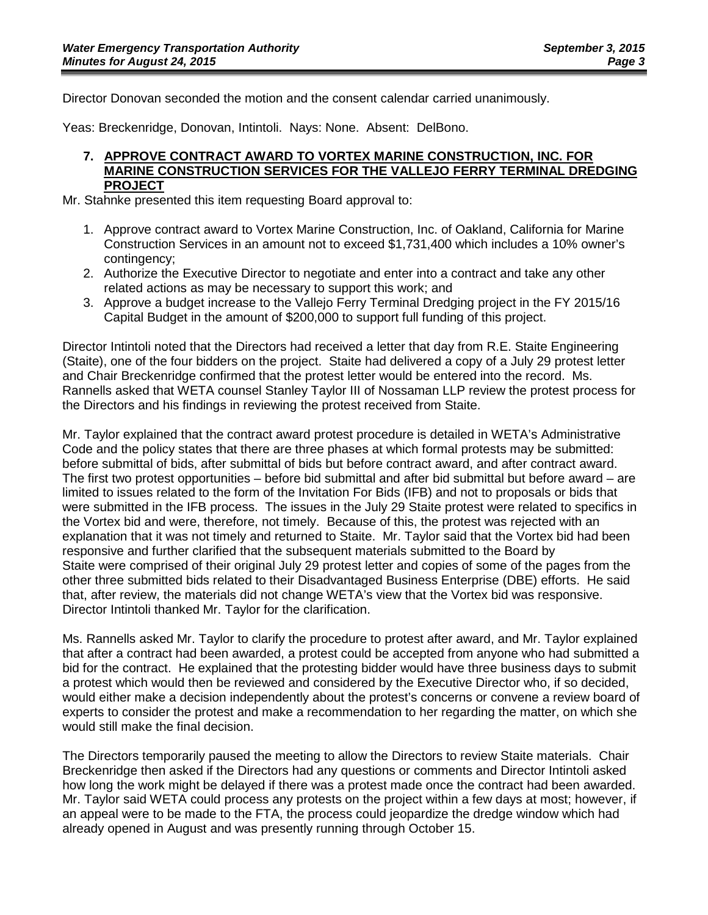Director Donovan seconded the motion and the consent calendar carried unanimously.

Yeas: Breckenridge, Donovan, Intintoli. Nays: None. Absent: DelBono.

### 7. APPROVE CONTRACT AWARD TO VORTEX MARINE CONSTRUCTION, INC. FOR MARINE CONSTRUCTION SERVICES FOR THE VALLEJO FERRY TERMINAL DREDGING PROJECT

Mr. Stahnke presented this item requesting Board approval to:

1. Approve contract award to Vortex Marine Construction, Inc. of Oakland, California for Marine Construction Services in an amount not to exceed $1,731,400 which includes a 10% owner's contingency;
2. Authorize the Executive Director to negotiate and enter into a contract and take any other related actions as may be necessary to support this work; and
3. Approve a budget increase to the Vallejo Ferry Terminal Dredging project in the FY 2015/16 Capital Budget in the amount of $200,000 to support full funding of this project.

Director Intintoli noted that the Directors had received a letter that day from R.E. Staite Engineering (Staite), one of the four bidders on the project. Staite had delivered a copy of a July 29 protest letter and Chair Breckenridge confirmed that the protest letter would be entered into the record. Ms. Rannells asked that WETA counsel Stanley Taylor III of Nossaman LLP review the protest process for the Directors and his findings in reviewing the protest received from Staite.

Mr. Taylor explained that the contract award protest procedure is detailed in WETA's Administrative Code and the policy states that there are three phases at which formal protests may be submitted: before submittal of bids, after submittal of bids but before contract award, and after contract award. The first two protest opportunities – before bid submittal and after bid submittal but before award – are limited to issues related to the form of the Invitation For Bids (IFB) and not to proposals or bids that were submitted in the IFB process. The issues in the July 29 Staite protest were related to specifics in the Vortex bid and were, therefore, not timely. Because of this, the protest was rejected with an explanation that it was not timely and returned to Staite. Mr. Taylor said that the Vortex bid had been responsive and further clarified that the subsequent materials submitted to the Board by Staite were comprised of their original July 29 protest letter and copies of some of the pages from the other three submitted bids related to their Disadvantaged Business Enterprise (DBE) efforts. He said that, after review, the materials did not change WETA's view that the Vortex bid was responsive. Director Intintoli thanked Mr. Taylor for the clarification.

Ms. Rannells asked Mr. Taylor to clarify the procedure to protest after award, and Mr. Taylor explained that after a contract had been awarded, a protest could be accepted from anyone who had submitted a bid for the contract. He explained that the protesting bidder would have three business days to submit a protest which would then be reviewed and considered by the Executive Director who, if so decided, would either make a decision independently about the protest's concerns or convene a review board of experts to consider the protest and make a recommendation to her regarding the matter, on which she would still make the final decision.

The Directors temporarily paused the meeting to allow the Directors to review Staite materials. Chair Breckenridge then asked if the Directors had any questions or comments and Director Intintoli asked how long the work might be delayed if there was a protest made once the contract had been awarded. Mr. Taylor said WETA could process any protests on the project within a few days at most; however, if an appeal were to be made to the FTA, the process could jeopardize the dredge window which had already opened in August and was presently running through October 15.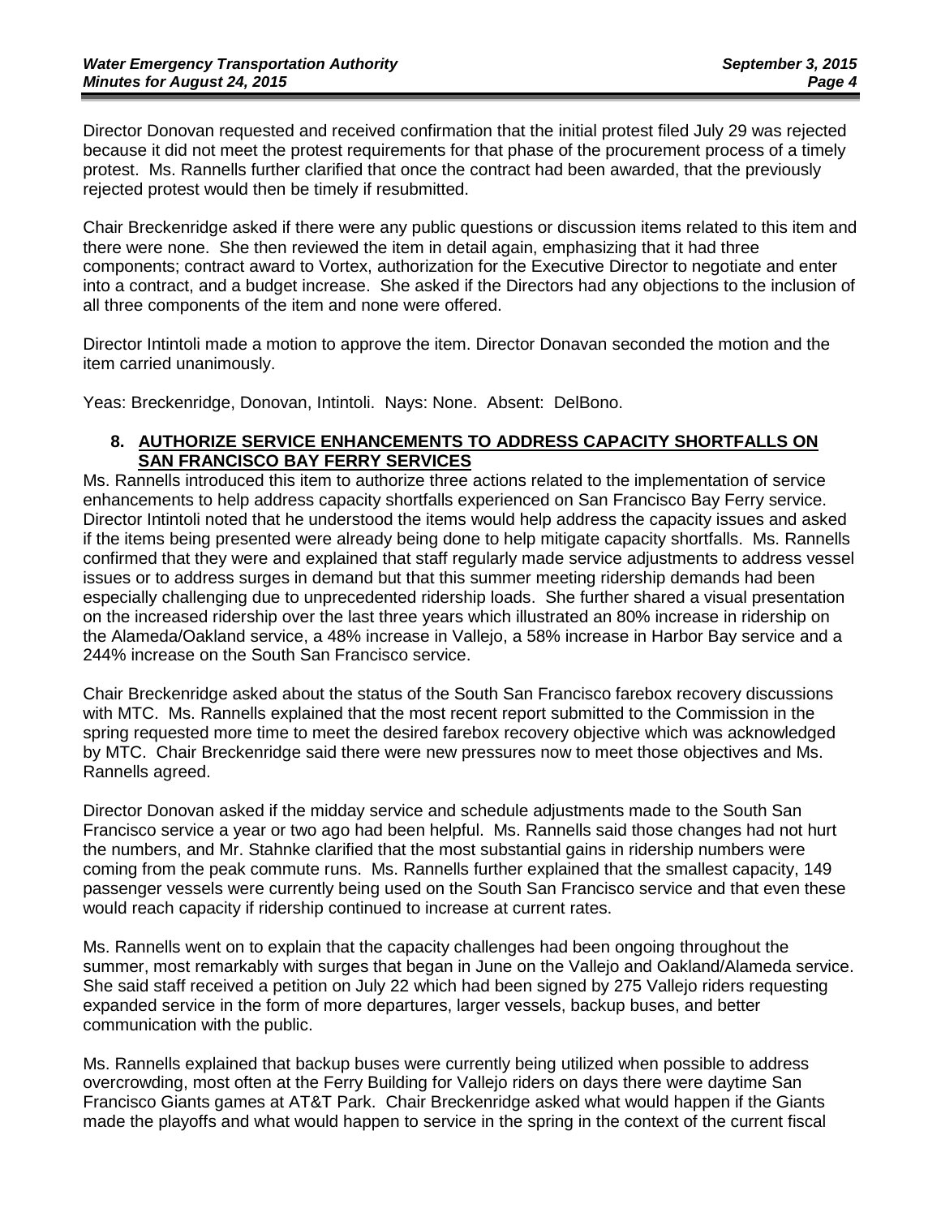Director Donovan requested and received confirmation that the initial protest filed July 29 was rejected because it did not meet the protest requirements for that phase of the procurement process of a timely protest. Ms. Rannells further clarified that once the contract had been awarded, that the previously rejected protest would then be timely if resubmitted.

Chair Breckenridge asked if there were any public questions or discussion items related to this item and there were none. She then reviewed the item in detail again, emphasizing that it had three components; contract award to Vortex, authorization for the Executive Director to negotiate and enter into a contract, and a budget increase. She asked if the Directors had any objections to the inclusion of all three components of the item and none were offered.

Director Intintoli made a motion to approve the item. Director Donavan seconded the motion and the item carried unanimously.

Yeas: Breckenridge, Donovan, Intintoli. Nays: None. Absent: DelBono.

## 8. AUTHORIZE SERVICE ENHANCEMENTS TO ADDRESS CAPACITY SHORTFALLS ON SAN FRANCISCO BAY FERRY SERVICES

Ms. Rannells introduced this item to authorize three actions related to the implementation of service enhancements to help address capacity shortfalls experienced on San Francisco Bay Ferry service. Director Intintoli noted that he understood the items would help address the capacity issues and asked if the items being presented were already being done to help mitigate capacity shortfalls. Ms. Rannells confirmed that they were and explained that staff regularly made service adjustments to address vessel issues or to address surges in demand but that this summer meeting ridership demands had been especially challenging due to unprecedented ridership loads. She further shared a visual presentation on the increased ridership over the last three years which illustrated an 80% increase in ridership on the Alameda/Oakland service, a 48% increase in Vallejo, a 58% increase in Harbor Bay service and a 244% increase on the South San Francisco service.

Chair Breckenridge asked about the status of the South San Francisco farebox recovery discussions with MTC. Ms. Rannells explained that the most recent report submitted to the Commission in the spring requested more time to meet the desired farebox recovery objective which was acknowledged by MTC. Chair Breckenridge said there were new pressures now to meet those objectives and Ms. Rannells agreed.

Director Donovan asked if the midday service and schedule adjustments made to the South San Francisco service a year or two ago had been helpful. Ms. Rannells said those changes had not hurt the numbers, and Mr. Stahnke clarified that the most substantial gains in ridership numbers were coming from the peak commute runs. Ms. Rannells further explained that the smallest capacity, 149 passenger vessels were currently being used on the South San Francisco service and that even these would reach capacity if ridership continued to increase at current rates.

Ms. Rannells went on to explain that the capacity challenges had been ongoing throughout the summer, most remarkably with surges that began in June on the Vallejo and Oakland/Alameda service. She said staff received a petition on July 22 which had been signed by 275 Vallejo riders requesting expanded service in the form of more departures, larger vessels, backup buses, and better communication with the public.

Ms. Rannells explained that backup buses were currently being utilized when possible to address overcrowding, most often at the Ferry Building for Vallejo riders on days there were daytime San Francisco Giants games at AT&T Park. Chair Breckenridge asked what would happen if the Giants made the playoffs and what would happen to service in the spring in the context of the current fiscal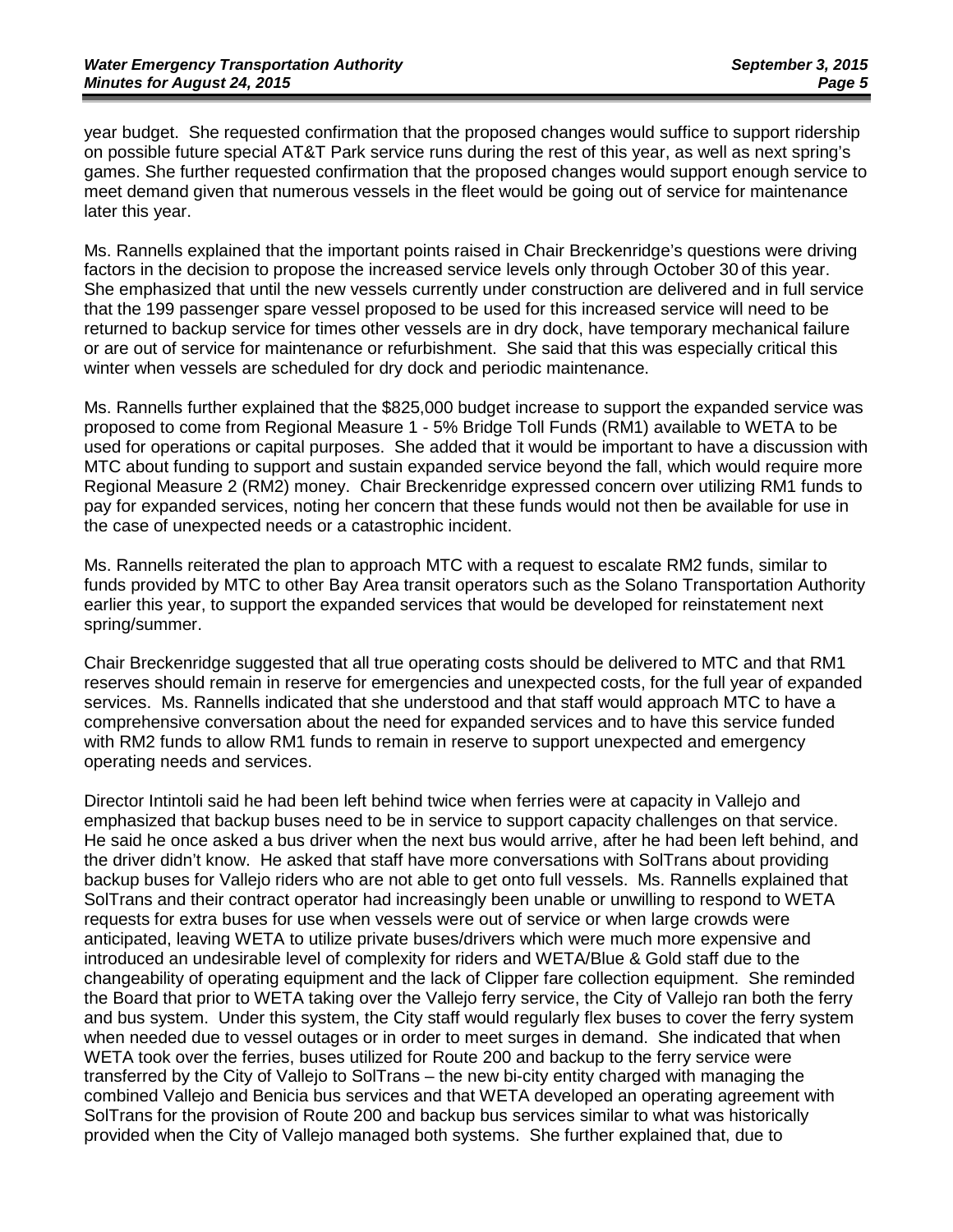year budget. She requested confirmation that the proposed changes would suffice to support ridership on possible future special AT&T Park service runs during the rest of this year, as well as next spring's games. She further requested confirmation that the proposed changes would support enough service to meet demand given that numerous vessels in the fleet would be going out of service for maintenance later this year.

Ms. Rannells explained that the important points raised in Chair Breckenridge's questions were driving factors in the decision to propose the increased service levels only through October 30 of this year. She emphasized that until the new vessels currently under construction are delivered and in full service that the 199 passenger spare vessel proposed to be used for this increased service will need to be returned to backup service for times other vessels are in dry dock, have temporary mechanical failure or are out of service for maintenance or refurbishment. She said that this was especially critical this winter when vessels are scheduled for dry dock and periodic maintenance.

Ms. Rannells further explained that the $825,000 budget increase to support the expanded service was proposed to come from Regional Measure 1 - 5% Bridge Toll Funds (RM1) available to WETA to be used for operations or capital purposes. She added that it would be important to have a discussion with MTC about funding to support and sustain expanded service beyond the fall, which would require more Regional Measure 2 (RM2) money. Chair Breckenridge expressed concern over utilizing RM1 funds to pay for expanded services, noting her concern that these funds would not then be available for use in the case of unexpected needs or a catastrophic incident.

Ms. Rannells reiterated the plan to approach MTC with a request to escalate RM2 funds, similar to funds provided by MTC to other Bay Area transit operators such as the Solano Transportation Authority earlier this year, to support the expanded services that would be developed for reinstatement next spring/summer.

Chair Breckenridge suggested that all true operating costs should be delivered to MTC and that RM1 reserves should remain in reserve for emergencies and unexpected costs, for the full year of expanded services. Ms. Rannells indicated that she understood and that staff would approach MTC to have a comprehensive conversation about the need for expanded services and to have this service funded with RM2 funds to allow RM1 funds to remain in reserve to support unexpected and emergency operating needs and services.

Director Intintoli said he had been left behind twice when ferries were at capacity in Vallejo and emphasized that backup buses need to be in service to support capacity challenges on that service. He said he once asked a bus driver when the next bus would arrive, after he had been left behind, and the driver didn't know. He asked that staff have more conversations with SolTrans about providing backup buses for Vallejo riders who are not able to get onto full vessels. Ms. Rannells explained that SolTrans and their contract operator had increasingly been unable or unwilling to respond to WETA requests for extra buses for use when vessels were out of service or when large crowds were anticipated, leaving WETA to utilize private buses/drivers which were much more expensive and introduced an undesirable level of complexity for riders and WETA/Blue & Gold staff due to the changeability of operating equipment and the lack of Clipper fare collection equipment. She reminded the Board that prior to WETA taking over the Vallejo ferry service, the City of Vallejo ran both the ferry and bus system. Under this system, the City staff would regularly flex buses to cover the ferry system when needed due to vessel outages or in order to meet surges in demand. She indicated that when WETA took over the ferries, buses utilized for Route 200 and backup to the ferry service were transferred by the City of Vallejo to SolTrans – the new bi-city entity charged with managing the combined Vallejo and Benicia bus services and that WETA developed an operating agreement with SolTrans for the provision of Route 200 and backup bus services similar to what was historically provided when the City of Vallejo managed both systems. She further explained that, due to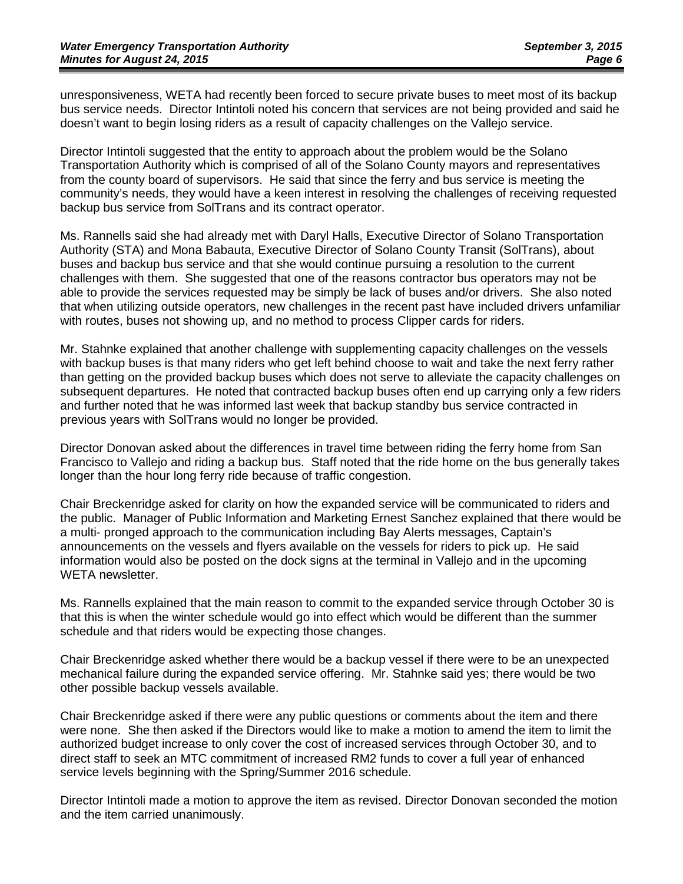unresponsiveness, WETA had recently been forced to secure private buses to meet most of its backup bus service needs. Director Intintoli noted his concern that services are not being provided and said he doesn't want to begin losing riders as a result of capacity challenges on the Vallejo service.

Director Intintoli suggested that the entity to approach about the problem would be the Solano Transportation Authority which is comprised of all of the Solano County mayors and representatives from the county board of supervisors. He said that since the ferry and bus service is meeting the community's needs, they would have a keen interest in resolving the challenges of receiving requested backup bus service from SolTrans and its contract operator.

Ms. Rannells said she had already met with Daryl Halls, Executive Director of Solano Transportation Authority (STA) and Mona Babauta, Executive Director of Solano County Transit (SolTrans), about buses and backup bus service and that she would continue pursuing a resolution to the current challenges with them. She suggested that one of the reasons contractor bus operators may not be able to provide the services requested may be simply be lack of buses and/or drivers. She also noted that when utilizing outside operators, new challenges in the recent past have included drivers unfamiliar with routes, buses not showing up, and no method to process Clipper cards for riders.

Mr. Stahnke explained that another challenge with supplementing capacity challenges on the vessels with backup buses is that many riders who get left behind choose to wait and take the next ferry rather than getting on the provided backup buses which does not serve to alleviate the capacity challenges on subsequent departures. He noted that contracted backup buses often end up carrying only a few riders and further noted that he was informed last week that backup standby bus service contracted in previous years with SolTrans would no longer be provided.

Director Donovan asked about the differences in travel time between riding the ferry home from San Francisco to Vallejo and riding a backup bus. Staff noted that the ride home on the bus generally takes longer than the hour long ferry ride because of traffic congestion.

Chair Breckenridge asked for clarity on how the expanded service will be communicated to riders and the public. Manager of Public Information and Marketing Ernest Sanchez explained that there would be a multi- pronged approach to the communication including Bay Alerts messages, Captain's announcements on the vessels and flyers available on the vessels for riders to pick up. He said information would also be posted on the dock signs at the terminal in Vallejo and in the upcoming WETA newsletter.

Ms. Rannells explained that the main reason to commit to the expanded service through October 30 is that this is when the winter schedule would go into effect which would be different than the summer schedule and that riders would be expecting those changes.

Chair Breckenridge asked whether there would be a backup vessel if there were to be an unexpected mechanical failure during the expanded service offering. Mr. Stahnke said yes; there would be two other possible backup vessels available.

Chair Breckenridge asked if there were any public questions or comments about the item and there were none. She then asked if the Directors would like to make a motion to amend the item to limit the authorized budget increase to only cover the cost of increased services through October 30, and to direct staff to seek an MTC commitment of increased RM2 funds to cover a full year of enhanced service levels beginning with the Spring/Summer 2016 schedule.

Director Intintoli made a motion to approve the item as revised. Director Donovan seconded the motion and the item carried unanimously.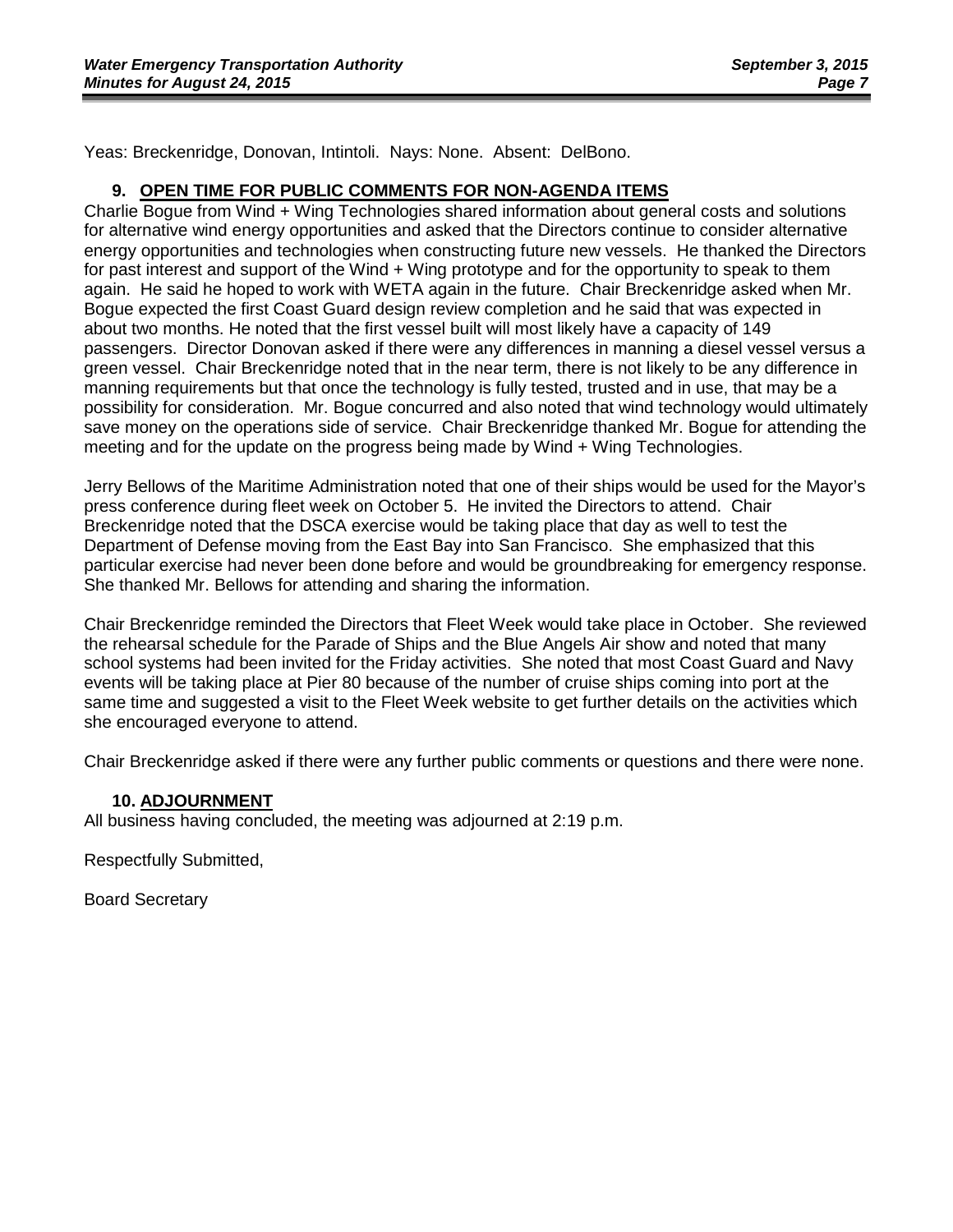Yeas: Breckenridge, Donovan, Intintoli. Nays: None. Absent: DelBono.

## 9. OPEN TIME FOR PUBLIC COMMENTS FOR NON-AGENDA ITEMS

Charlie Bogue from Wind + Wing Technologies shared information about general costs and solutions for alternative wind energy opportunities and asked that the Directors continue to consider alternative energy opportunities and technologies when constructing future new vessels. He thanked the Directors for past interest and support of the Wind + Wing prototype and for the opportunity to speak to them again. He said he hoped to work with WETA again in the future. Chair Breckenridge asked when Mr. Bogue expected the first Coast Guard design review completion and he said that was expected in about two months. He noted that the first vessel built will most likely have a capacity of 149 passengers. Director Donovan asked if there were any differences in manning a diesel vessel versus a green vessel. Chair Breckenridge noted that in the near term, there is not likely to be any difference in manning requirements but that once the technology is fully tested, trusted and in use, that may be a possibility for consideration. Mr. Bogue concurred and also noted that wind technology would ultimately save money on the operations side of service. Chair Breckenridge thanked Mr. Bogue for attending the meeting and for the update on the progress being made by Wind + Wing Technologies.

Jerry Bellows of the Maritime Administration noted that one of their ships would be used for the Mayor's press conference during fleet week on October 5. He invited the Directors to attend. Chair Breckenridge noted that the DSCA exercise would be taking place that day as well to test the Department of Defense moving from the East Bay into San Francisco. She emphasized that this particular exercise had never been done before and would be groundbreaking for emergency response. She thanked Mr. Bellows for attending and sharing the information.

Chair Breckenridge reminded the Directors that Fleet Week would take place in October. She reviewed the rehearsal schedule for the Parade of Ships and the Blue Angels Air show and noted that many school systems had been invited for the Friday activities. She noted that most Coast Guard and Navy events will be taking place at Pier 80 because of the number of cruise ships coming into port at the same time and suggested a visit to the Fleet Week website to get further details on the activities which she encouraged everyone to attend.

Chair Breckenridge asked if there were any further public comments or questions and there were none.

## 10. ADJOURNMENT

All business having concluded, the meeting was adjourned at 2:19 p.m.

Respectfully Submitted,

Board Secretary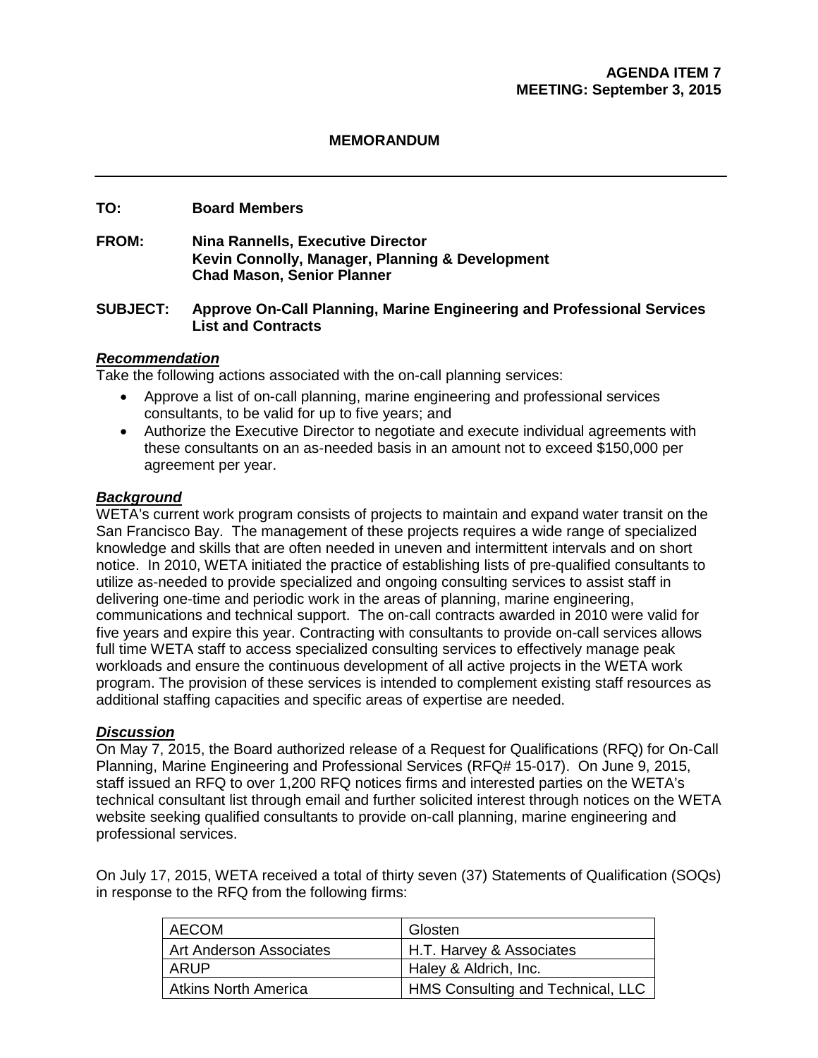**AGENDA ITEM 7**
**MEETING: September 3, 2015**

**MEMORANDUM**

---

**TO:** Board Members

**FROM:** Nina Rannells, Executive Director
Kevin Connolly, Manager, Planning & Development
Chad Mason, Senior Planner

**SUBJECT: Approve On-Call Planning, Marine Engineering and Professional Services List and Contracts**

***Recommendation***

Take the following actions associated with the on-call planning services:

- Approve a list of on-call planning, marine engineering and professional services consultants, to be valid for up to five years; and
- Authorize the Executive Director to negotiate and execute individual agreements with these consultants on an as-needed basis in an amount not to exceed $150,000 per agreement per year.

***Background***

WETA's current work program consists of projects to maintain and expand water transit on the San Francisco Bay. The management of these projects requires a wide range of specialized knowledge and skills that are often needed in uneven and intermittent intervals and on short notice. In 2010, WETA initiated the practice of establishing lists of pre-qualified consultants to utilize as-needed to provide specialized and ongoing consulting services to assist staff in delivering one-time and periodic work in the areas of planning, marine engineering, communications and technical support. The on-call contracts awarded in 2010 were valid for five years and expire this year. Contracting with consultants to provide on-call services allows full time WETA staff to access specialized consulting services to effectively manage peak workloads and ensure the continuous development of all active projects in the WETA work program. The provision of these services is intended to complement existing staff resources as additional staffing capacities and specific areas of expertise are needed.

***Discussion***

On May 7, 2015, the Board authorized release of a Request for Qualifications (RFQ) for On-Call Planning, Marine Engineering and Professional Services (RFQ# 15-017). On June 9, 2015, staff issued an RFQ to over 1,200 RFQ notices firms and interested parties on the WETA's technical consultant list through email and further solicited interest through notices on the WETA website seeking qualified consultants to provide on-call planning, marine engineering and professional services.

On July 17, 2015, WETA received a total of thirty seven (37) Statements of Qualification (SOQs) in response to the RFQ from the following firms:

| | |
|---|---|
| AECOM | Glosten |
| Art Anderson Associates | H.T. Harvey & Associates |
| ARUP | Haley & Aldrich, Inc. |
| Atkins North America | HMS Consulting and Technical, LLC |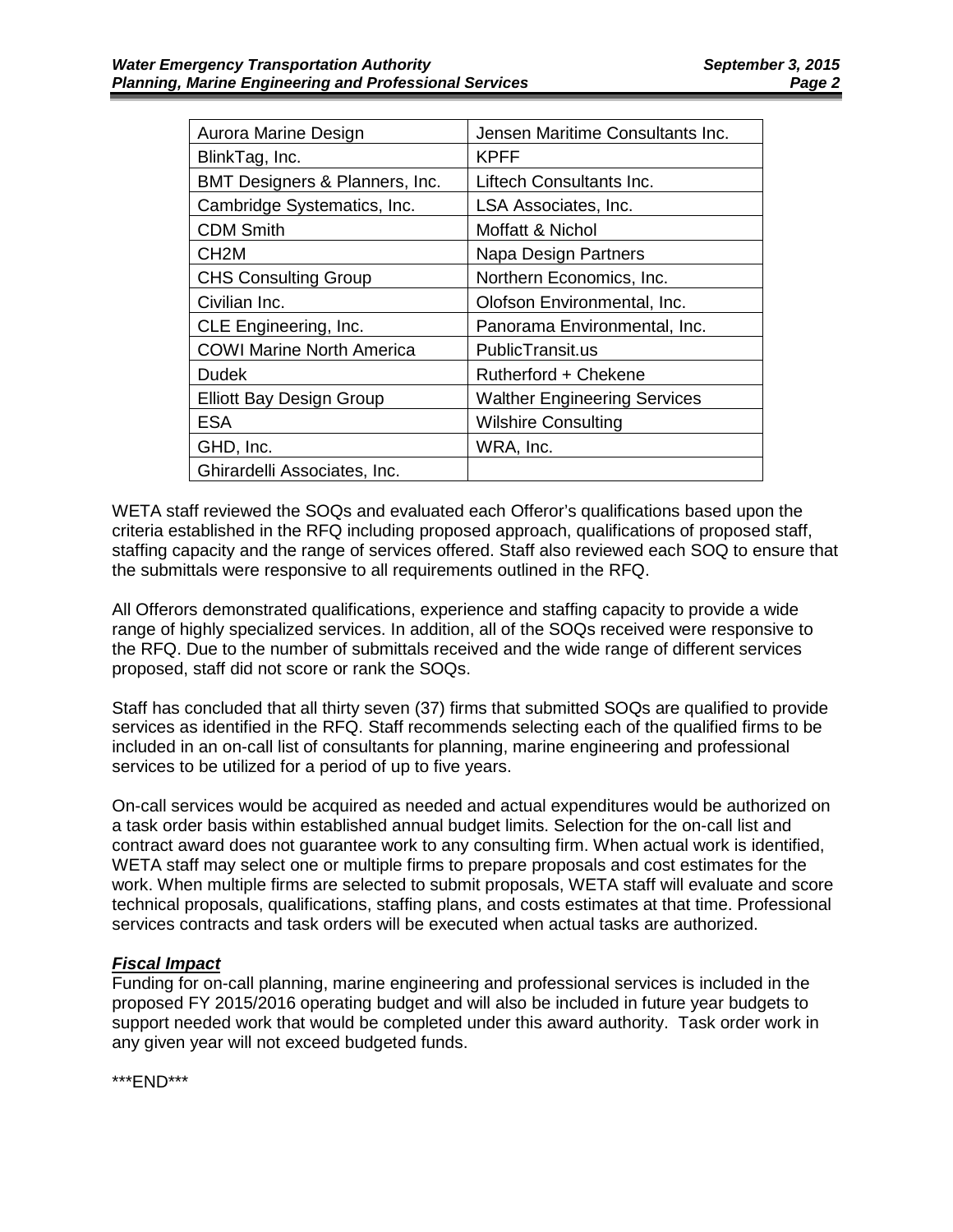| Aurora Marine Design | Jensen Maritime Consultants Inc. |
|---|---|
| BlinkTag, Inc. | KPFF |
| BMT Designers & Planners, Inc. | Liftech Consultants Inc. |
| Cambridge Systematics, Inc. | LSA Associates, Inc. |
| CDM Smith | Moffatt & Nichol |
| CH2M | Napa Design Partners |
| CHS Consulting Group | Northern Economics, Inc. |
| Civilian Inc. | Olofson Environmental, Inc. |
| CLE Engineering, Inc. | Panorama Environmental, Inc. |
| COWI Marine North America | PublicTransit.us |
| Dudek | Rutherford + Chekene |
| Elliott Bay Design Group | Walther Engineering Services |
| ESA | Wilshire Consulting |
| GHD, Inc. | WRA, Inc. |
| Ghirardelli Associates, Inc. | |

WETA staff reviewed the SOQs and evaluated each Offeror's qualifications based upon the criteria established in the RFQ including proposed approach, qualifications of proposed staff, staffing capacity and the range of services offered. Staff also reviewed each SOQ to ensure that the submittals were responsive to all requirements outlined in the RFQ.

All Offerors demonstrated qualifications, experience and staffing capacity to provide a wide range of highly specialized services. In addition, all of the SOQs received were responsive to the RFQ. Due to the number of submittals received and the wide range of different services proposed, staff did not score or rank the SOQs.

Staff has concluded that all thirty seven (37) firms that submitted SOQs are qualified to provide services as identified in the RFQ. Staff recommends selecting each of the qualified firms to be included in an on-call list of consultants for planning, marine engineering and professional services to be utilized for a period of up to five years.

On-call services would be acquired as needed and actual expenditures would be authorized on a task order basis within established annual budget limits. Selection for the on-call list and contract award does not guarantee work to any consulting firm. When actual work is identified, WETA staff may select one or multiple firms to prepare proposals and cost estimates for the work. When multiple firms are selected to submit proposals, WETA staff will evaluate and score technical proposals, qualifications, staffing plans, and costs estimates at that time. Professional services contracts and task orders will be executed when actual tasks are authorized.

***Fiscal Impact***

Funding for on-call planning, marine engineering and professional services is included in the proposed FY 2015/2016 operating budget and will also be included in future year budgets to support needed work that would be completed under this award authority. Task order work in any given year will not exceed budgeted funds.

\*\*\*END\*\*\*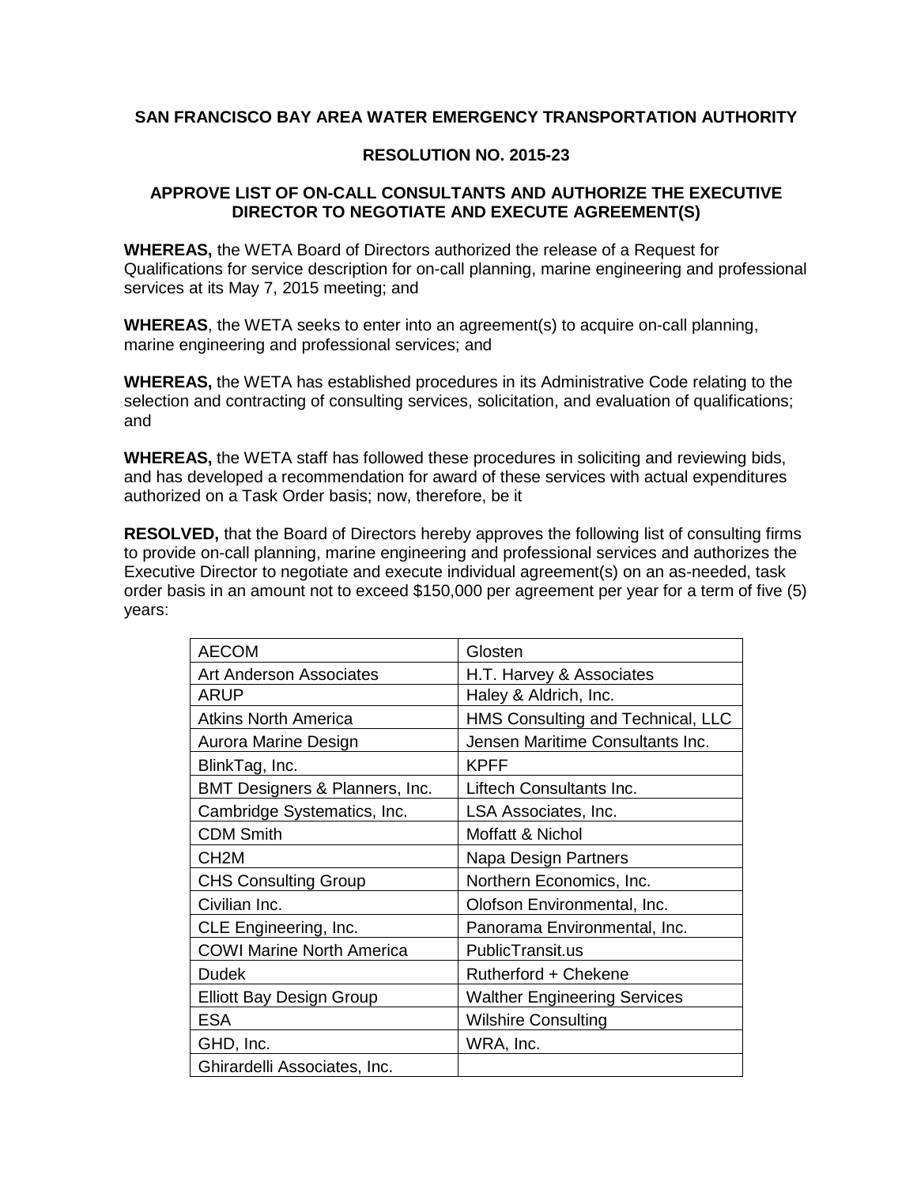**SAN FRANCISCO BAY AREA WATER EMERGENCY TRANSPORTATION AUTHORITY**

**RESOLUTION NO. 2015-23**

**APPROVE LIST OF ON-CALL CONSULTANTS AND AUTHORIZE THE EXECUTIVE DIRECTOR TO NEGOTIATE AND EXECUTE AGREEMENT(S)**

**WHEREAS,** the WETA Board of Directors authorized the release of a Request for Qualifications for service description for on-call planning, marine engineering and professional services at its May 7, 2015 meeting; and

**WHEREAS**, the WETA seeks to enter into an agreement(s) to acquire on-call planning, marine engineering and professional services; and

**WHEREAS,** the WETA has established procedures in its Administrative Code relating to the selection and contracting of consulting services, solicitation, and evaluation of qualifications; and

**WHEREAS,** the WETA staff has followed these procedures in soliciting and reviewing bids, and has developed a recommendation for award of these services with actual expenditures authorized on a Task Order basis; now, therefore, be it

**RESOLVED,** that the Board of Directors hereby approves the following list of consulting firms to provide on-call planning, marine engineering and professional services and authorizes the Executive Director to negotiate and execute individual agreement(s) on an as-needed, task order basis in an amount not to exceed $150,000 per agreement per year for a term of five (5) years:

| | |
|---|---|
| AECOM | Glosten |
| Art Anderson Associates | H.T. Harvey & Associates |
| ARUP | Haley & Aldrich, Inc. |
| Atkins North America | HMS Consulting and Technical, LLC |
| Aurora Marine Design | Jensen Maritime Consultants Inc. |
| BlinkTag, Inc. | KPFF |
| BMT Designers & Planners, Inc. | Liftech Consultants Inc. |
| Cambridge Systematics, Inc. | LSA Associates, Inc. |
| CDM Smith | Moffatt & Nichol |
| CH2M | Napa Design Partners |
| CHS Consulting Group | Northern Economics, Inc. |
| Civilian Inc. | Olofson Environmental, Inc. |
| CLE Engineering, Inc. | Panorama Environmental, Inc. |
| COWI Marine North America | PublicTransit.us |
| Dudek | Rutherford + Chekene |
| Elliott Bay Design Group | Walther Engineering Services |
| ESA | Wilshire Consulting |
| GHD, Inc. | WRA, Inc. |
| Ghirardelli Associates, Inc. | |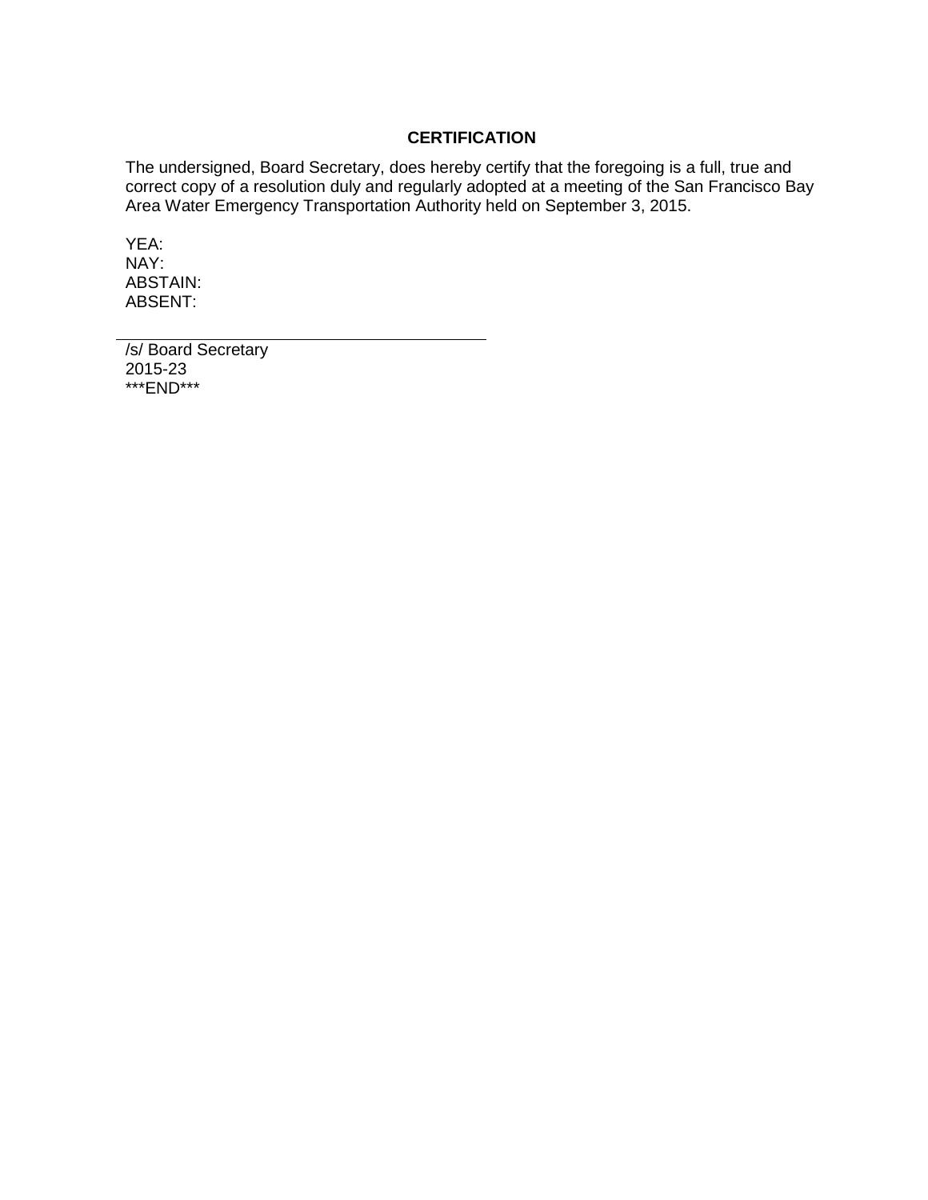## CERTIFICATION

The undersigned, Board Secretary, does hereby certify that the foregoing is a full, true and correct copy of a resolution duly and regularly adopted at a meeting of the San Francisco Bay Area Water Emergency Transportation Authority held on September 3, 2015.

YEA:
NAY:
ABSTAIN:
ABSENT:

---

/s/ Board Secretary
2015-23
***END***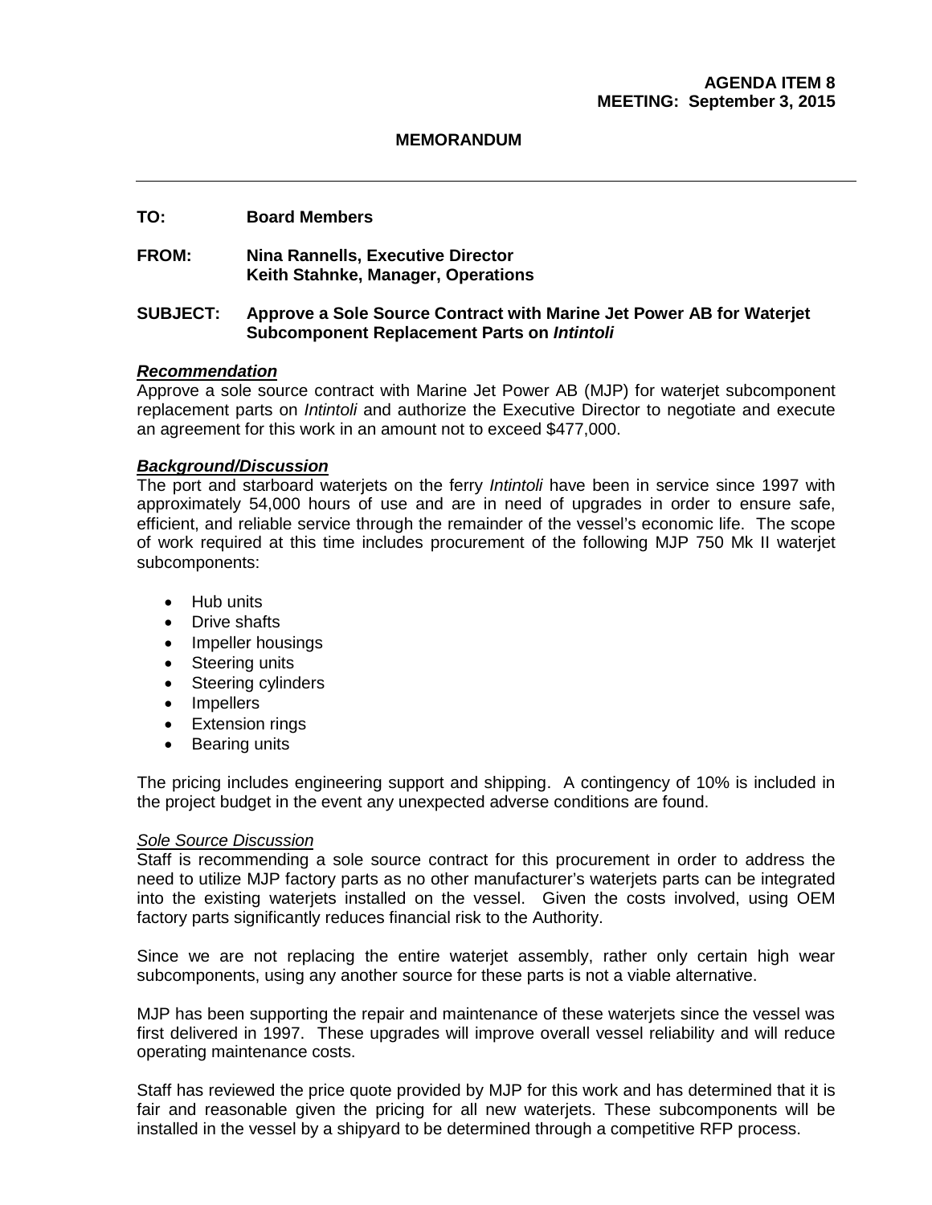**AGENDA ITEM 8**
**MEETING: September 3, 2015**

**MEMORANDUM**

---

**TO:** Board Members

**FROM:** Nina Rannells, Executive Director
Keith Stahnke, Manager, Operations

**SUBJECT:** Approve a Sole Source Contract with Marine Jet Power AB for Waterjet Subcomponent Replacement Parts on *Intintoli*

***Recommendation***

Approve a sole source contract with Marine Jet Power AB (MJP) for waterjet subcomponent replacement parts on *Intintoli* and authorize the Executive Director to negotiate and execute an agreement for this work in an amount not to exceed $477,000.

***Background/Discussion***

The port and starboard waterjets on the ferry *Intintoli* have been in service since 1997 with approximately 54,000 hours of use and are in need of upgrades in order to ensure safe, efficient, and reliable service through the remainder of the vessel's economic life. The scope of work required at this time includes procurement of the following MJP 750 Mk II waterjet subcomponents:

- Hub units
- Drive shafts
- Impeller housings
- Steering units
- Steering cylinders
- Impellers
- Extension rings
- Bearing units

The pricing includes engineering support and shipping. A contingency of 10% is included in the project budget in the event any unexpected adverse conditions are found.

*Sole Source Discussion*

Staff is recommending a sole source contract for this procurement in order to address the need to utilize MJP factory parts as no other manufacturer's waterjets parts can be integrated into the existing waterjets installed on the vessel. Given the costs involved, using OEM factory parts significantly reduces financial risk to the Authority.

Since we are not replacing the entire waterjet assembly, rather only certain high wear subcomponents, using any another source for these parts is not a viable alternative.

MJP has been supporting the repair and maintenance of these waterjets since the vessel was first delivered in 1997. These upgrades will improve overall vessel reliability and will reduce operating maintenance costs.

Staff has reviewed the price quote provided by MJP for this work and has determined that it is fair and reasonable given the pricing for all new waterjets. These subcomponents will be installed in the vessel by a shipyard to be determined through a competitive RFP process.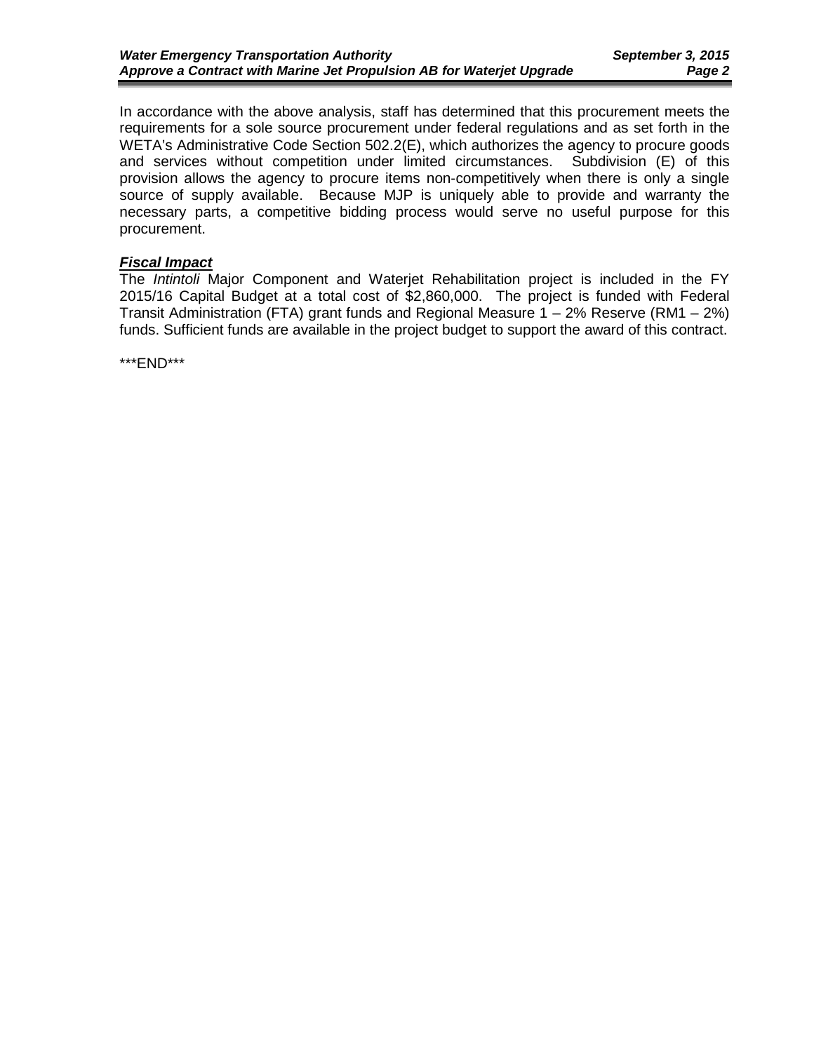In accordance with the above analysis, staff has determined that this procurement meets the requirements for a sole source procurement under federal regulations and as set forth in the WETA's Administrative Code Section 502.2(E), which authorizes the agency to procure goods and services without competition under limited circumstances. Subdivision (E) of this provision allows the agency to procure items non-competitively when there is only a single source of supply available. Because MJP is uniquely able to provide and warranty the necessary parts, a competitive bidding process would serve no useful purpose for this procurement.

***Fiscal Impact***

The *Intintoli* Major Component and Waterjet Rehabilitation project is included in the FY 2015/16 Capital Budget at a total cost of $2,860,000. The project is funded with Federal Transit Administration (FTA) grant funds and Regional Measure 1 – 2% Reserve (RM1 – 2%) funds. Sufficient funds are available in the project budget to support the award of this contract.

***END***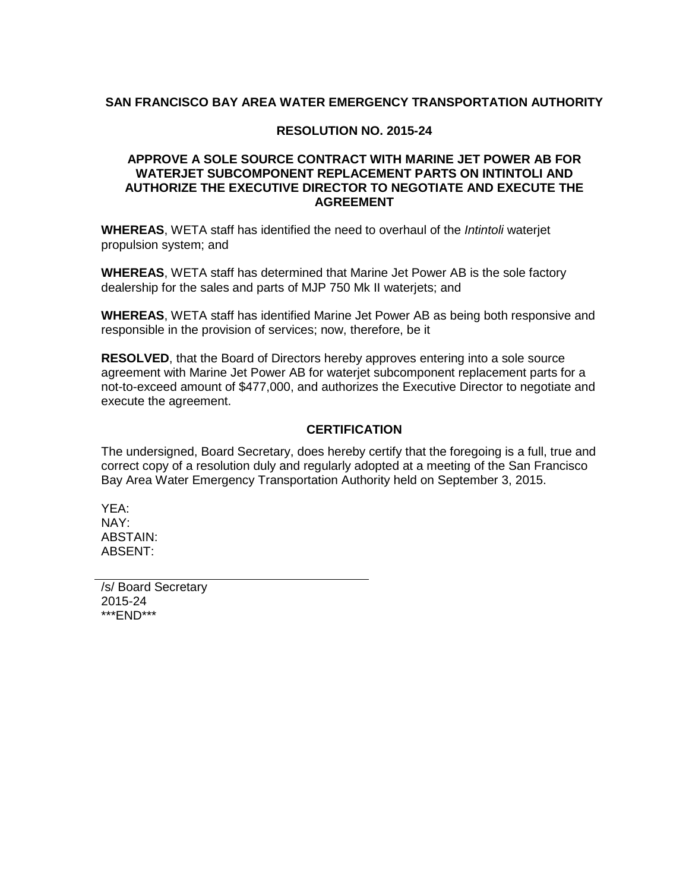**SAN FRANCISCO BAY AREA WATER EMERGENCY TRANSPORTATION AUTHORITY**

**RESOLUTION NO. 2015-24**

**APPROVE A SOLE SOURCE CONTRACT WITH MARINE JET POWER AB FOR WATERJET SUBCOMPONENT REPLACEMENT PARTS ON INTINTOLI AND AUTHORIZE THE EXECUTIVE DIRECTOR TO NEGOTIATE AND EXECUTE THE AGREEMENT**

**WHEREAS**, WETA staff has identified the need to overhaul of the *Intintoli* waterjet propulsion system; and

**WHEREAS**, WETA staff has determined that Marine Jet Power AB is the sole factory dealership for the sales and parts of MJP 750 Mk II waterjets; and

**WHEREAS**, WETA staff has identified Marine Jet Power AB as being both responsive and responsible in the provision of services; now, therefore, be it

**RESOLVED**, that the Board of Directors hereby approves entering into a sole source agreement with Marine Jet Power AB for waterjet subcomponent replacement parts for a not-to-exceed amount of $477,000, and authorizes the Executive Director to negotiate and execute the agreement.

**CERTIFICATION**

The undersigned, Board Secretary, does hereby certify that the foregoing is a full, true and correct copy of a resolution duly and regularly adopted at a meeting of the San Francisco Bay Area Water Emergency Transportation Authority held on September 3, 2015.

YEA:  
NAY:  
ABSTAIN:  
ABSENT:

---

/s/ Board Secretary  
2015-24  
\*\*\*END\*\*\*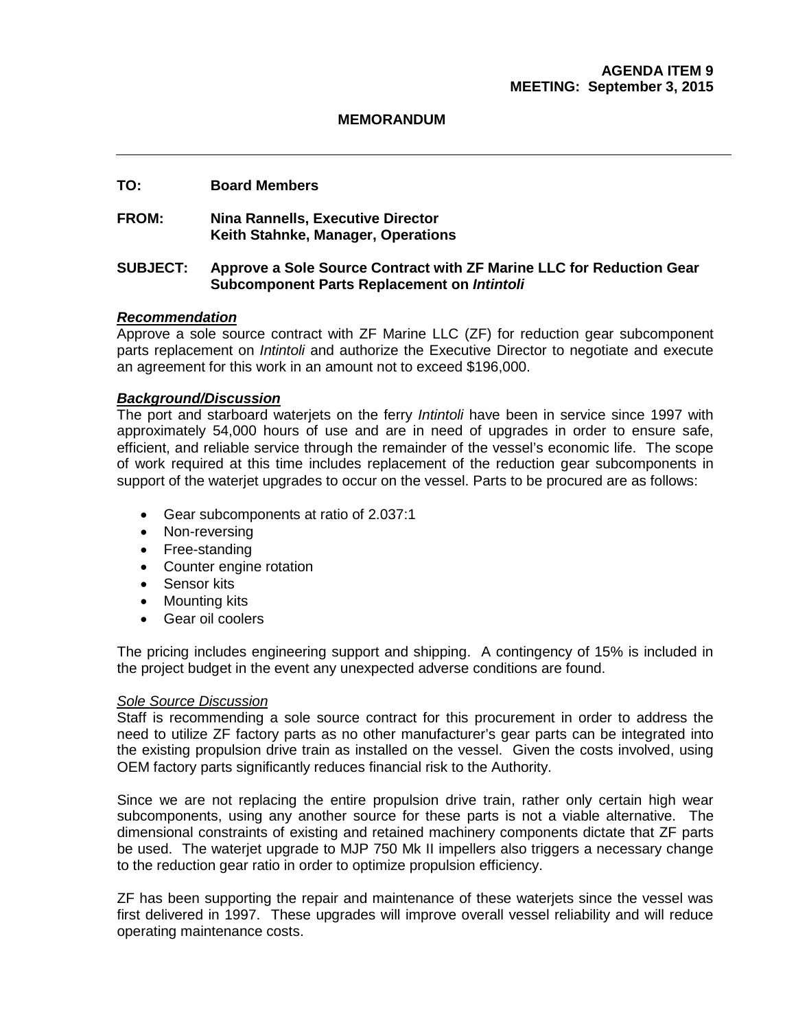**AGENDA ITEM 9**
**MEETING: September 3, 2015**

**MEMORANDUM**

---

**TO:** **Board Members**

**FROM:** **Nina Rannells, Executive Director**
**Keith Stahnke, Manager, Operations**

**SUBJECT:** **Approve a Sole Source Contract with ZF Marine LLC for Reduction Gear Subcomponent Parts Replacement on *Intintoli***

***Recommendation***

Approve a sole source contract with ZF Marine LLC (ZF) for reduction gear subcomponent parts replacement on *Intintoli* and authorize the Executive Director to negotiate and execute an agreement for this work in an amount not to exceed $196,000.

***Background/Discussion***

The port and starboard waterjets on the ferry *Intintoli* have been in service since 1997 with approximately 54,000 hours of use and are in need of upgrades in order to ensure safe, efficient, and reliable service through the remainder of the vessel's economic life. The scope of work required at this time includes replacement of the reduction gear subcomponents in support of the waterjet upgrades to occur on the vessel. Parts to be procured are as follows:

- Gear subcomponents at ratio of 2.037:1
- Non-reversing
- Free-standing
- Counter engine rotation
- Sensor kits
- Mounting kits
- Gear oil coolers

The pricing includes engineering support and shipping. A contingency of 15% is included in the project budget in the event any unexpected adverse conditions are found.

*Sole Source Discussion*

Staff is recommending a sole source contract for this procurement in order to address the need to utilize ZF factory parts as no other manufacturer's gear parts can be integrated into the existing propulsion drive train as installed on the vessel. Given the costs involved, using OEM factory parts significantly reduces financial risk to the Authority.

Since we are not replacing the entire propulsion drive train, rather only certain high wear subcomponents, using any another source for these parts is not a viable alternative. The dimensional constraints of existing and retained machinery components dictate that ZF parts be used. The waterjet upgrade to MJP 750 Mk II impellers also triggers a necessary change to the reduction gear ratio in order to optimize propulsion efficiency.

ZF has been supporting the repair and maintenance of these waterjets since the vessel was first delivered in 1997. These upgrades will improve overall vessel reliability and will reduce operating maintenance costs.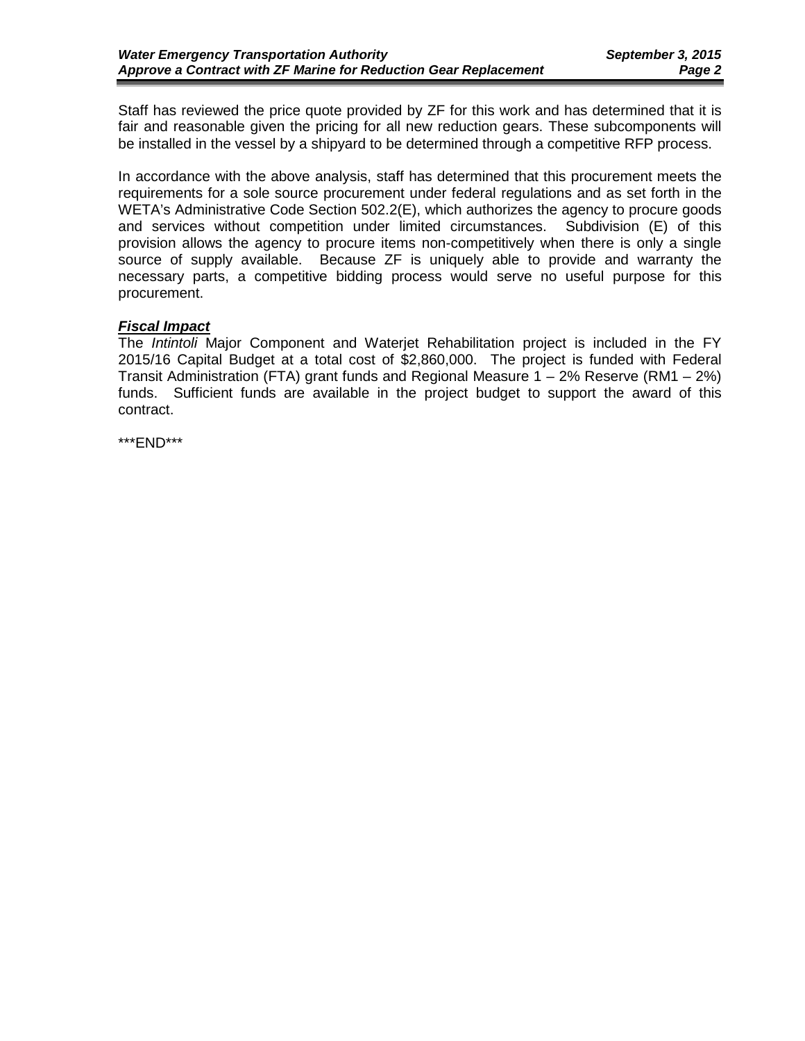Staff has reviewed the price quote provided by ZF for this work and has determined that it is fair and reasonable given the pricing for all new reduction gears. These subcomponents will be installed in the vessel by a shipyard to be determined through a competitive RFP process.

In accordance with the above analysis, staff has determined that this procurement meets the requirements for a sole source procurement under federal regulations and as set forth in the WETA's Administrative Code Section 502.2(E), which authorizes the agency to procure goods and services without competition under limited circumstances. Subdivision (E) of this provision allows the agency to procure items non-competitively when there is only a single source of supply available. Because ZF is uniquely able to provide and warranty the necessary parts, a competitive bidding process would serve no useful purpose for this procurement.

***<u>Fiscal Impact</u>***

The *Intintoli* Major Component and Waterjet Rehabilitation project is included in the FY 2015/16 Capital Budget at a total cost of $2,860,000. The project is funded with Federal Transit Administration (FTA) grant funds and Regional Measure 1 – 2% Reserve (RM1 – 2%) funds. Sufficient funds are available in the project budget to support the award of this contract.

***END***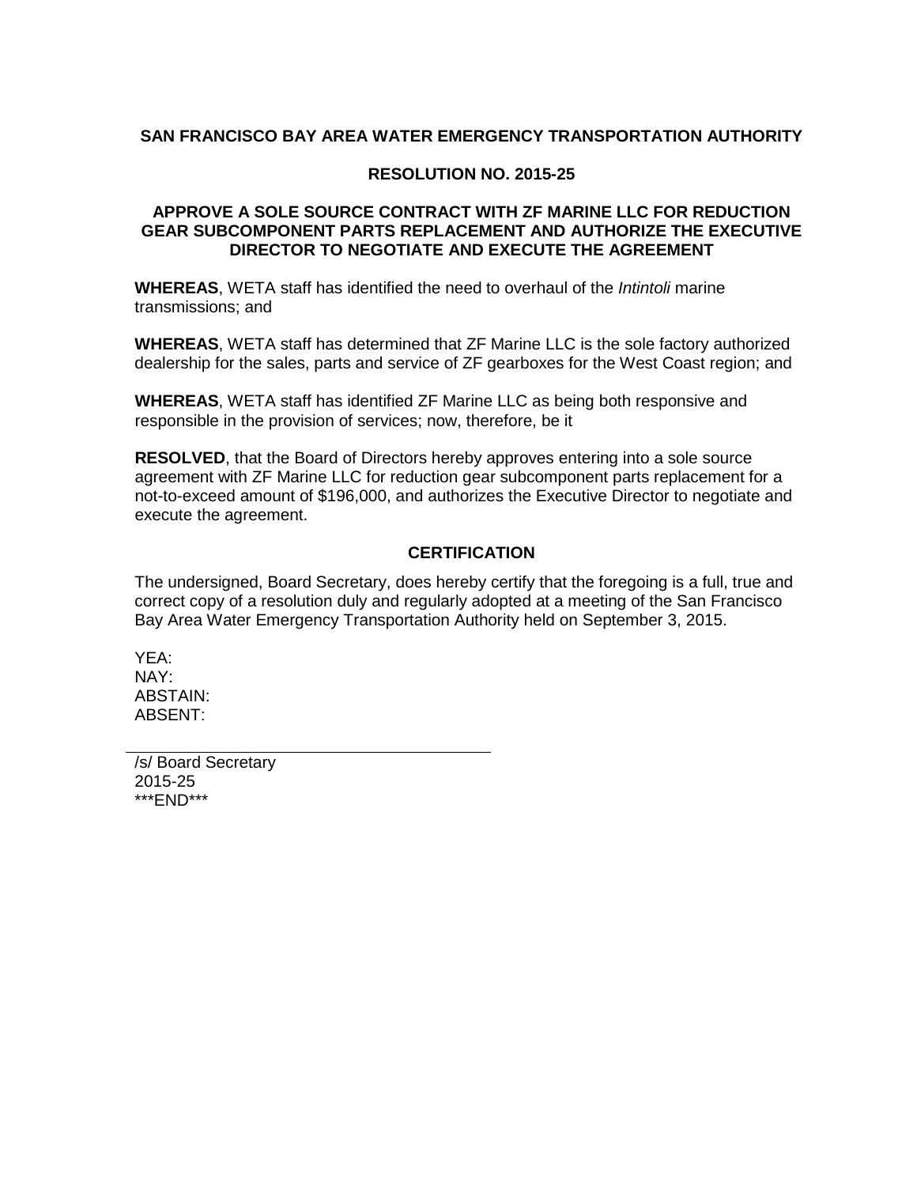**SAN FRANCISCO BAY AREA WATER EMERGENCY TRANSPORTATION AUTHORITY**

**RESOLUTION NO. 2015-25**

**APPROVE A SOLE SOURCE CONTRACT WITH ZF MARINE LLC FOR REDUCTION GEAR SUBCOMPONENT PARTS REPLACEMENT AND AUTHORIZE THE EXECUTIVE DIRECTOR TO NEGOTIATE AND EXECUTE THE AGREEMENT**

**WHEREAS**, WETA staff has identified the need to overhaul of the *Intintoli* marine transmissions; and

**WHEREAS**, WETA staff has determined that ZF Marine LLC is the sole factory authorized dealership for the sales, parts and service of ZF gearboxes for the West Coast region; and

**WHEREAS**, WETA staff has identified ZF Marine LLC as being both responsive and responsible in the provision of services; now, therefore, be it

**RESOLVED**, that the Board of Directors hereby approves entering into a sole source agreement with ZF Marine LLC for reduction gear subcomponent parts replacement for a not-to-exceed amount of $196,000, and authorizes the Executive Director to negotiate and execute the agreement.

**CERTIFICATION**

The undersigned, Board Secretary, does hereby certify that the foregoing is a full, true and correct copy of a resolution duly and regularly adopted at a meeting of the San Francisco Bay Area Water Emergency Transportation Authority held on September 3, 2015.

YEA:
NAY:
ABSTAIN:
ABSENT:

/s/ Board Secretary
2015-25
\*\*\*END\*\*\*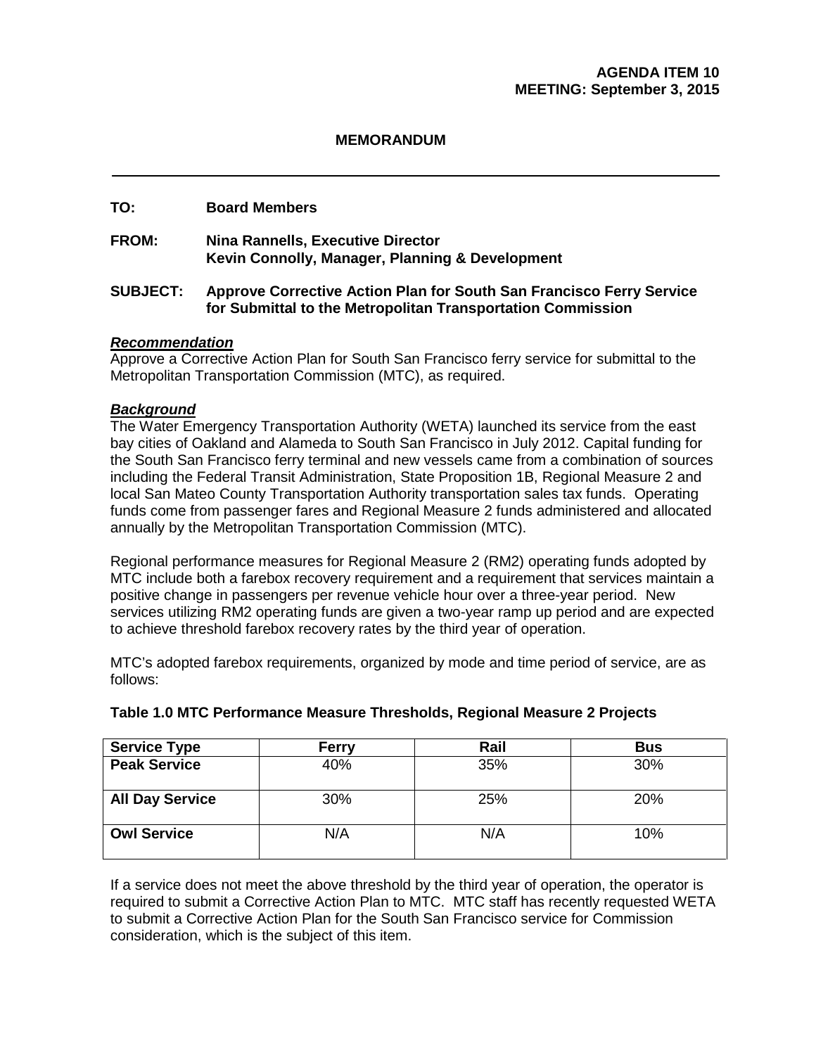**AGENDA ITEM 10**
**MEETING: September 3, 2015**

**MEMORANDUM**

---

**TO:** Board Members

**FROM:** Nina Rannells, Executive Director
Kevin Connolly, Manager, Planning & Development

**SUBJECT:** Approve Corrective Action Plan for South San Francisco Ferry Service for Submittal to the Metropolitan Transportation Commission

***Recommendation***

Approve a Corrective Action Plan for South San Francisco ferry service for submittal to the Metropolitan Transportation Commission (MTC), as required.

***Background***

The Water Emergency Transportation Authority (WETA) launched its service from the east bay cities of Oakland and Alameda to South San Francisco in July 2012. Capital funding for the South San Francisco ferry terminal and new vessels came from a combination of sources including the Federal Transit Administration, State Proposition 1B, Regional Measure 2 and local San Mateo County Transportation Authority transportation sales tax funds. Operating funds come from passenger fares and Regional Measure 2 funds administered and allocated annually by the Metropolitan Transportation Commission (MTC).

Regional performance measures for Regional Measure 2 (RM2) operating funds adopted by MTC include both a farebox recovery requirement and a requirement that services maintain a positive change in passengers per revenue vehicle hour over a three-year period. New services utilizing RM2 operating funds are given a two-year ramp up period and are expected to achieve threshold farebox recovery rates by the third year of operation.

MTC's adopted farebox requirements, organized by mode and time period of service, are as follows:

**Table 1.0 MTC Performance Measure Thresholds, Regional Measure 2 Projects**

| Service Type | Ferry | Rail | Bus |
|---|---|---|---|
| **Peak Service** | 40% | 35% | 30% |
| **All Day Service** | 30% | 25% | 20% |
| **Owl Service** | N/A | N/A | 10% |

If a service does not meet the above threshold by the third year of operation, the operator is required to submit a Corrective Action Plan to MTC. MTC staff has recently requested WETA to submit a Corrective Action Plan for the South San Francisco service for Commission consideration, which is the subject of this item.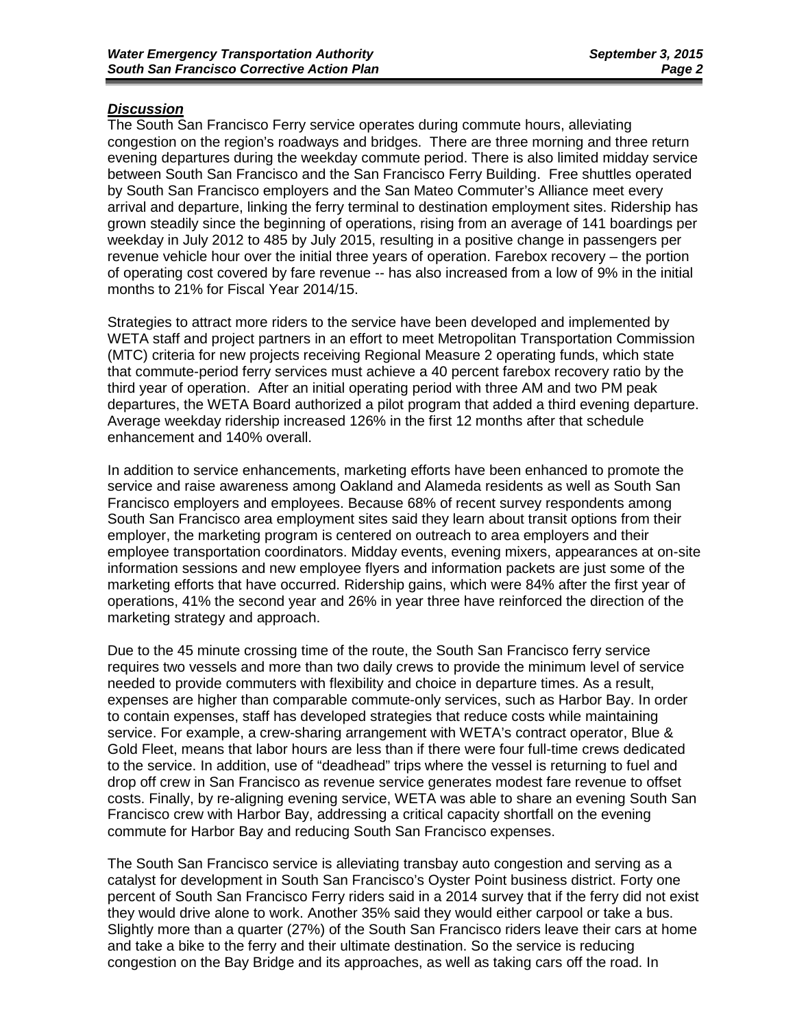***Discussion***

The South San Francisco Ferry service operates during commute hours, alleviating congestion on the region's roadways and bridges. There are three morning and three return evening departures during the weekday commute period. There is also limited midday service between South San Francisco and the San Francisco Ferry Building. Free shuttles operated by South San Francisco employers and the San Mateo Commuter's Alliance meet every arrival and departure, linking the ferry terminal to destination employment sites. Ridership has grown steadily since the beginning of operations, rising from an average of 141 boardings per weekday in July 2012 to 485 by July 2015, resulting in a positive change in passengers per revenue vehicle hour over the initial three years of operation. Farebox recovery – the portion of operating cost covered by fare revenue -- has also increased from a low of 9% in the initial months to 21% for Fiscal Year 2014/15.

Strategies to attract more riders to the service have been developed and implemented by WETA staff and project partners in an effort to meet Metropolitan Transportation Commission (MTC) criteria for new projects receiving Regional Measure 2 operating funds, which state that commute-period ferry services must achieve a 40 percent farebox recovery ratio by the third year of operation. After an initial operating period with three AM and two PM peak departures, the WETA Board authorized a pilot program that added a third evening departure. Average weekday ridership increased 126% in the first 12 months after that schedule enhancement and 140% overall.

In addition to service enhancements, marketing efforts have been enhanced to promote the service and raise awareness among Oakland and Alameda residents as well as South San Francisco employers and employees. Because 68% of recent survey respondents among South San Francisco area employment sites said they learn about transit options from their employer, the marketing program is centered on outreach to area employers and their employee transportation coordinators. Midday events, evening mixers, appearances at on-site information sessions and new employee flyers and information packets are just some of the marketing efforts that have occurred. Ridership gains, which were 84% after the first year of operations, 41% the second year and 26% in year three have reinforced the direction of the marketing strategy and approach.

Due to the 45 minute crossing time of the route, the South San Francisco ferry service requires two vessels and more than two daily crews to provide the minimum level of service needed to provide commuters with flexibility and choice in departure times. As a result, expenses are higher than comparable commute-only services, such as Harbor Bay. In order to contain expenses, staff has developed strategies that reduce costs while maintaining service. For example, a crew-sharing arrangement with WETA's contract operator, Blue & Gold Fleet, means that labor hours are less than if there were four full-time crews dedicated to the service. In addition, use of "deadhead" trips where the vessel is returning to fuel and drop off crew in San Francisco as revenue service generates modest fare revenue to offset costs. Finally, by re-aligning evening service, WETA was able to share an evening South San Francisco crew with Harbor Bay, addressing a critical capacity shortfall on the evening commute for Harbor Bay and reducing South San Francisco expenses.

The South San Francisco service is alleviating transbay auto congestion and serving as a catalyst for development in South San Francisco's Oyster Point business district. Forty one percent of South San Francisco Ferry riders said in a 2014 survey that if the ferry did not exist they would drive alone to work. Another 35% said they would either carpool or take a bus. Slightly more than a quarter (27%) of the South San Francisco riders leave their cars at home and take a bike to the ferry and their ultimate destination. So the service is reducing congestion on the Bay Bridge and its approaches, as well as taking cars off the road. In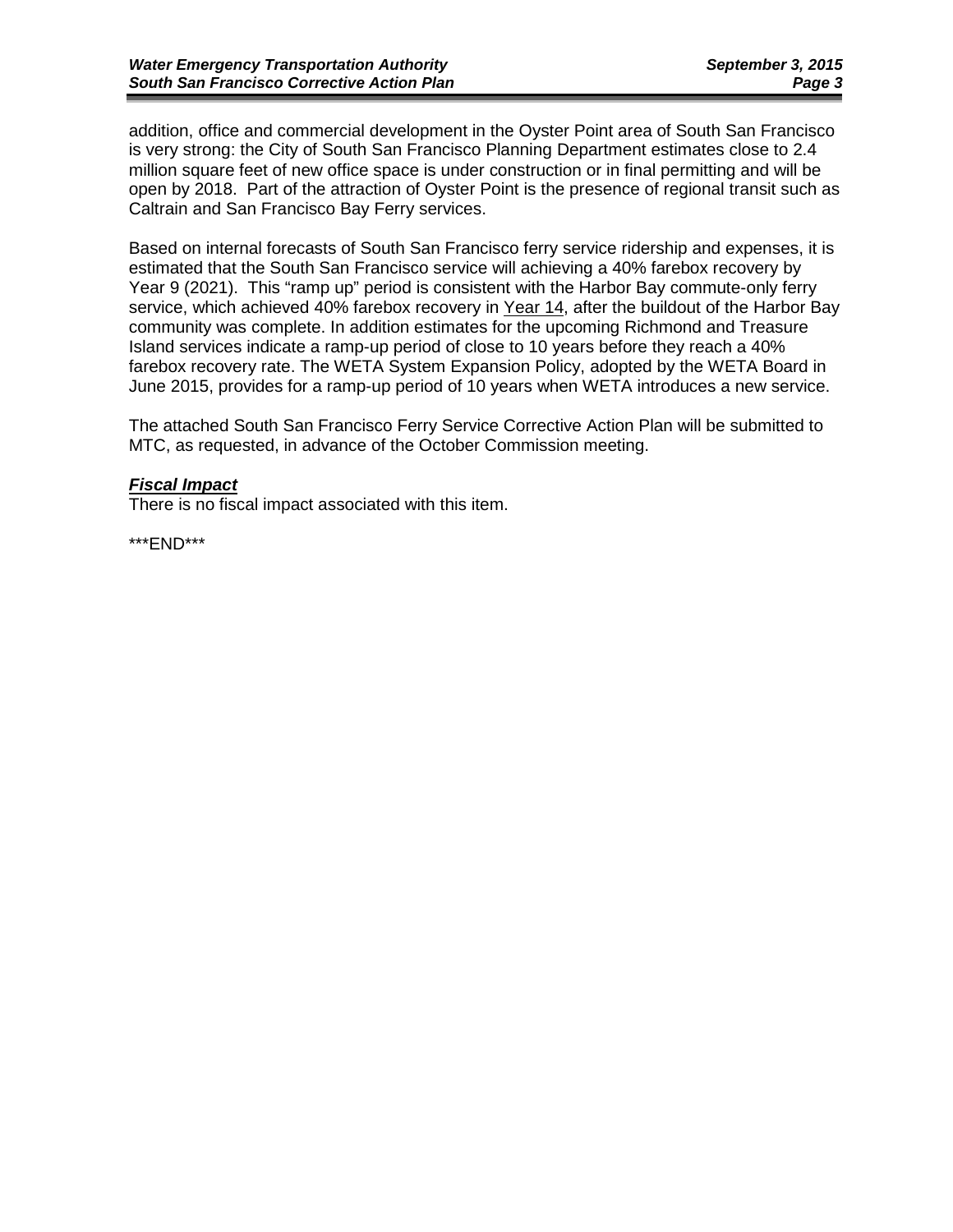addition, office and commercial development in the Oyster Point area of South San Francisco is very strong: the City of South San Francisco Planning Department estimates close to 2.4 million square feet of new office space is under construction or in final permitting and will be open by 2018. Part of the attraction of Oyster Point is the presence of regional transit such as Caltrain and San Francisco Bay Ferry services.

Based on internal forecasts of South San Francisco ferry service ridership and expenses, it is estimated that the South San Francisco service will achieving a 40% farebox recovery by Year 9 (2021). This "ramp up" period is consistent with the Harbor Bay commute-only ferry service, which achieved 40% farebox recovery in <u>Year 14</u>, after the buildout of the Harbor Bay community was complete. In addition estimates for the upcoming Richmond and Treasure Island services indicate a ramp-up period of close to 10 years before they reach a 40% farebox recovery rate. The WETA System Expansion Policy, adopted by the WETA Board in June 2015, provides for a ramp-up period of 10 years when WETA introduces a new service.

The attached South San Francisco Ferry Service Corrective Action Plan will be submitted to MTC, as requested, in advance of the October Commission meeting.

***<u>Fiscal Impact</u>***
There is no fiscal impact associated with this item.

***END***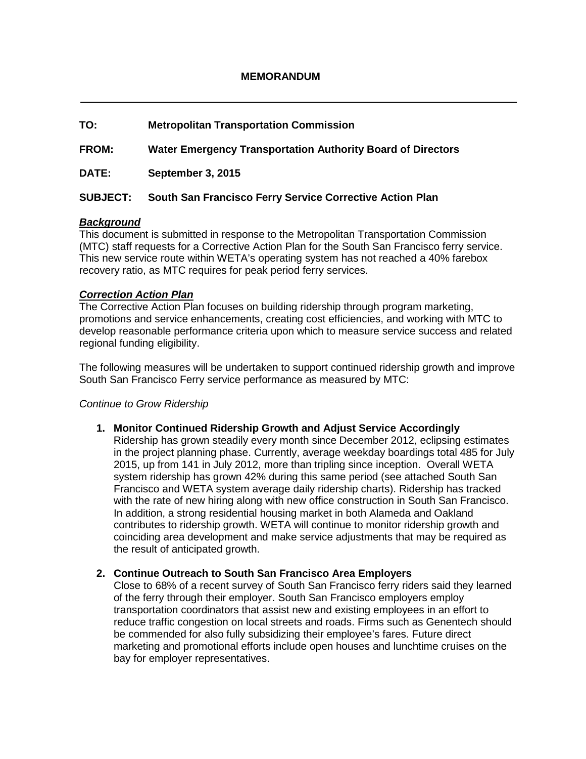# MEMORANDUM

---

**TO:** **Metropolitan Transportation Commission**

**FROM:** **Water Emergency Transportation Authority Board of Directors**

**DATE:** **September 3, 2015**

**SUBJECT:** **South San Francisco Ferry Service Corrective Action Plan**

***Background***

This document is submitted in response to the Metropolitan Transportation Commission (MTC) staff requests for a Corrective Action Plan for the South San Francisco ferry service. This new service route within WETA's operating system has not reached a 40% farebox recovery ratio, as MTC requires for peak period ferry services.

***Correction Action Plan***

The Corrective Action Plan focuses on building ridership through program marketing, promotions and service enhancements, creating cost efficiencies, and working with MTC to develop reasonable performance criteria upon which to measure service success and related regional funding eligibility.

The following measures will be undertaken to support continued ridership growth and improve South San Francisco Ferry service performance as measured by MTC:

*Continue to Grow Ridership*

1. **Monitor Continued Ridership Growth and Adjust Service Accordingly**
   Ridership has grown steadily every month since December 2012, eclipsing estimates in the project planning phase. Currently, average weekday boardings total 485 for July 2015, up from 141 in July 2012, more than tripling since inception. Overall WETA system ridership has grown 42% during this same period (see attached South San Francisco and WETA system average daily ridership charts). Ridership has tracked with the rate of new hiring along with new office construction in South San Francisco. In addition, a strong residential housing market in both Alameda and Oakland contributes to ridership growth. WETA will continue to monitor ridership growth and coinciding area development and make service adjustments that may be required as the result of anticipated growth.

2. **Continue Outreach to South San Francisco Area Employers**
   Close to 68% of a recent survey of South San Francisco ferry riders said they learned of the ferry through their employer. South San Francisco employers employ transportation coordinators that assist new and existing employees in an effort to reduce traffic congestion on local streets and roads. Firms such as Genentech should be commended for also fully subsidizing their employee's fares. Future direct marketing and promotional efforts include open houses and lunchtime cruises on the bay for employer representatives.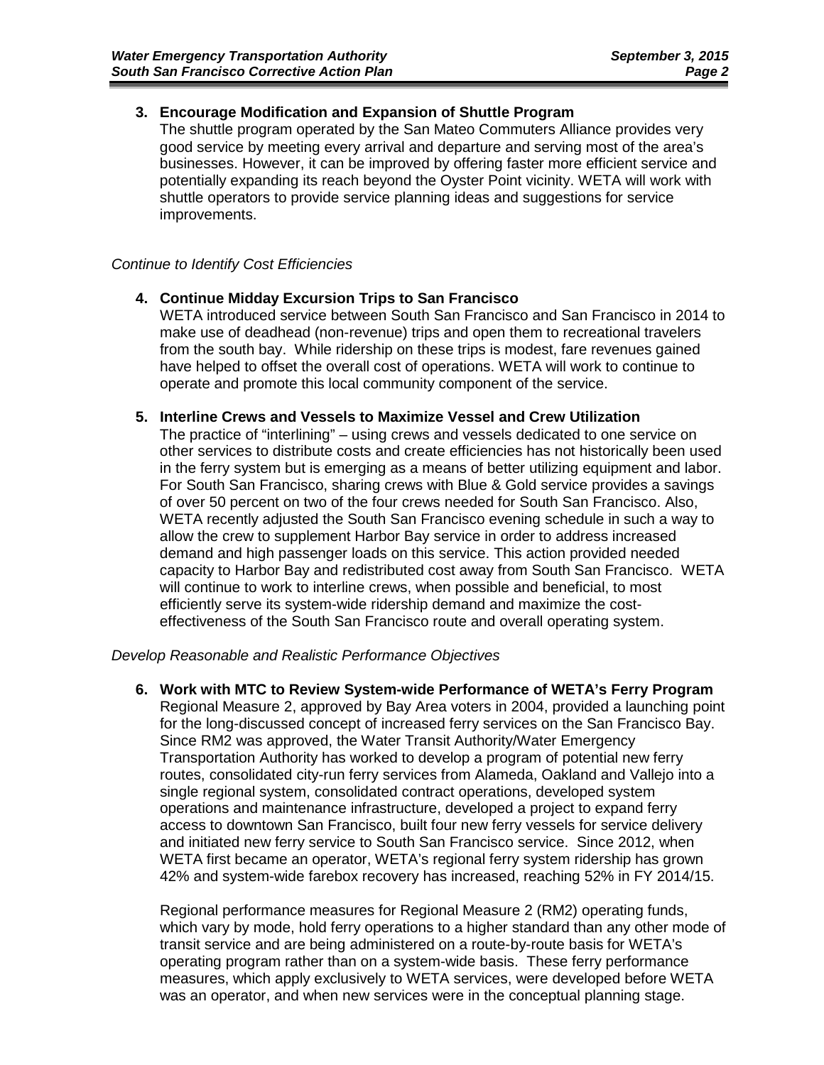**3. Encourage Modification and Expansion of Shuttle Program**

The shuttle program operated by the San Mateo Commuters Alliance provides very good service by meeting every arrival and departure and serving most of the area's businesses. However, it can be improved by offering faster more efficient service and potentially expanding its reach beyond the Oyster Point vicinity. WETA will work with shuttle operators to provide service planning ideas and suggestions for service improvements.

*Continue to Identify Cost Efficiencies*

**4. Continue Midday Excursion Trips to San Francisco**

WETA introduced service between South San Francisco and San Francisco in 2014 to make use of deadhead (non-revenue) trips and open them to recreational travelers from the south bay. While ridership on these trips is modest, fare revenues gained have helped to offset the overall cost of operations. WETA will work to continue to operate and promote this local community component of the service.

**5. Interline Crews and Vessels to Maximize Vessel and Crew Utilization**

The practice of "interlining" – using crews and vessels dedicated to one service on other services to distribute costs and create efficiencies has not historically been used in the ferry system but is emerging as a means of better utilizing equipment and labor. For South San Francisco, sharing crews with Blue & Gold service provides a savings of over 50 percent on two of the four crews needed for South San Francisco. Also, WETA recently adjusted the South San Francisco evening schedule in such a way to allow the crew to supplement Harbor Bay service in order to address increased demand and high passenger loads on this service. This action provided needed capacity to Harbor Bay and redistributed cost away from South San Francisco. WETA will continue to work to interline crews, when possible and beneficial, to most efficiently serve its system-wide ridership demand and maximize the cost-effectiveness of the South San Francisco route and overall operating system.

*Develop Reasonable and Realistic Performance Objectives*

**6. Work with MTC to Review System-wide Performance of WETA's Ferry Program**

Regional Measure 2, approved by Bay Area voters in 2004, provided a launching point for the long-discussed concept of increased ferry services on the San Francisco Bay. Since RM2 was approved, the Water Transit Authority/Water Emergency Transportation Authority has worked to develop a program of potential new ferry routes, consolidated city-run ferry services from Alameda, Oakland and Vallejo into a single regional system, consolidated contract operations, developed system operations and maintenance infrastructure, developed a project to expand ferry access to downtown San Francisco, built four new ferry vessels for service delivery and initiated new ferry service to South San Francisco service. Since 2012, when WETA first became an operator, WETA's regional ferry system ridership has grown 42% and system-wide farebox recovery has increased, reaching 52% in FY 2014/15.

Regional performance measures for Regional Measure 2 (RM2) operating funds, which vary by mode, hold ferry operations to a higher standard than any other mode of transit service and are being administered on a route-by-route basis for WETA's operating program rather than on a system-wide basis. These ferry performance measures, which apply exclusively to WETA services, were developed before WETA was an operator, and when new services were in the conceptual planning stage.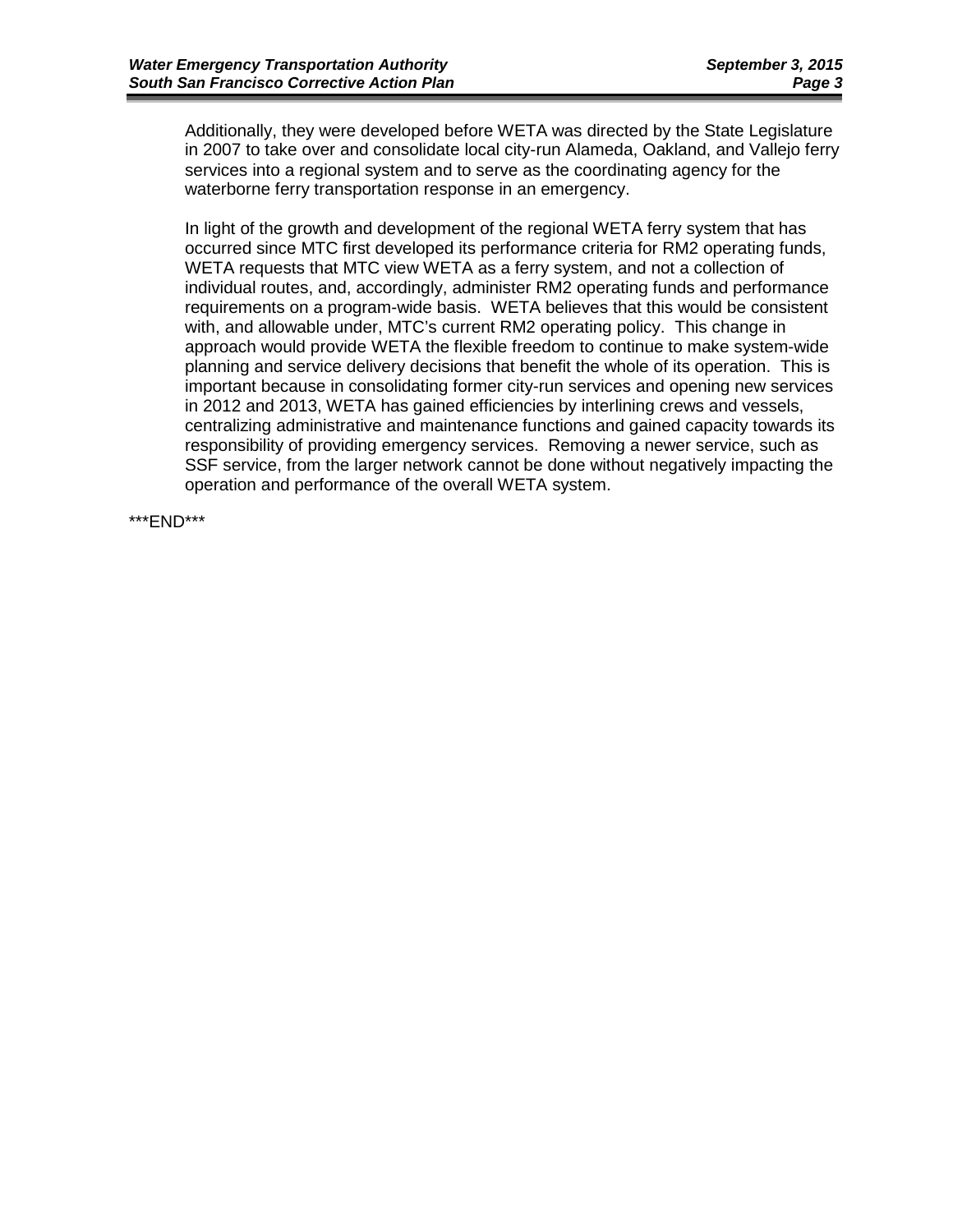Additionally, they were developed before WETA was directed by the State Legislature in 2007 to take over and consolidate local city-run Alameda, Oakland, and Vallejo ferry services into a regional system and to serve as the coordinating agency for the waterborne ferry transportation response in an emergency.

In light of the growth and development of the regional WETA ferry system that has occurred since MTC first developed its performance criteria for RM2 operating funds, WETA requests that MTC view WETA as a ferry system, and not a collection of individual routes, and, accordingly, administer RM2 operating funds and performance requirements on a program-wide basis. WETA believes that this would be consistent with, and allowable under, MTC's current RM2 operating policy. This change in approach would provide WETA the flexible freedom to continue to make system-wide planning and service delivery decisions that benefit the whole of its operation. This is important because in consolidating former city-run services and opening new services in 2012 and 2013, WETA has gained efficiencies by interlining crews and vessels, centralizing administrative and maintenance functions and gained capacity towards its responsibility of providing emergency services. Removing a newer service, such as SSF service, from the larger network cannot be done without negatively impacting the operation and performance of the overall WETA system.

***END***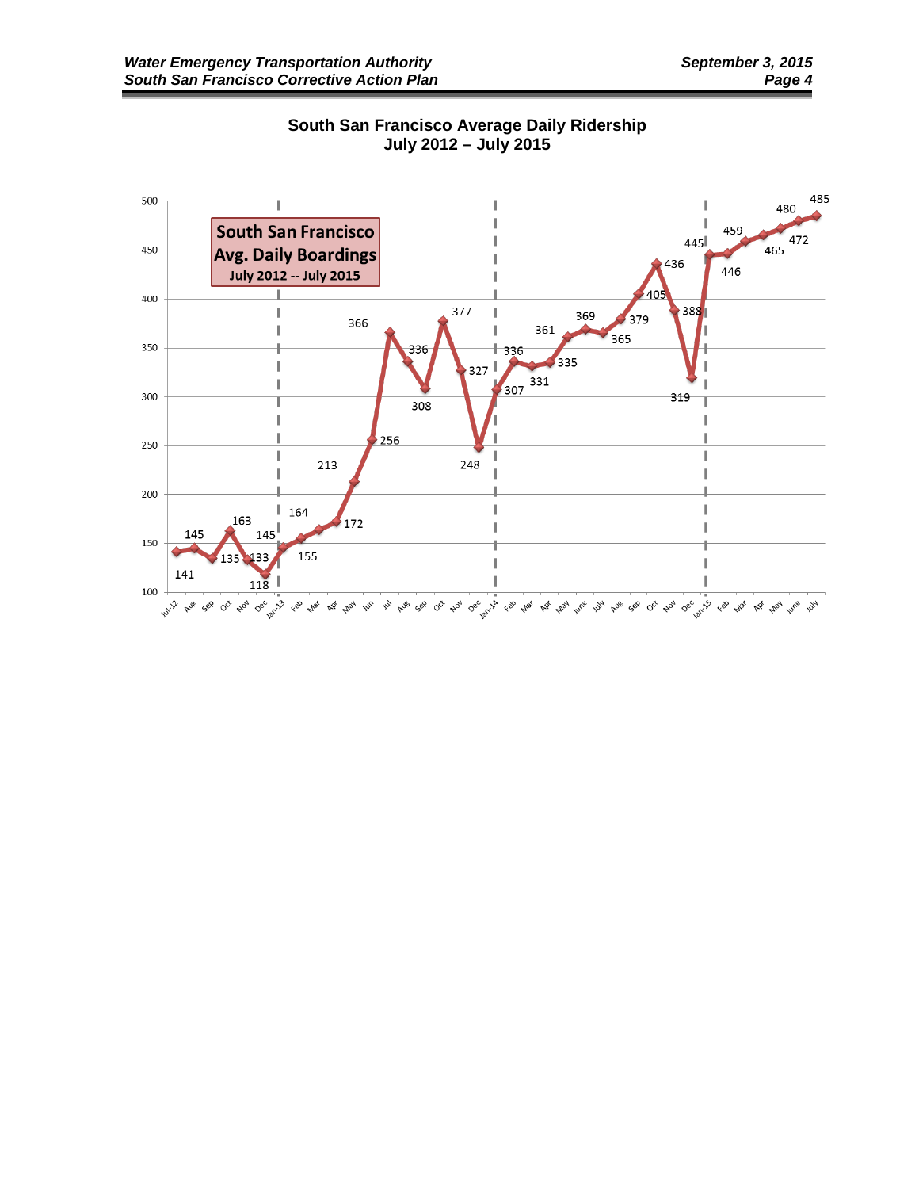**South San Francisco Average Daily Ridership**
**July 2012 – July 2015**

| Month | Avg. Daily Boardings |
|---|---|
| Jul-12 | 141 |
| Aug | 145 |
| Sep | 135 |
| Oct | 163 |
| Nov | 133 |
| Dec | 118 |
| Jan-13 | 145 |
| Feb | 155 |
| Mar | 164 |
| Apr | 172 |
| May | 213 |
| Jun | 256 |
| Jul | 366 |
| Aug | 336 |
| Sep | 308 |
| Oct | 377 |
| Nov | 327 |
| Dec | 248 |
| Jan-14 | 307 |
| Feb | 336 |
| Mar | 331 |
| Apr | 335 |
| May | 361 |
| June | 369 |
| July | 365 |
| Aug | 379 |
| Sep | 405 |
| Oct | 436 |
| Nov | 388 |
| Dec | 319 |
| Jan-15 | 445 |
| Feb | 446 |
| Mar | 459 |
| Apr | 465 |
| May | 472 |
| June | 480 |
| July | 485 |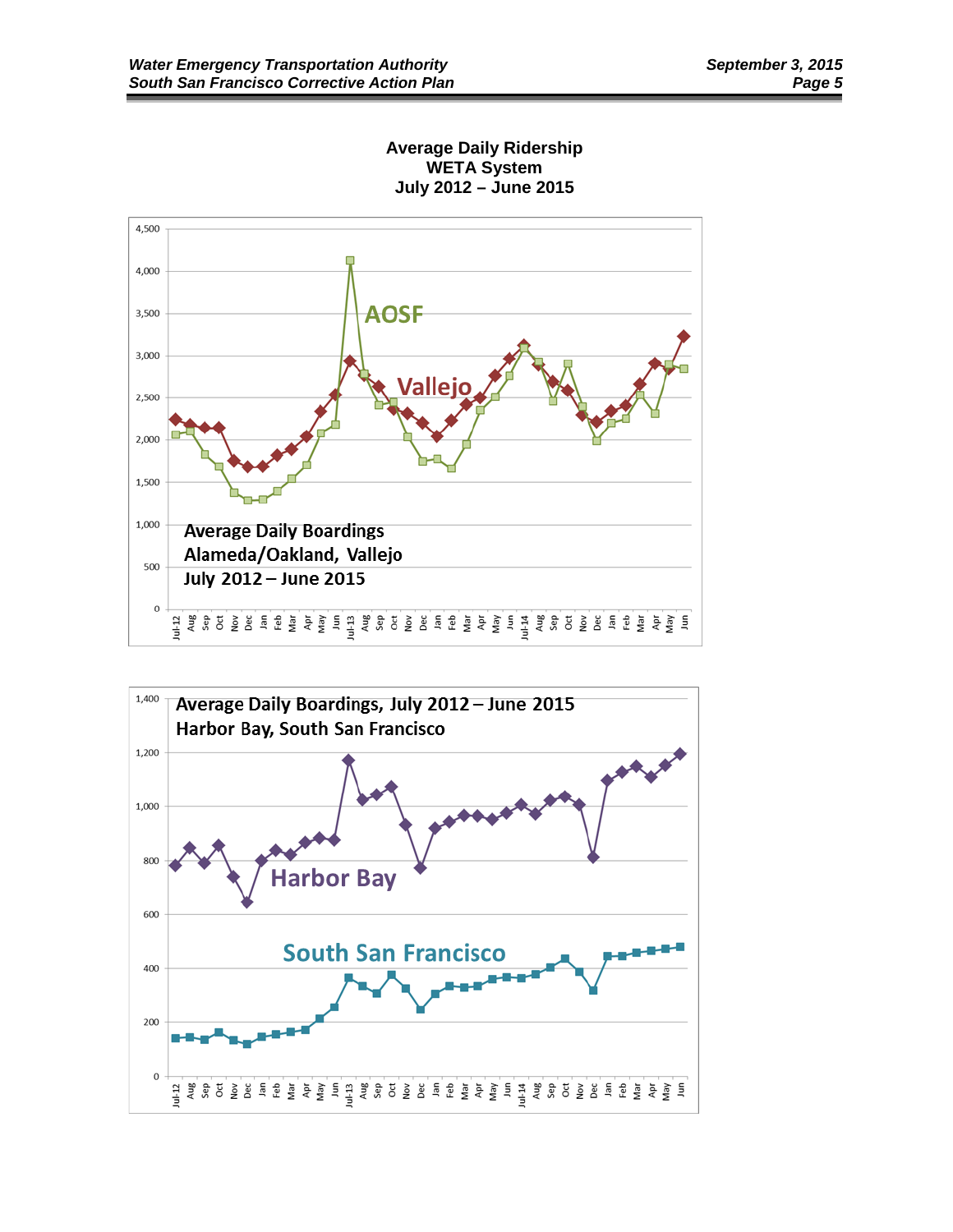**Average Daily Ridership**
**WETA System**
**July 2012 – June 2015**

Average Daily Boardings
Alameda/Oakland, Vallejo
July 2012 – June 2015

AOSF

Vallejo

Average Daily Boardings, July 2012 – June 2015
Harbor Bay, South San Francisco

Harbor Bay

South San Francisco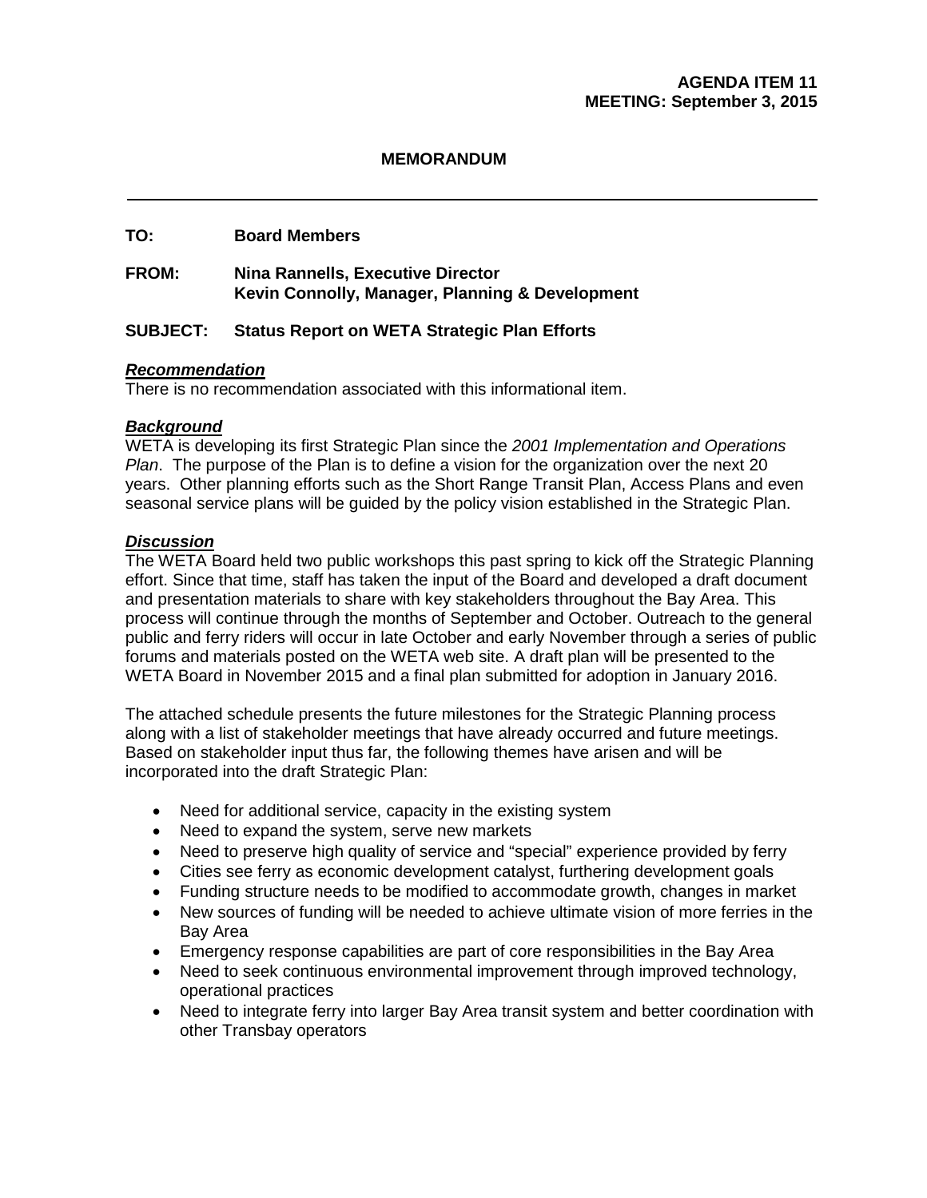**AGENDA ITEM 11**
**MEETING: September 3, 2015**

**MEMORANDUM**

---

**TO:** Board Members

**FROM:** Nina Rannells, Executive Director
Kevin Connolly, Manager, Planning & Development

**SUBJECT: Status Report on WETA Strategic Plan Efforts**

***Recommendation***
There is no recommendation associated with this informational item.

***Background***
WETA is developing its first Strategic Plan since the *2001 Implementation and Operations Plan*. The purpose of the Plan is to define a vision for the organization over the next 20 years. Other planning efforts such as the Short Range Transit Plan, Access Plans and even seasonal service plans will be guided by the policy vision established in the Strategic Plan.

***Discussion***
The WETA Board held two public workshops this past spring to kick off the Strategic Planning effort. Since that time, staff has taken the input of the Board and developed a draft document and presentation materials to share with key stakeholders throughout the Bay Area. This process will continue through the months of September and October. Outreach to the general public and ferry riders will occur in late October and early November through a series of public forums and materials posted on the WETA web site. A draft plan will be presented to the WETA Board in November 2015 and a final plan submitted for adoption in January 2016.

The attached schedule presents the future milestones for the Strategic Planning process along with a list of stakeholder meetings that have already occurred and future meetings. Based on stakeholder input thus far, the following themes have arisen and will be incorporated into the draft Strategic Plan:

- Need for additional service, capacity in the existing system
- Need to expand the system, serve new markets
- Need to preserve high quality of service and "special" experience provided by ferry
- Cities see ferry as economic development catalyst, furthering development goals
- Funding structure needs to be modified to accommodate growth, changes in market
- New sources of funding will be needed to achieve ultimate vision of more ferries in the Bay Area
- Emergency response capabilities are part of core responsibilities in the Bay Area
- Need to seek continuous environmental improvement through improved technology, operational practices
- Need to integrate ferry into larger Bay Area transit system and better coordination with other Transbay operators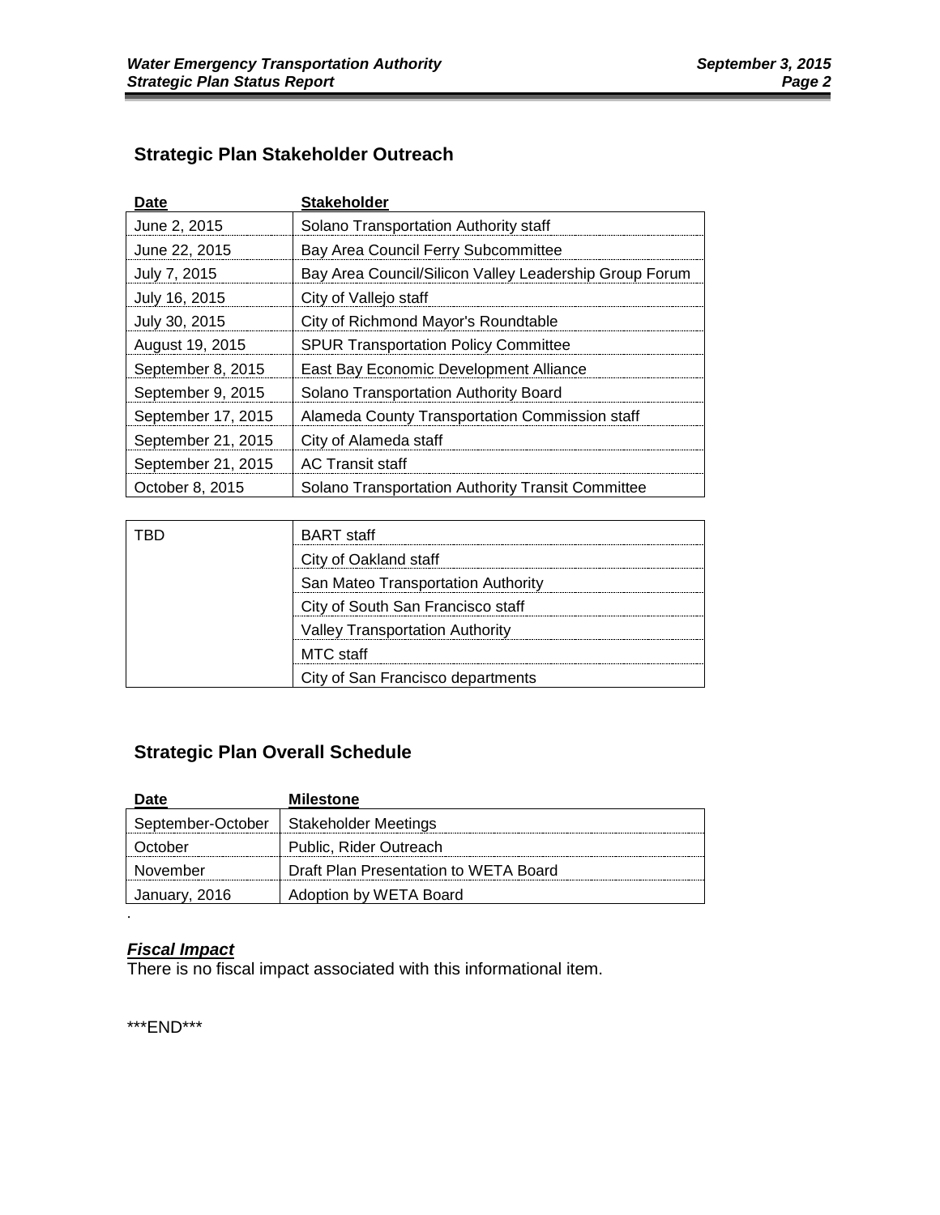## Strategic Plan Stakeholder Outreach

| Date | Stakeholder |
|---|---|
| June 2, 2015 | Solano Transportation Authority staff |
| June 22, 2015 | Bay Area Council Ferry Subcommittee |
| July 7, 2015 | Bay Area Council/Silicon Valley Leadership Group Forum |
| July 16, 2015 | City of Vallejo staff |
| July 30, 2015 | City of Richmond Mayor's Roundtable |
| August 19, 2015 | SPUR Transportation Policy Committee |
| September 8, 2015 | East Bay Economic Development Alliance |
| September 9, 2015 | Solano Transportation Authority Board |
| September 17, 2015 | Alameda County Transportation Commission staff |
| September 21, 2015 | City of Alameda staff |
| September 21, 2015 | AC Transit staff |
| October 8, 2015 | Solano Transportation Authority Transit Committee |

| | |
|---|---|
| TBD | BART staff |
| | City of Oakland staff |
| | San Mateo Transportation Authority |
| | City of South San Francisco staff |
| | Valley Transportation Authority |
| | MTC staff |
| | City of San Francisco departments |

## Strategic Plan Overall Schedule

| Date | Milestone |
|---|---|
| September-October | Stakeholder Meetings |
| October | Public, Rider Outreach |
| November | Draft Plan Presentation to WETA Board |
| January, 2016 | Adoption by WETA Board |

.

***Fiscal Impact***

There is no fiscal impact associated with this informational item.

***END***